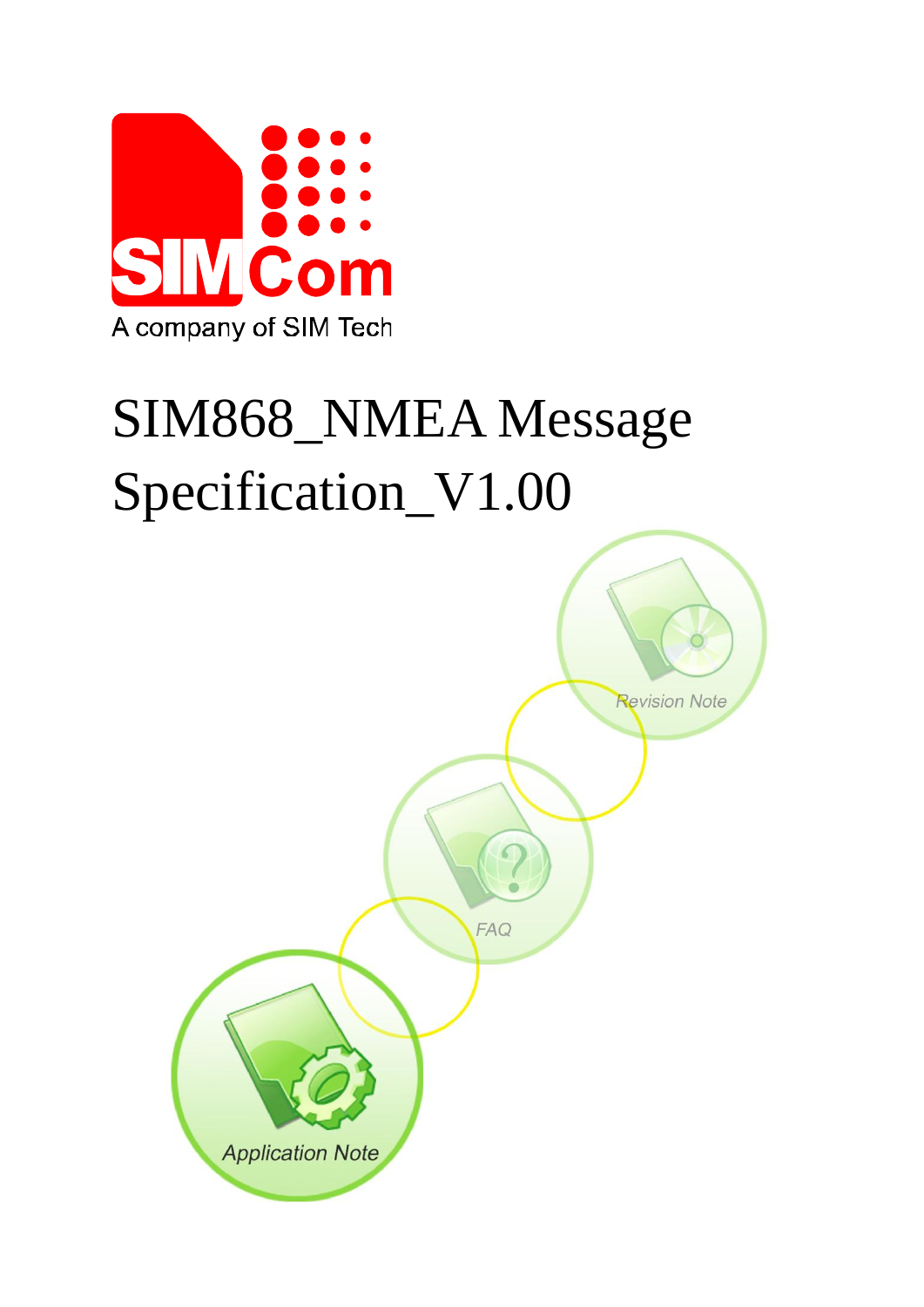A company of SIM Tech

# SIM868_NMEA Message Specification_V1.00

Revision Note

FAQ

Application Note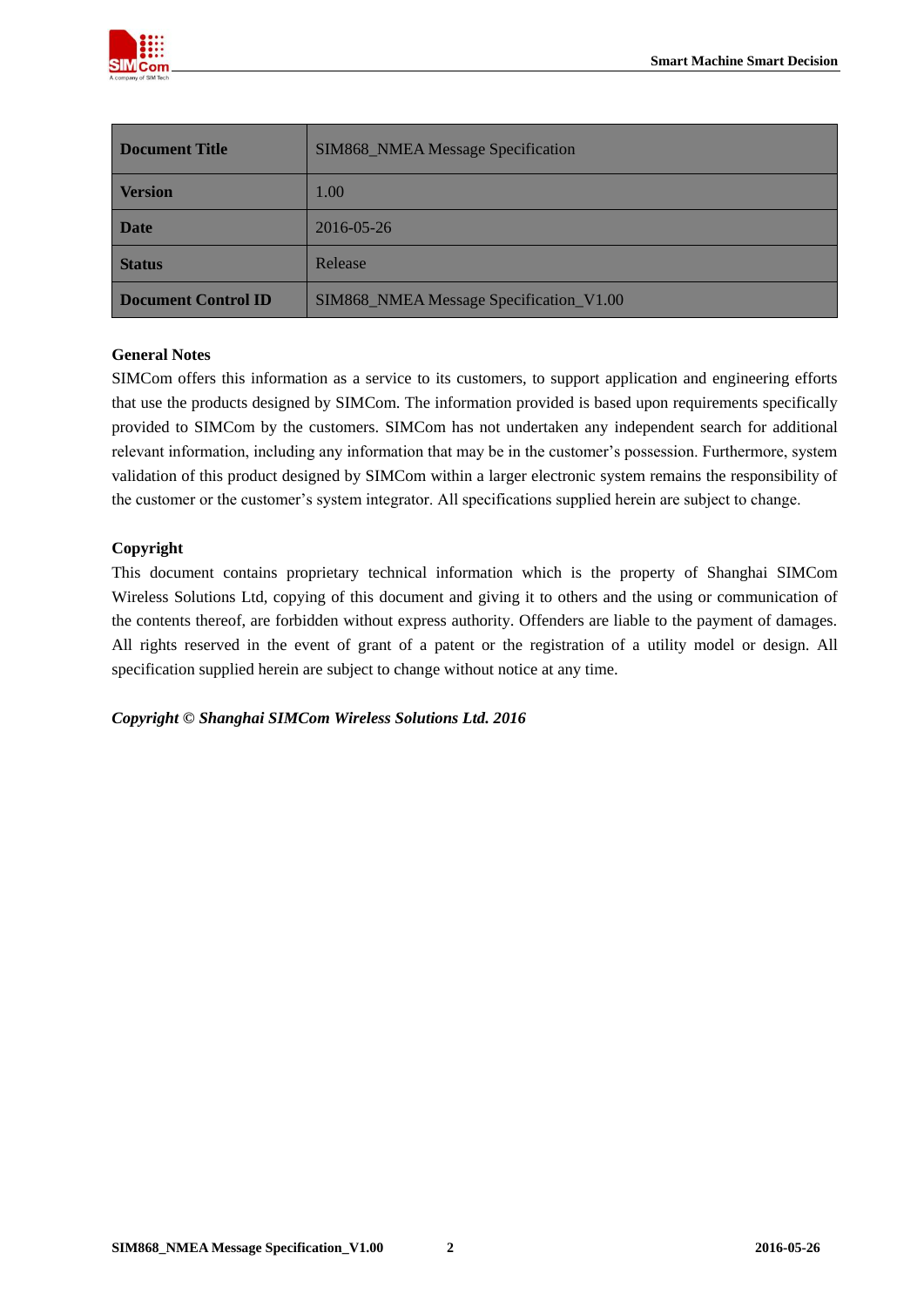| Document Title | SIM868_NMEA Message Specification |
| --- | --- |
| Version | 1.00 |
| Date | 2016-05-26 |
| Status | Release |
| Document Control ID | SIM868_NMEA Message Specification_V1.00 |

**General Notes**

SIMCom offers this information as a service to its customers, to support application and engineering efforts that use the products designed by SIMCom. The information provided is based upon requirements specifically provided to SIMCom by the customers. SIMCom has not undertaken any independent search for additional relevant information, including any information that may be in the customer's possession. Furthermore, system validation of this product designed by SIMCom within a larger electronic system remains the responsibility of the customer or the customer's system integrator. All specifications supplied herein are subject to change.

**Copyright**

This document contains proprietary technical information which is the property of Shanghai SIMCom Wireless Solutions Ltd, copying of this document and giving it to others and the using or communication of the contents thereof, are forbidden without express authority. Offenders are liable to the payment of damages. All rights reserved in the event of grant of a patent or the registration of a utility model or design. All specification supplied herein are subject to change without notice at any time.

***Copyright © Shanghai SIMCom Wireless Solutions Ltd. 2016***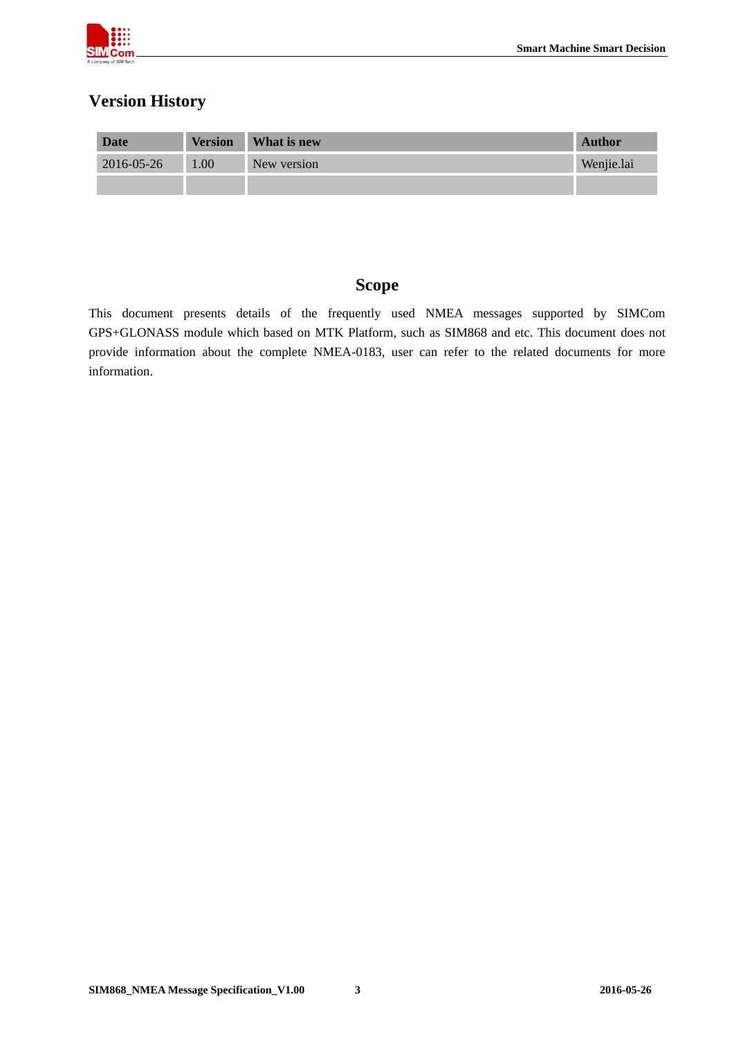## Version History

| Date | Version | What is new | Author |
|---|---|---|---|
| 2016-05-26 | 1.00 | New version | Wenjie.lai |
| | | | |

## Scope

This document presents details of the frequently used NMEA messages supported by SIMCom GPS+GLONASS module which based on MTK Platform, such as SIM868 and etc. This document does not provide information about the complete NMEA-0183, user can refer to the related documents for more information.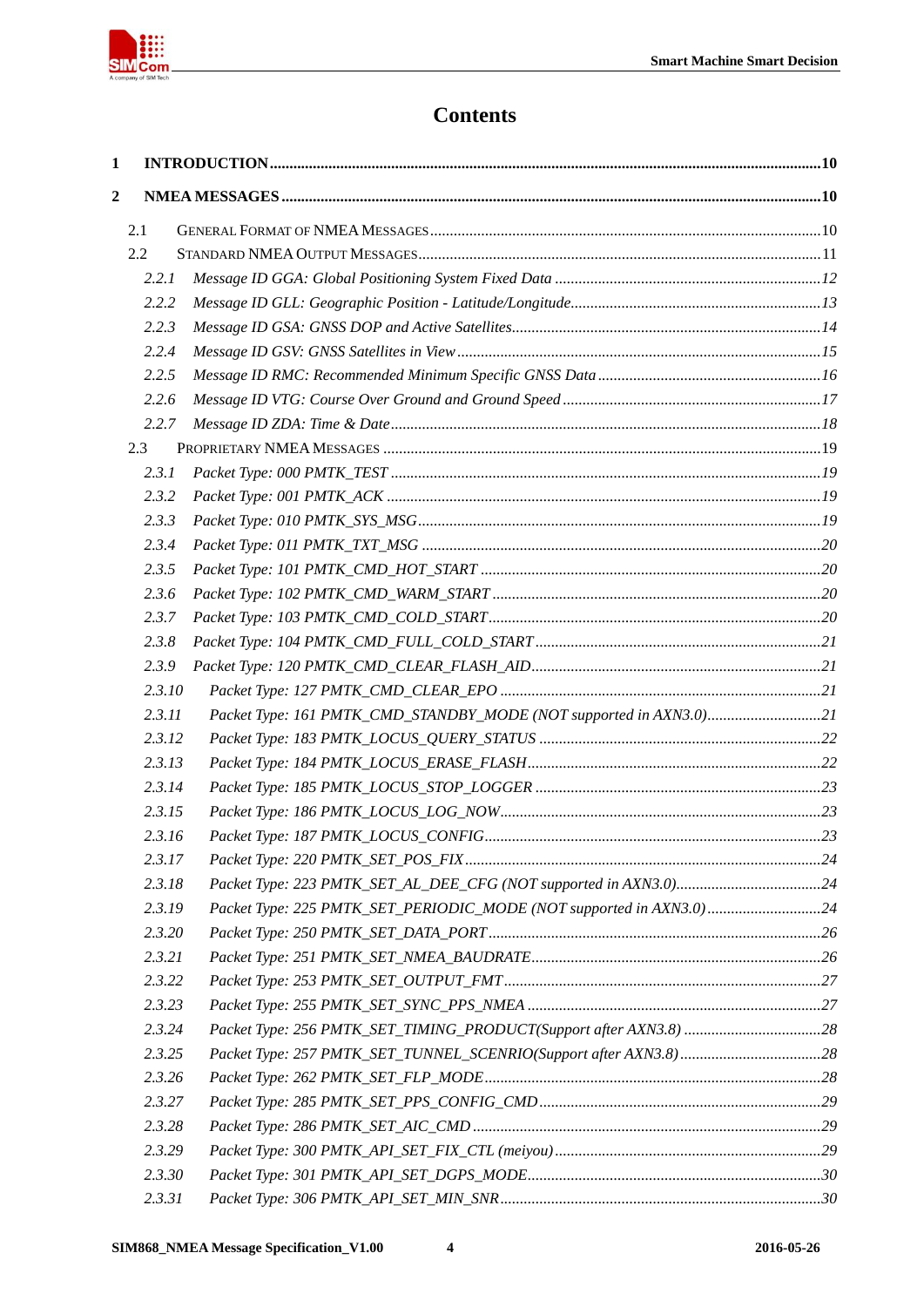# Contents

**1 INTRODUCTION ............................................................ 10**

**2 NMEA MESSAGES ............................................................ 10**

2.1 GENERAL FORMAT OF NMEA MESSAGES ............................................................ 10
2.2 STANDARD NMEA OUTPUT MESSAGES ............................................................ 11
*2.2.1 Message ID GGA: Global Positioning System Fixed Data ............................................................ 12*
*2.2.2 Message ID GLL: Geographic Position - Latitude/Longitude ............................................................ 13*
*2.2.3 Message ID GSA: GNSS DOP and Active Satellites ............................................................ 14*
*2.2.4 Message ID GSV: GNSS Satellites in View ............................................................ 15*
*2.2.5 Message ID RMC: Recommended Minimum Specific GNSS Data ............................................................ 16*
*2.2.6 Message ID VTG: Course Over Ground and Ground Speed ............................................................ 17*
*2.2.7 Message ID ZDA: Time & Date ............................................................ 18*
2.3 PROPRIETARY NMEA MESSAGES ............................................................ 19
*2.3.1 Packet Type: 000 PMTK_TEST ............................................................ 19*
*2.3.2 Packet Type: 001 PMTK_ACK ............................................................ 19*
*2.3.3 Packet Type: 010 PMTK_SYS_MSG ............................................................ 19*
*2.3.4 Packet Type: 011 PMTK_TXT_MSG ............................................................ 20*
*2.3.5 Packet Type: 101 PMTK_CMD_HOT_START ............................................................ 20*
*2.3.6 Packet Type: 102 PMTK_CMD_WARM_START ............................................................ 20*
*2.3.7 Packet Type: 103 PMTK_CMD_COLD_START ............................................................ 20*
*2.3.8 Packet Type: 104 PMTK_CMD_FULL_COLD_START ............................................................ 21*
*2.3.9 Packet Type: 120 PMTK_CMD_CLEAR_FLASH_AID ............................................................ 21*
*2.3.10 Packet Type: 127 PMTK_CMD_CLEAR_EPO ............................................................ 21*
*2.3.11 Packet Type: 161 PMTK_CMD_STANDBY_MODE (NOT supported in AXN3.0) ............................................................ 21*
*2.3.12 Packet Type: 183 PMTK_LOCUS_QUERY_STATUS ............................................................ 22*
*2.3.13 Packet Type: 184 PMTK_LOCUS_ERASE_FLASH ............................................................ 22*
*2.3.14 Packet Type: 185 PMTK_LOCUS_STOP_LOGGER ............................................................ 23*
*2.3.15 Packet Type: 186 PMTK_LOCUS_LOG_NOW ............................................................ 23*
*2.3.16 Packet Type: 187 PMTK_LOCUS_CONFIG ............................................................ 23*
*2.3.17 Packet Type: 220 PMTK_SET_POS_FIX ............................................................ 24*
*2.3.18 Packet Type: 223 PMTK_SET_AL_DEE_CFG (NOT supported in AXN3.0) ............................................................ 24*
*2.3.19 Packet Type: 225 PMTK_SET_PERIODIC_MODE (NOT supported in AXN3.0) ............................................................ 24*
*2.3.20 Packet Type: 250 PMTK_SET_DATA_PORT ............................................................ 26*
*2.3.21 Packet Type: 251 PMTK_SET_NMEA_BAUDRATE ............................................................ 26*
*2.3.22 Packet Type: 253 PMTK_SET_OUTPUT_FMT ............................................................ 27*
*2.3.23 Packet Type: 255 PMTK_SET_SYNC_PPS_NMEA ............................................................ 27*
*2.3.24 Packet Type: 256 PMTK_SET_TIMING_PRODUCT(Support after AXN3.8) ............................................................ 28*
*2.3.25 Packet Type: 257 PMTK_SET_TUNNEL_SCENRIO(Support after AXN3.8) ............................................................ 28*
*2.3.26 Packet Type: 262 PMTK_SET_FLP_MODE ............................................................ 28*
*2.3.27 Packet Type: 285 PMTK_SET_PPS_CONFIG_CMD ............................................................ 29*
*2.3.28 Packet Type: 286 PMTK_SET_AIC_CMD ............................................................ 29*
*2.3.29 Packet Type: 300 PMTK_API_SET_FIX_CTL (meiyou) ............................................................ 29*
*2.3.30 Packet Type: 301 PMTK_API_SET_DGPS_MODE ............................................................ 30*
*2.3.31 Packet Type: 306 PMTK_API_SET_MIN_SNR ............................................................ 30*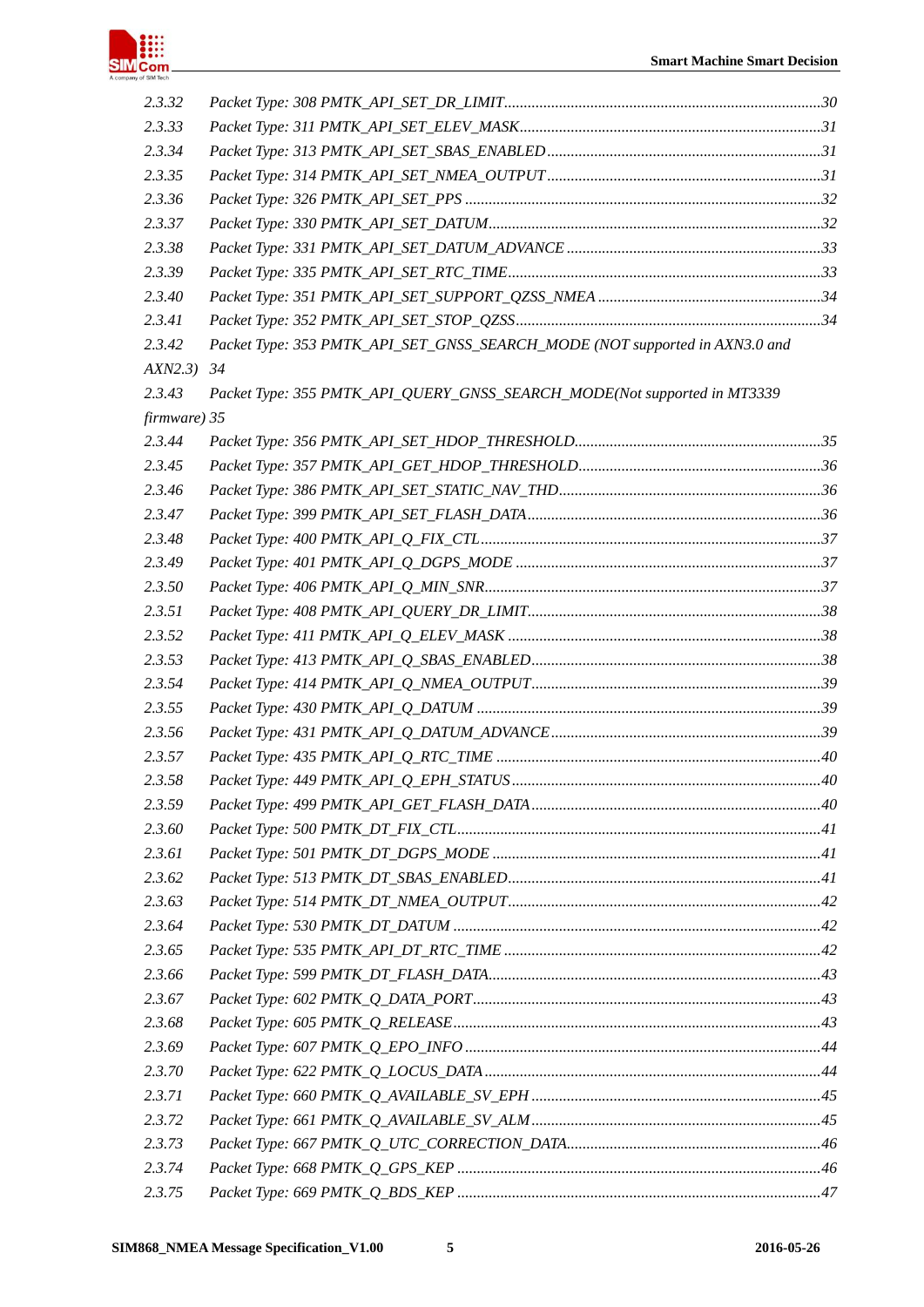2.3.32 *Packet Type: 308 PMTK_API_SET_DR_LIMIT* ... 30
2.3.33 *Packet Type: 311 PMTK_API_SET_ELEV_MASK* ... 31
2.3.34 *Packet Type: 313 PMTK_API_SET_SBAS_ENABLED* ... 31
2.3.35 *Packet Type: 314 PMTK_API_SET_NMEA_OUTPUT* ... 31
2.3.36 *Packet Type: 326 PMTK_API_SET_PPS* ... 32
2.3.37 *Packet Type: 330 PMTK_API_SET_DATUM* ... 32
2.3.38 *Packet Type: 331 PMTK_API_SET_DATUM_ADVANCE* ... 33
2.3.39 *Packet Type: 335 PMTK_API_SET_RTC_TIME* ... 33
2.3.40 *Packet Type: 351 PMTK_API_SET_SUPPORT_QZSS_NMEA* ... 34
2.3.41 *Packet Type: 352 PMTK_API_SET_STOP_QZSS* ... 34
2.3.42 *Packet Type: 353 PMTK_API_SET_GNSS_SEARCH_MODE (NOT supported in AXN3.0 and AXN2.3)* 34
2.3.43 *Packet Type: 355 PMTK_API_QUERY_GNSS_SEARCH_MODE(Not supported in MT3339 firmware)* 35
2.3.44 *Packet Type: 356 PMTK_API_SET_HDOP_THRESHOLD* ... 35
2.3.45 *Packet Type: 357 PMTK_API_GET_HDOP_THRESHOLD* ... 36
2.3.46 *Packet Type: 386 PMTK_API_SET_STATIC_NAV_THD* ... 36
2.3.47 *Packet Type: 399 PMTK_API_SET_FLASH_DATA* ... 36
2.3.48 *Packet Type: 400 PMTK_API_Q_FIX_CTL* ... 37
2.3.49 *Packet Type: 401 PMTK_API_Q_DGPS_MODE* ... 37
2.3.50 *Packet Type: 406 PMTK_API_Q_MIN_SNR* ... 37
2.3.51 *Packet Type: 408 PMTK_API_QUERY_DR_LIMIT* ... 38
2.3.52 *Packet Type: 411 PMTK_API_Q_ELEV_MASK* ... 38
2.3.53 *Packet Type: 413 PMTK_API_Q_SBAS_ENABLED* ... 38
2.3.54 *Packet Type: 414 PMTK_API_Q_NMEA_OUTPUT* ... 39
2.3.55 *Packet Type: 430 PMTK_API_Q_DATUM* ... 39
2.3.56 *Packet Type: 431 PMTK_API_Q_DATUM_ADVANCE* ... 39
2.3.57 *Packet Type: 435 PMTK_API_Q_RTC_TIME* ... 40
2.3.58 *Packet Type: 449 PMTK_API_Q_EPH_STATUS* ... 40
2.3.59 *Packet Type: 499 PMTK_API_GET_FLASH_DATA* ... 40
2.3.60 *Packet Type: 500 PMTK_DT_FIX_CTL* ... 41
2.3.61 *Packet Type: 501 PMTK_DT_DGPS_MODE* ... 41
2.3.62 *Packet Type: 513 PMTK_DT_SBAS_ENABLED* ... 41
2.3.63 *Packet Type: 514 PMTK_DT_NMEA_OUTPUT* ... 42
2.3.64 *Packet Type: 530 PMTK_DT_DATUM* ... 42
2.3.65 *Packet Type: 535 PMTK_API_DT_RTC_TIME* ... 42
2.3.66 *Packet Type: 599 PMTK_DT_FLASH_DATA* ... 43
2.3.67 *Packet Type: 602 PMTK_Q_DATA_PORT* ... 43
2.3.68 *Packet Type: 605 PMTK_Q_RELEASE* ... 43
2.3.69 *Packet Type: 607 PMTK_Q_EPO_INFO* ... 44
2.3.70 *Packet Type: 622 PMTK_Q_LOCUS_DATA* ... 44
2.3.71 *Packet Type: 660 PMTK_Q_AVAILABLE_SV_EPH* ... 45
2.3.72 *Packet Type: 661 PMTK_Q_AVAILABLE_SV_ALM* ... 45
2.3.73 *Packet Type: 667 PMTK_Q_UTC_CORRECTION_DATA* ... 46
2.3.74 *Packet Type: 668 PMTK_Q_GPS_KEP* ... 46
2.3.75 *Packet Type: 669 PMTK_Q_BDS_KEP* ... 47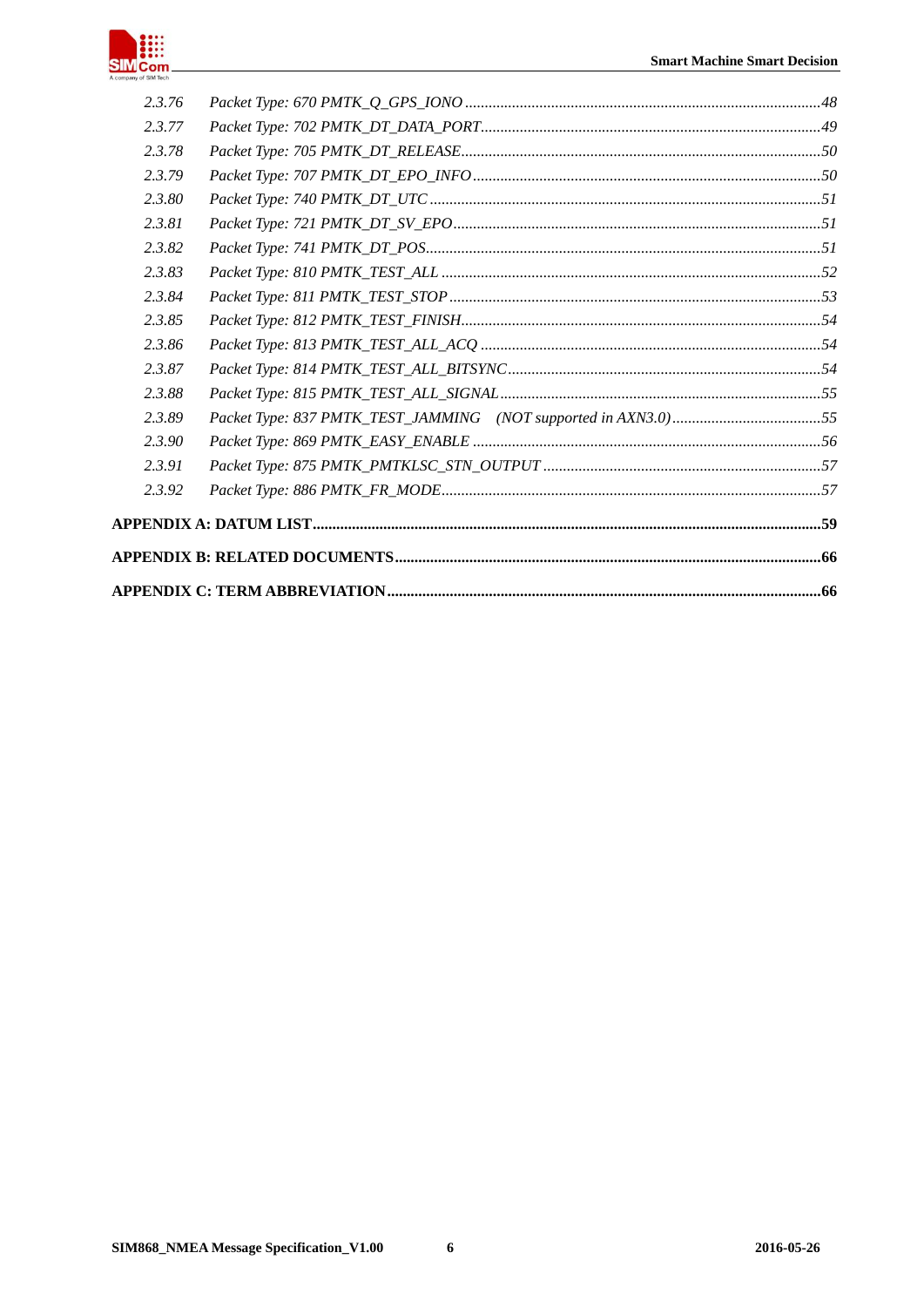*2.3.76 Packet Type: 670 PMTK_Q_GPS_IONO ........................................................................................ 48*
*2.3.77 Packet Type: 702 PMTK_DT_DATA_PORT ................................................................................. 49*
*2.3.78 Packet Type: 705 PMTK_DT_RELEASE ...................................................................................... 50*
*2.3.79 Packet Type: 707 PMTK_DT_EPO_INFO .................................................................................... 50*
*2.3.80 Packet Type: 740 PMTK_DT_UTC ............................................................................................ 51*
*2.3.81 Packet Type: 721 PMTK_DT_SV_EPO ...................................................................................... 51*
*2.3.82 Packet Type: 741 PMTK_DT_POS ............................................................................................. 51*
*2.3.83 Packet Type: 810 PMTK_TEST_ALL ......................................................................................... 52*
*2.3.84 Packet Type: 811 PMTK_TEST_STOP ....................................................................................... 53*
*2.3.85 Packet Type: 812 PMTK_TEST_FINISH ..................................................................................... 54*
*2.3.86 Packet Type: 813 PMTK_TEST_ALL_ACQ ................................................................................ 54*
*2.3.87 Packet Type: 814 PMTK_TEST_ALL_BITSYNC ......................................................................... 54*
*2.3.88 Packet Type: 815 PMTK_TEST_ALL_SIGNAL ........................................................................... 55*
*2.3.89 Packet Type: 837 PMTK_TEST_JAMMING (NOT supported in AXN3.0) ...................................... 55*
*2.3.90 Packet Type: 869 PMTK_EASY_ENABLE ................................................................................. 56*
*2.3.91 Packet Type: 875 PMTK_PMTKLSC_STN_OUTPUT ................................................................. 57*
*2.3.92 Packet Type: 886 PMTK_FR_MODE ......................................................................................... 57*

**APPENDIX A: DATUM LIST ........................................................................................................ 59**

**APPENDIX B: RELATED DOCUMENTS ....................................................................................... 66**

**APPENDIX C: TERM ABBREVIATION ........................................................................................ 66**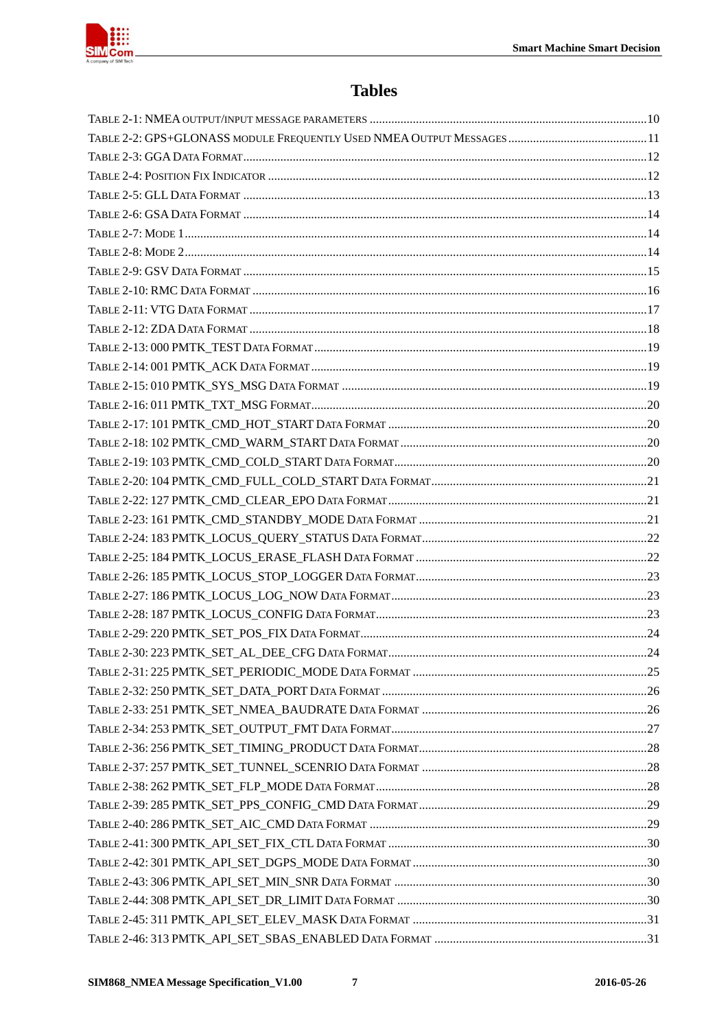# Tables

TABLE 2-1: NMEA OUTPUT/INPUT MESSAGE PARAMETERS ........................................................................................10
TABLE 2-2: GPS+GLONASS MODULE FREQUENTLY USED NMEA OUTPUT MESSAGES ............................................11
TABLE 2-3: GGA DATA FORMAT..................................................................................................................................12
TABLE 2-4: POSITION FIX INDICATOR ..........................................................................................................................12
TABLE 2-5: GLL DATA FORMAT ..................................................................................................................................13
TABLE 2-6: GSA DATA FORMAT ..................................................................................................................................14
TABLE 2-7: MODE 1......................................................................................................................................................14
TABLE 2-8: MODE 2......................................................................................................................................................14
TABLE 2-9: GSV DATA FORMAT ..................................................................................................................................15
TABLE 2-10: RMC DATA FORMAT ...............................................................................................................................16
TABLE 2-11: VTG DATA FORMAT ................................................................................................................................17
TABLE 2-12: ZDA DATA FORMAT ................................................................................................................................18
TABLE 2-13: 000 PMTK_TEST DATA FORMAT...........................................................................................................19
TABLE 2-14: 001 PMTK_ACK DATA FORMAT ............................................................................................................19
TABLE 2-15: 010 PMTK_SYS_MSG DATA FORMAT ..................................................................................................19
TABLE 2-16: 011 PMTK_TXT_MSG FORMAT............................................................................................................20
TABLE 2-17: 101 PMTK_CMD_HOT_START DATA FORMAT ...................................................................................20
TABLE 2-18: 102 PMTK_CMD_WARM_START DATA FORMAT ................................................................................20
TABLE 2-19: 103 PMTK_CMD_COLD_START DATA FORMAT..................................................................................20
TABLE 2-20: 104 PMTK_CMD_FULL_COLD_START DATA FORMAT.....................................................................21
TABLE 2-22: 127 PMTK_CMD_CLEAR_EPO DATA FORMAT ...................................................................................21
TABLE 2-23: 161 PMTK_CMD_STANDBY_MODE DATA FORMAT ..........................................................................21
TABLE 2-24: 183 PMTK_LOCUS_QUERY_STATUS DATA FORMAT.........................................................................22
TABLE 2-25: 184 PMTK_LOCUS_ERASE_FLASH DATA FORMAT ...........................................................................22
TABLE 2-26: 185 PMTK_LOCUS_STOP_LOGGER DATA FORMAT...........................................................................23
TABLE 2-27: 186 PMTK_LOCUS_LOG_NOW DATA FORMAT ..................................................................................23
TABLE 2-28: 187 PMTK_LOCUS_CONFIG DATA FORMAT.......................................................................................23
TABLE 2-29: 220 PMTK_SET_POS_FIX DATA FORMAT............................................................................................24
TABLE 2-30: 223 PMTK_SET_AL_DEE_CFG DATA FORMAT...................................................................................24
TABLE 2-31: 225 PMTK_SET_PERIODIC_MODE DATA FORMAT ............................................................................25
TABLE 2-32: 250 PMTK_SET_DATA_PORT DATA FORMAT .....................................................................................26
TABLE 2-33: 251 PMTK_SET_NMEA_BAUDRATE DATA FORMAT .........................................................................26
TABLE 2-34: 253 PMTK_SET_OUTPUT_FMT DATA FORMAT..................................................................................27
TABLE 2-36: 256 PMTK_SET_TIMING_PRODUCT DATA FORMAT..........................................................................28
TABLE 2-37: 257 PMTK_SET_TUNNEL_SCENRIO DATA FORMAT .........................................................................28
TABLE 2-38: 262 PMTK_SET_FLP_MODE DATA FORMAT.......................................................................................28
TABLE 2-39: 285 PMTK_SET_PPS_CONFIG_CMD DATA FORMAT..........................................................................29
TABLE 2-40: 286 PMTK_SET_AIC_CMD DATA FORMAT ..........................................................................................29
TABLE 2-41: 300 PMTK_API_SET_FIX_CTL DATA FORMAT ....................................................................................30
TABLE 2-42: 301 PMTK_API_SET_DGPS_MODE DATA FORMAT ............................................................................30
TABLE 2-43: 306 PMTK_API_SET_MIN_SNR DATA FORMAT ..................................................................................30
TABLE 2-44: 308 PMTK_API_SET_DR_LIMIT DATA FORMAT .................................................................................30
TABLE 2-45: 311 PMTK_API_SET_ELEV_MASK DATA FORMAT ............................................................................31
TABLE 2-46: 313 PMTK_API_SET_SBAS_ENABLED DATA FORMAT .....................................................................31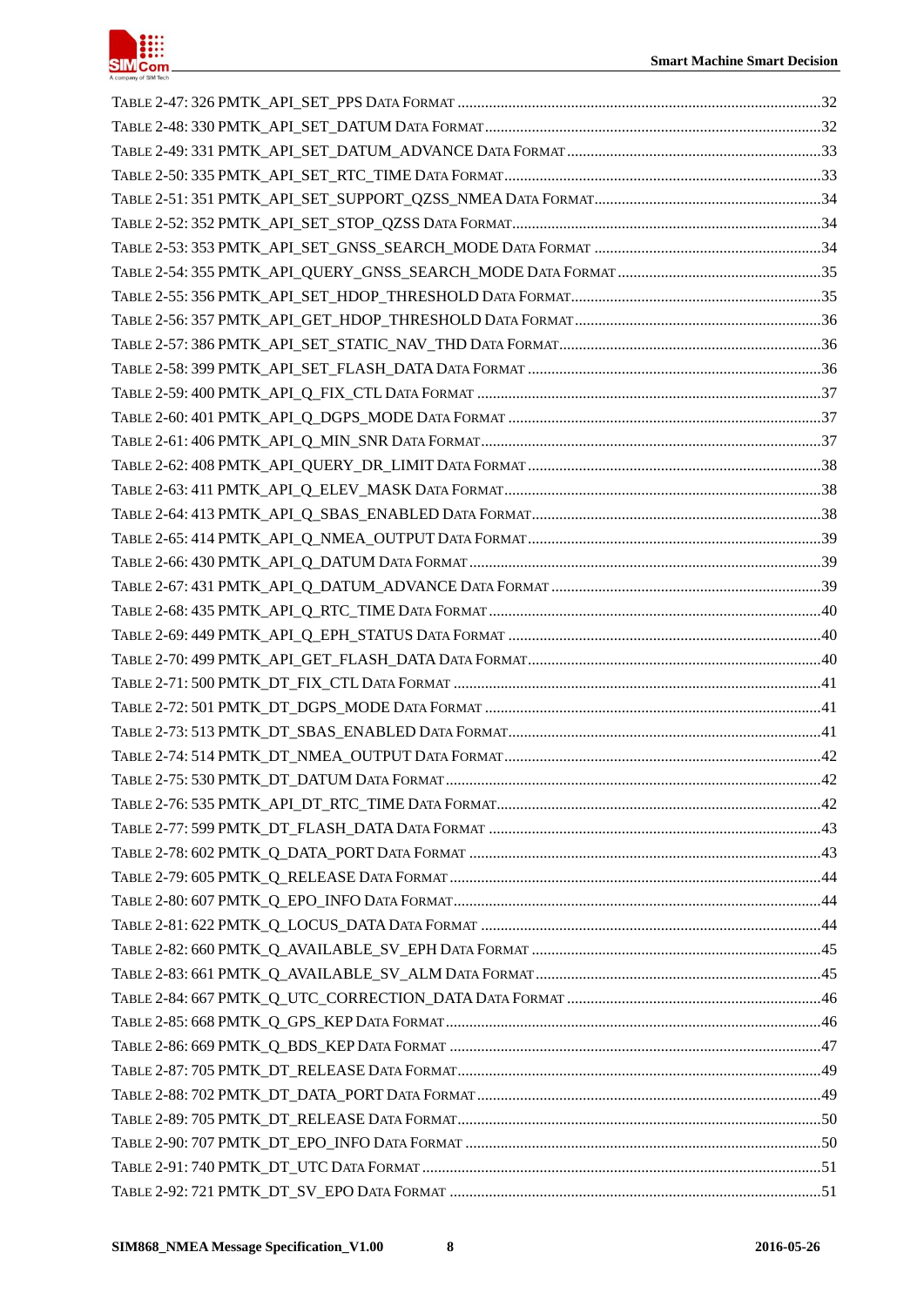Table 2-47: 326 PMTK_API_SET_PPS Data Format ....................................................................................32
Table 2-48: 330 PMTK_API_SET_DATUM Data Format ...............................................................................32
Table 2-49: 331 PMTK_API_SET_DATUM_ADVANCE Data Format ..........................................................33
Table 2-50: 335 PMTK_API_SET_RTC_TIME Data Format .........................................................................33
Table 2-51: 351 PMTK_API_SET_SUPPORT_QZSS_NMEA Data Format...................................................34
Table 2-52: 352 PMTK_API_SET_STOP_QZSS Data Format ........................................................................34
Table 2-53: 353 PMTK_API_SET_GNSS_SEARCH_MODE Data Format ...................................................34
Table 2-54: 355 PMTK_API_QUERY_GNSS_SEARCH_MODE Data Format .............................................35
Table 2-55: 356 PMTK_API_SET_HDOP_THRESHOLD Data Format.........................................................35
Table 2-56: 357 PMTK_API_GET_HDOP_THRESHOLD Data Format .........................................................36
Table 2-57: 386 PMTK_API_SET_STATIC_NAV_THD Data Format............................................................36
Table 2-58: 399 PMTK_API_SET_FLASH_DATA Data Format ....................................................................36
Table 2-59: 400 PMTK_API_Q_FIX_CTL Data Format .................................................................................37
Table 2-60: 401 PMTK_API_Q_DGPS_MODE Data Format ........................................................................37
Table 2-61: 406 PMTK_API_Q_MIN_SNR Data Format...............................................................................37
Table 2-62: 408 PMTK_API_QUERY_DR_LIMIT Data Format ....................................................................38
Table 2-63: 411 PMTK_API_Q_ELEV_MASK Data Format..........................................................................38
Table 2-64: 413 PMTK_API_Q_SBAS_ENABLED Data Format...................................................................38
Table 2-65: 414 PMTK_API_Q_NMEA_OUTPUT Data Format....................................................................39
Table 2-66: 430 PMTK_API_Q_DATUM Data Format ..................................................................................39
Table 2-67: 431 PMTK_API_Q_DATUM_ADVANCE Data Format ..............................................................39
Table 2-68: 435 PMTK_API_Q_RTC_TIME Data Format .............................................................................40
Table 2-69: 449 PMTK_API_Q_EPH_STATUS Data Format ........................................................................40
Table 2-70: 499 PMTK_API_GET_FLASH_DATA Data Format...................................................................40
Table 2-71: 500 PMTK_DT_FIX_CTL Data Format ......................................................................................41
Table 2-72: 501 PMTK_DT_DGPS_MODE Data Format ..............................................................................41
Table 2-73: 513 PMTK_DT_SBAS_ENABLED Data Format.........................................................................41
Table 2-74: 514 PMTK_DT_NMEA_OUTPUT Data Format.........................................................................42
Table 2-75: 530 PMTK_DT_DATUM Data Format........................................................................................42
Table 2-76: 535 PMTK_API_DT_RTC_TIME Data Format...........................................................................42
Table 2-77: 599 PMTK_DT_FLASH_DATA Data Format .............................................................................43
Table 2-78: 602 PMTK_Q_DATA_PORT Data Format ..................................................................................43
Table 2-79: 605 PMTK_Q_RELEASE Data Format .......................................................................................44
Table 2-80: 607 PMTK_Q_EPO_INFO Data Format......................................................................................44
Table 2-81: 622 PMTK_Q_LOCUS_DATA Data Format ...............................................................................44
Table 2-82: 660 PMTK_Q_AVAILABLE_SV_EPH Data Format ..................................................................45
Table 2-83: 661 PMTK_Q_AVAILABLE_SV_ALM Data Format .................................................................45
Table 2-84: 667 PMTK_Q_UTC_CORRECTION_DATA Data Format .........................................................46
Table 2-85: 668 PMTK_Q_GPS_KEP Data Format........................................................................................46
Table 2-86: 669 PMTK_Q_BDS_KEP Data Format .......................................................................................47
Table 2-87: 705 PMTK_DT_RELEASE Data Format.....................................................................................49
Table 2-88: 702 PMTK_DT_DATA_PORT Data Format ................................................................................49
Table 2-89: 705 PMTK_DT_RELEASE Data Format.....................................................................................50
Table 2-90: 707 PMTK_DT_EPO_INFO Data Format ...................................................................................50
Table 2-91: 740 PMTK_DT_UTC Data Format ..............................................................................................51
Table 2-92: 721 PMTK_DT_SV_EPO Data Format .......................................................................................51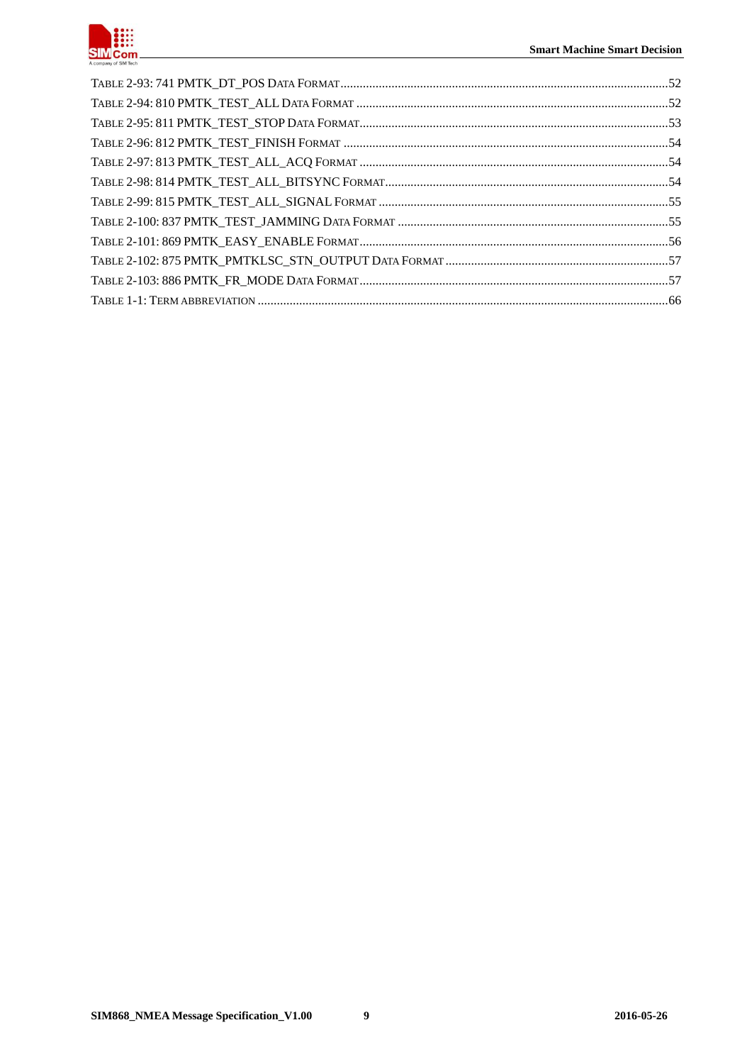TABLE 2-93: 741 PMTK_DT_POS DATA FORMAT......................................................................................................52
TABLE 2-94: 810 PMTK_TEST_ALL DATA FORMAT .................................................................................................52
TABLE 2-95: 811 PMTK_TEST_STOP DATA FORMAT................................................................................................53
TABLE 2-96: 812 PMTK_TEST_FINISH FORMAT .....................................................................................................54
TABLE 2-97: 813 PMTK_TEST_ALL_ACQ FORMAT ................................................................................................54
TABLE 2-98: 814 PMTK_TEST_ALL_BITSYNC FORMAT........................................................................................54
TABLE 2-99: 815 PMTK_TEST_ALL_SIGNAL FORMAT ..........................................................................................55
TABLE 2-100: 837 PMTK_TEST_JAMMING DATA FORMAT ....................................................................................55
TABLE 2-101: 869 PMTK_EASY_ENABLE FORMAT................................................................................................56
TABLE 2-102: 875 PMTK_PMTKLSC_STN_OUTPUT DATA FORMAT ......................................................................57
TABLE 2-103: 886 PMTK_FR_MODE DATA FORMAT................................................................................................57
TABLE 1-1: TERM ABBREVIATION ...............................................................................................................................66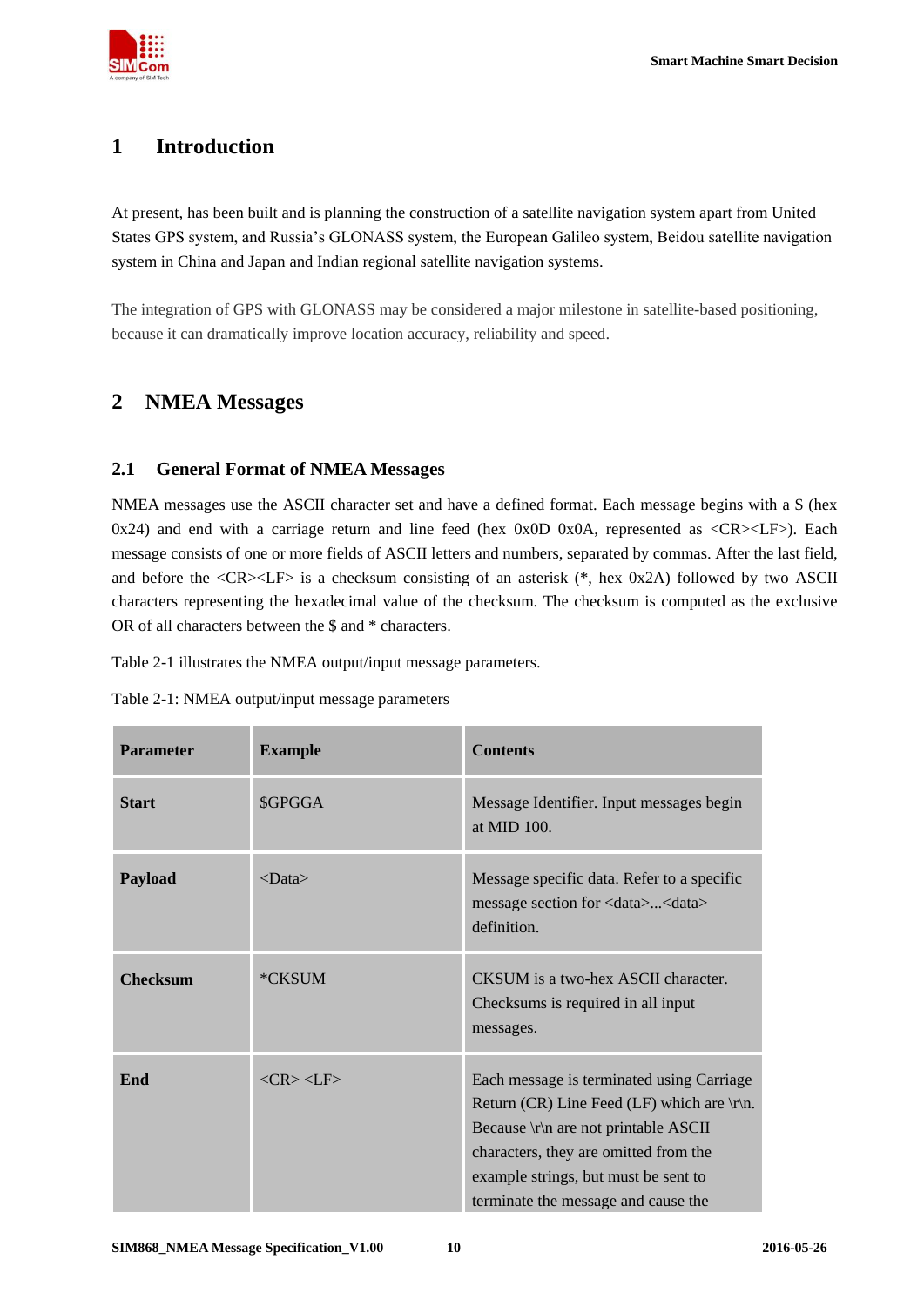# 1 Introduction

At present, has been built and is planning the construction of a satellite navigation system apart from United States GPS system, and Russia's GLONASS system, the European Galileo system, Beidou satellite navigation system in China and Japan and Indian regional satellite navigation systems.

The integration of GPS with GLONASS may be considered a major milestone in satellite-based positioning, because it can dramatically improve location accuracy, reliability and speed.

# 2 NMEA Messages

## 2.1 General Format of NMEA Messages

NMEA messages use the ASCII character set and have a defined format. Each message begins with a $ (hex 0x24) and end with a carriage return and line feed (hex 0x0D 0x0A, represented as <CR><LF>). Each message consists of one or more fields of ASCII letters and numbers, separated by commas. After the last field, and before the <CR><LF> is a checksum consisting of an asterisk (*, hex 0x2A) followed by two ASCII characters representing the hexadecimal value of the checksum. The checksum is computed as the exclusive OR of all characters between the $ and * characters.

Table 2-1 illustrates the NMEA output/input message parameters.

Table 2-1: NMEA output/input message parameters

| Parameter | Example | Contents |
| --- | --- | --- |
| **Start** | $GPGGA | Message Identifier. Input messages begin at MID 100. |
| **Payload** | <Data> | Message specific data. Refer to a specific message section for <data>...<data> definition. |
| **Checksum** | *CKSUM | CKSUM is a two-hex ASCII character. Checksums is required in all input messages. |
| **End** | <CR> <LF> | Each message is terminated using Carriage Return (CR) Line Feed (LF) which are \r\n. Because \r\n are not printable ASCII characters, they are omitted from the example strings, but must be sent to terminate the message and cause the |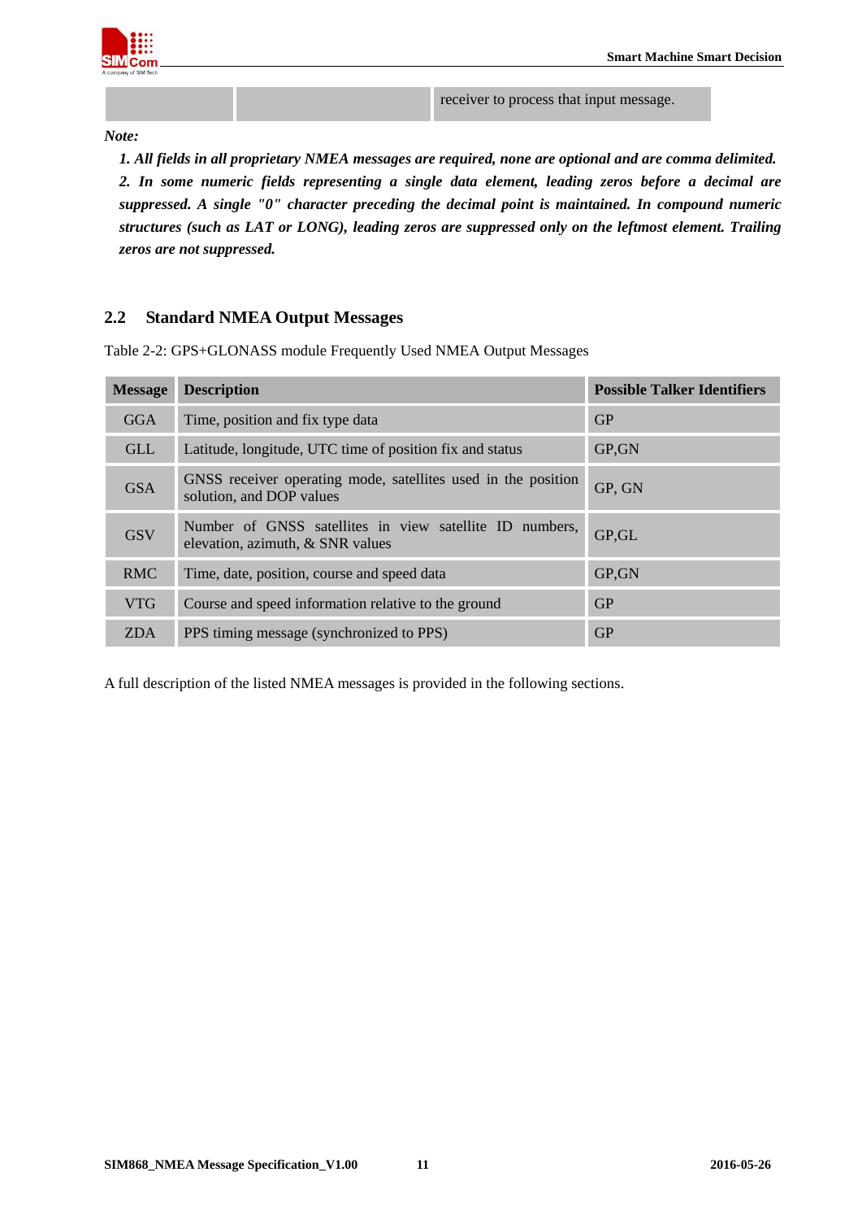| | | receiver to process that input message. |
|---|---|---|

*Note:*

***1. All fields in all proprietary NMEA messages are required, none are optional and are comma delimited.***
***2. In some numeric fields representing a single data element, leading zeros before a decimal are suppressed. A single "0" character preceding the decimal point is maintained. In compound numeric structures (such as LAT or LONG), leading zeros are suppressed only on the leftmost element. Trailing zeros are not suppressed.***

## 2.2 Standard NMEA Output Messages

Table 2-2: GPS+GLONASS module Frequently Used NMEA Output Messages

| Message | Description | Possible Talker Identifiers |
|---|---|---|
| GGA | Time, position and fix type data | GP |
| GLL | Latitude, longitude, UTC time of position fix and status | GP,GN |
| GSA | GNSS receiver operating mode, satellites used in the position solution, and DOP values | GP, GN |
| GSV | Number of GNSS satellites in view satellite ID numbers, elevation, azimuth, & SNR values | GP,GL |
| RMC | Time, date, position, course and speed data | GP,GN |
| VTG | Course and speed information relative to the ground | GP |
| ZDA | PPS timing message (synchronized to PPS) | GP |

A full description of the listed NMEA messages is provided in the following sections.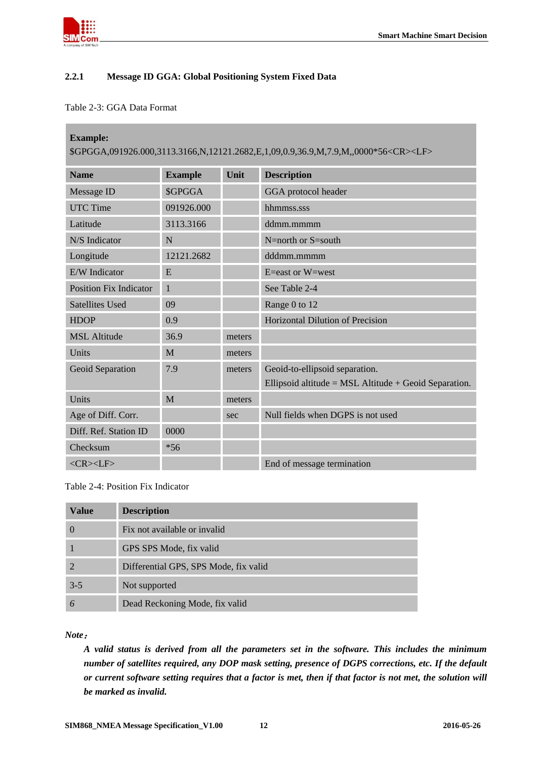### 2.2.1 Message ID GGA: Global Positioning System Fixed Data

Table 2-3: GGA Data Format

**Example:**
$GPGGA,091926.000,3113.3166,N,12121.2682,E,1,09,0.9,36.9,M,7.9,M,,0000*56<CR><LF>

| Name | Example | Unit | Description |
|---|---|---|---|
| Message ID | $GPGGA | | GGA protocol header |
| UTC Time | 091926.000 | | hhmmss.sss |
| Latitude | 3113.3166 | | ddmm.mmmm |
| N/S Indicator | N | | N=north or S=south |
| Longitude | 12121.2682 | | dddmm.mmmm |
| E/W Indicator | E | | E=east or W=west |
| Position Fix Indicator | 1 | | See Table 2-4 |
| Satellites Used | 09 | | Range 0 to 12 |
| HDOP | 0.9 | | Horizontal Dilution of Precision |
| MSL Altitude | 36.9 | meters | |
| Units | M | meters | |
| Geoid Separation | 7.9 | meters | Geoid-to-ellipsoid separation. Ellipsoid altitude = MSL Altitude + Geoid Separation. |
| Units | M | meters | |
| Age of Diff. Corr. | | sec | Null fields when DGPS is not used |
| Diff. Ref. Station ID | 0000 | | |
| Checksum | *56 | | |
| <CR><LF> | | | End of message termination |

Table 2-4: Position Fix Indicator

| Value | Description |
|---|---|
| 0 | Fix not available or invalid |
| 1 | GPS SPS Mode, fix valid |
| 2 | Differential GPS, SPS Mode, fix valid |
| 3-5 | Not supported |
| 6 | Dead Reckoning Mode, fix valid |

***Note：***

***A valid status is derived from all the parameters set in the software. This includes the minimum number of satellites required, any DOP mask setting, presence of DGPS corrections, etc. If the default or current software setting requires that a factor is met, then if that factor is not met, the solution will be marked as invalid.***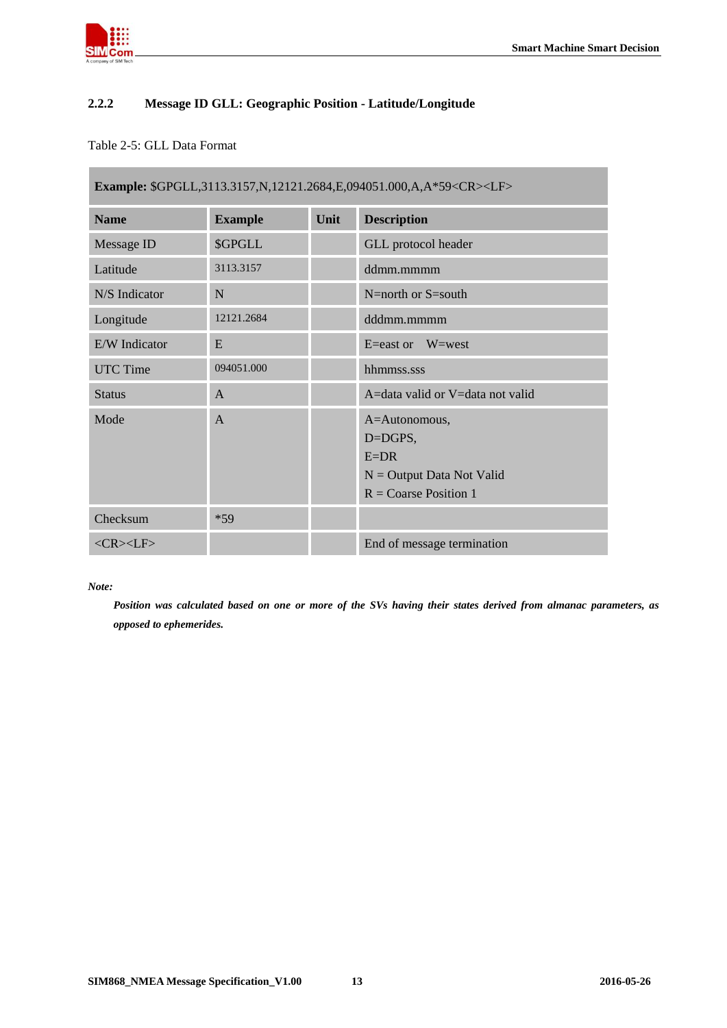### 2.2.2 Message ID GLL: Geographic Position - Latitude/Longitude

Table 2-5: GLL Data Format

| **Example:** $GPGLL,3113.3157,N,12121.2684,E,094051.000,A,A*59<CR><LF> | | | |
|---|---|---|---|
| **Name** | **Example** | **Unit** | **Description** |
| Message ID | $GPGLL | | GLL protocol header |
| Latitude | 3113.3157 | | ddmm.mmmm |
| N/S Indicator | N | | N=north or S=south |
| Longitude | 12121.2684 | | dddmm.mmmm |
| E/W Indicator | E | | E=east or W=west |
| UTC Time | 094051.000 | | hhmmss.sss |
| Status | A | | A=data valid or V=data not valid |
| Mode | A | | A=Autonomous,<br>D=DGPS,<br>E=DR<br>N = Output Data Not Valid<br>R = Coarse Position 1 |
| Checksum | *59 | | |
| <CR><LF> | | | End of message termination |

***Note:***

***Position was calculated based on one or more of the SVs having their states derived from almanac parameters, as opposed to ephemerides.***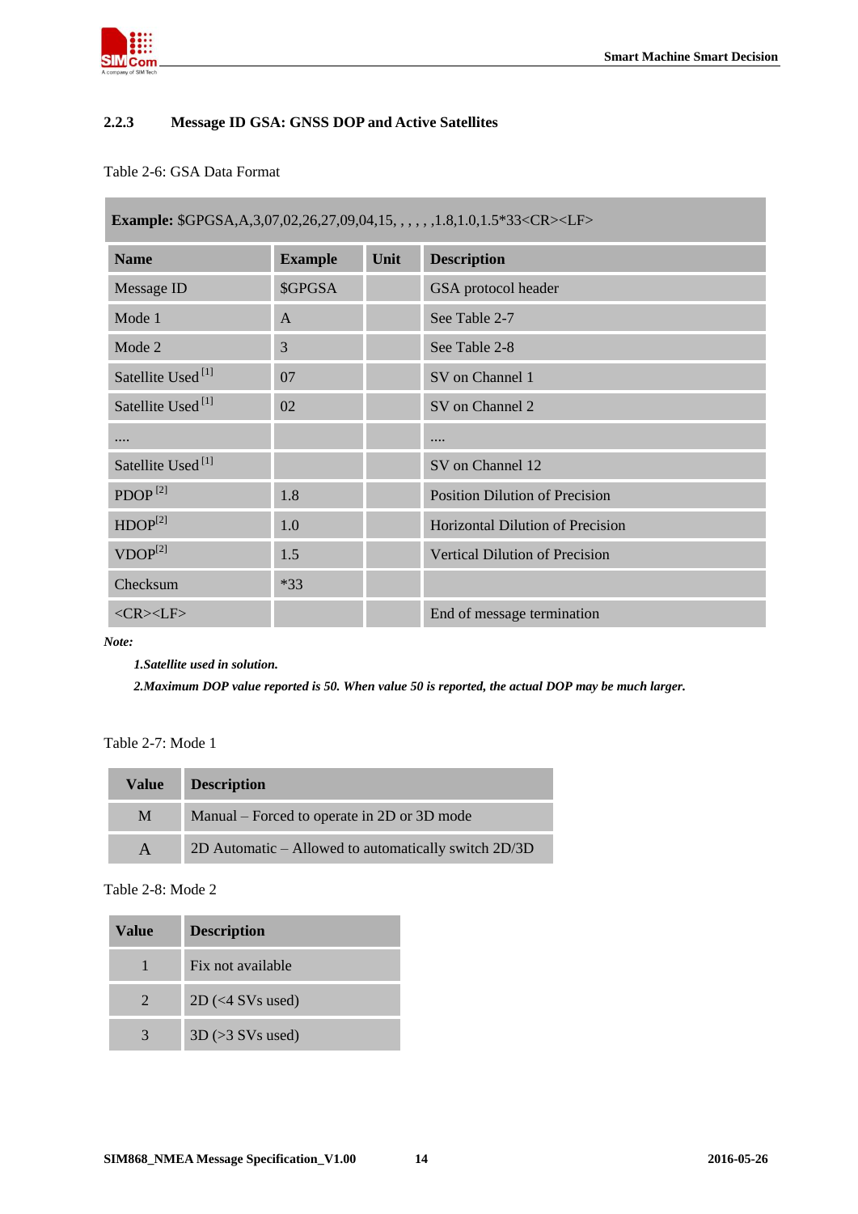### 2.2.3 Message ID GSA: GNSS DOP and Active Satellites

Table 2-6: GSA Data Format

| **Example:** $GPGSA,A,3,07,02,26,27,09,04,15, , , , , ,1.8,1.0,1.5*33<CR><LF> | | | |
|---|---|---|---|
| **Name** | **Example** | **Unit** | **Description** |
| Message ID | $GPGSA | | GSA protocol header |
| Mode 1 | A | | See Table 2-7 |
| Mode 2 | 3 | | See Table 2-8 |
| Satellite Used [1] | 07 | | SV on Channel 1 |
| Satellite Used [1] | 02 | | SV on Channel 2 |
| .... | | | .... |
| Satellite Used [1] | | | SV on Channel 12 |
| PDOP [2] | 1.8 | | Position Dilution of Precision |
| HDOP[2] | 1.0 | | Horizontal Dilution of Precision |
| VDOP[2] | 1.5 | | Vertical Dilution of Precision |
| Checksum | *33 | | |
| <CR><LF> | | | End of message termination |

***Note:***

***1.Satellite used in solution.***

***2.Maximum DOP value reported is 50. When value 50 is reported, the actual DOP may be much larger.***

Table 2-7: Mode 1

| **Value** | **Description** |
|---|---|
| M | Manual – Forced to operate in 2D or 3D mode |
| A | 2D Automatic – Allowed to automatically switch 2D/3D |

Table 2-8: Mode 2

| **Value** | **Description** |
|---|---|
| 1 | Fix not available |
| 2 | 2D (<4 SVs used) |
| 3 | 3D (>3 SVs used) |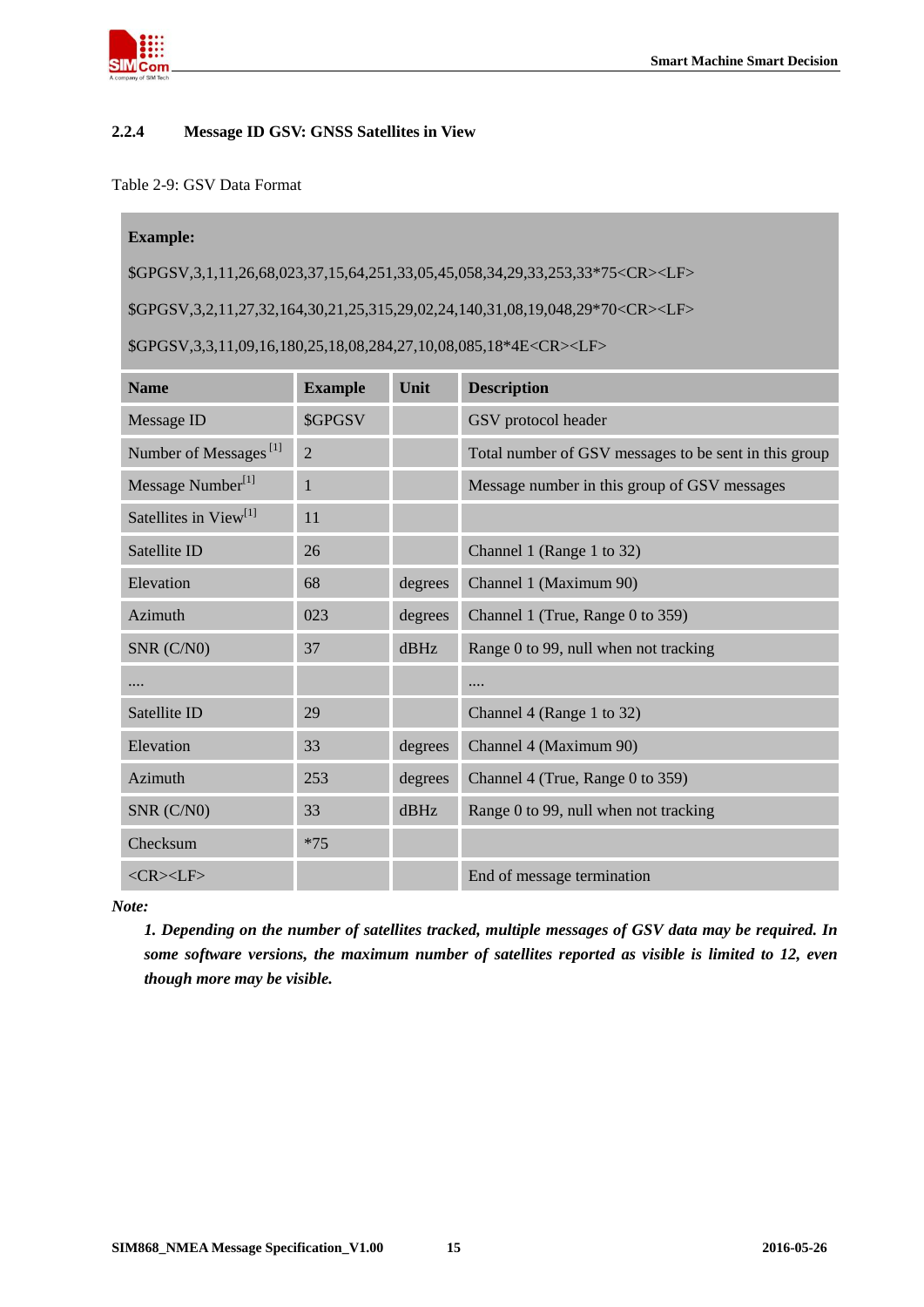### 2.2.4 Message ID GSV: GNSS Satellites in View

Table 2-9: GSV Data Format

**Example:**

$GPGSV,3,1,11,26,68,023,37,15,64,251,33,05,45,058,34,29,33,253,33*75<CR><LF>

$GPGSV,3,2,11,27,32,164,30,21,25,315,29,02,24,140,31,08,19,048,29*70<CR><LF>

$GPGSV,3,3,11,09,16,180,25,18,08,284,27,10,08,085,18*4E<CR><LF>

| Name | Example | Unit | Description |
|---|---|---|---|
| Message ID | $GPGSV | | GSV protocol header |
| Number of Messages [1] | 2 | | Total number of GSV messages to be sent in this group |
| Message Number[1] | 1 | | Message number in this group of GSV messages |
| Satellites in View[1] | 11 | | |
| Satellite ID | 26 | | Channel 1 (Range 1 to 32) |
| Elevation | 68 | degrees | Channel 1 (Maximum 90) |
| Azimuth | 023 | degrees | Channel 1 (True, Range 0 to 359) |
| SNR (C/N0) | 37 | dBHz | Range 0 to 99, null when not tracking |
| .... | | | .... |
| Satellite ID | 29 | | Channel 4 (Range 1 to 32) |
| Elevation | 33 | degrees | Channel 4 (Maximum 90) |
| Azimuth | 253 | degrees | Channel 4 (True, Range 0 to 359) |
| SNR (C/N0) | 33 | dBHz | Range 0 to 99, null when not tracking |
| Checksum | *75 | | |
| <CR><LF> | | | End of message termination |

***Note:***

*1. Depending on the number of satellites tracked, multiple messages of GSV data may be required. In some software versions, the maximum number of satellites reported as visible is limited to 12, even though more may be visible.*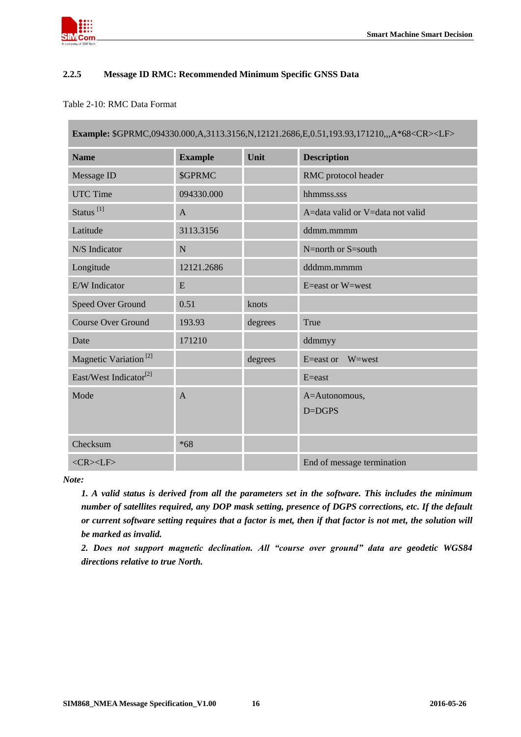### 2.2.5 Message ID RMC: Recommended Minimum Specific GNSS Data

Table 2-10: RMC Data Format

| **Example:** $GPRMC,094330.000,A,3113.3156,N,12121.2686,E,0.51,193.93,171210,,,A*68<CR><LF> | | | |
|---|---|---|---|
| **Name** | **Example** | **Unit** | **Description** |
| Message ID | $GPRMC | | RMC protocol header |
| UTC Time | 094330.000 | | hhmmss.sss |
| Status [1] | A | | A=data valid or V=data not valid |
| Latitude | 3113.3156 | | ddmm.mmmm |
| N/S Indicator | N | | N=north or S=south |
| Longitude | 12121.2686 | | dddmm.mmmm |
| E/W Indicator | E | | E=east or W=west |
| Speed Over Ground | 0.51 | knots | |
| Course Over Ground | 193.93 | degrees | True |
| Date | 171210 | | ddmmyy |
| Magnetic Variation [2] | | degrees | E=east or W=west |
| East/West Indicator[2] | | | E=east |
| Mode | A | | A=Autonomous, D=DGPS |
| Checksum | *68 | | |
| <CR><LF> | | | End of message termination |

***Note:***

1. ***A valid status is derived from all the parameters set in the software. This includes the minimum number of satellites required, any DOP mask setting, presence of DGPS corrections, etc. If the default or current software setting requires that a factor is met, then if that factor is not met, the solution will be marked as invalid.***
2. ***Does not support magnetic declination. All "course over ground" data are geodetic WGS84 directions relative to true North.***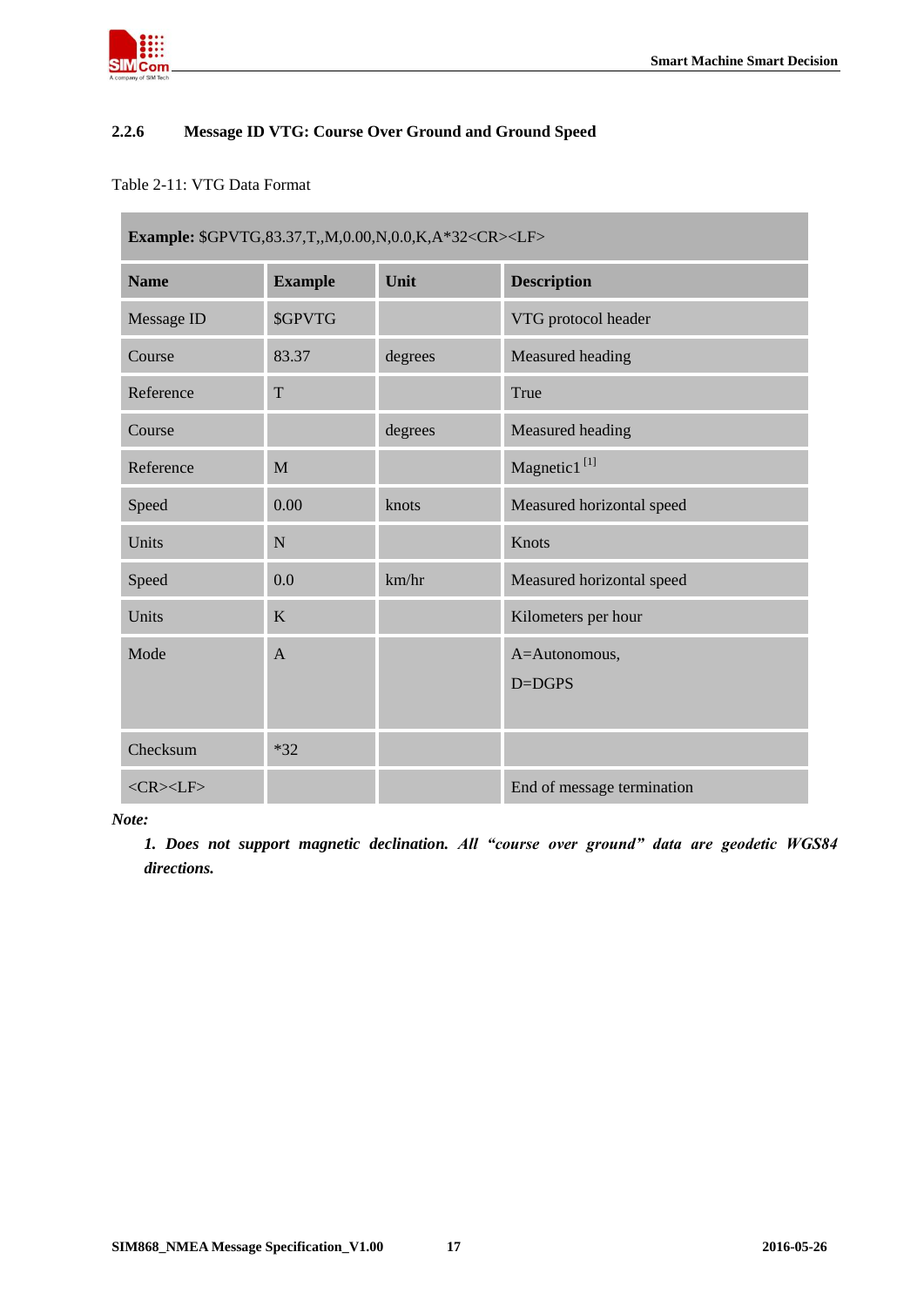### 2.2.6 Message ID VTG: Course Over Ground and Ground Speed

Table 2-11: VTG Data Format

| **Example:** $GPVTG,83.37,T,,M,0.00,N,0.0,K,A*32<CR><LF> | | | |
|---|---|---|---|
| **Name** | **Example** | **Unit** | **Description** |
| Message ID | $GPVTG | | VTG protocol header |
| Course | 83.37 | degrees | Measured heading |
| Reference | T | | True |
| Course | | degrees | Measured heading |
| Reference | M | | Magnetic1 [1] |
| Speed | 0.00 | knots | Measured horizontal speed |
| Units | N | | Knots |
| Speed | 0.0 | km/hr | Measured horizontal speed |
| Units | K | | Kilometers per hour |
| Mode | A | | A=Autonomous,<br>D=DGPS |
| Checksum | *32 | | |
| <CR><LF> | | | End of message termination |

***Note:***

***1. Does not support magnetic declination. All "course over ground" data are geodetic WGS84 directions.***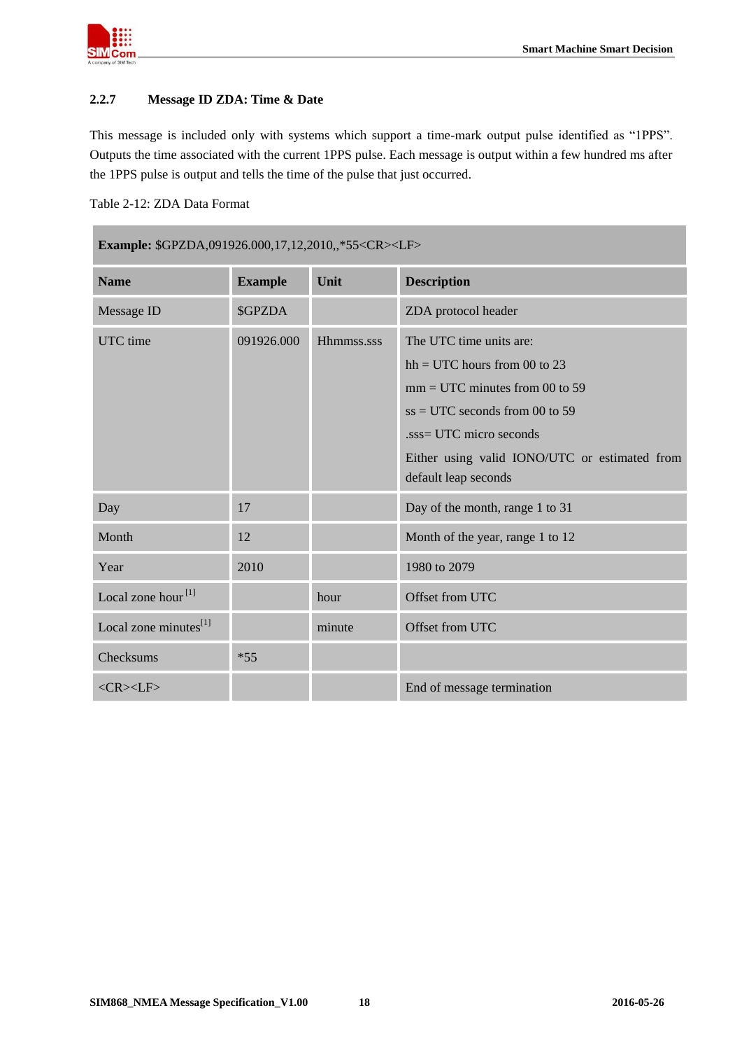### 2.2.7 Message ID ZDA: Time & Date

This message is included only with systems which support a time-mark output pulse identified as "1PPS". Outputs the time associated with the current 1PPS pulse. Each message is output within a few hundred ms after the 1PPS pulse is output and tells the time of the pulse that just occurred.

Table 2-12: ZDA Data Format

| **Example:** $GPZDA,091926.000,17,12,2010,,*55<CR><LF> | | | |
|---|---|---|---|
| **Name** | **Example** | **Unit** | **Description** |
| Message ID | $GPZDA | | ZDA protocol header |
| UTC time | 091926.000 | Hhmmss.sss | The UTC time units are:<br>hh = UTC hours from 00 to 23<br>mm = UTC minutes from 00 to 59<br>ss = UTC seconds from 00 to 59<br>.sss= UTC micro seconds<br>Either using valid IONO/UTC or estimated from default leap seconds |
| Day | 17 | | Day of the month, range 1 to 31 |
| Month | 12 | | Month of the year, range 1 to 12 |
| Year | 2010 | | 1980 to 2079 |
| Local zone hour [1] | | hour | Offset from UTC |
| Local zone minutes[1] | | minute | Offset from UTC |
| Checksums | *55 | | |
| <CR><LF> | | | End of message termination |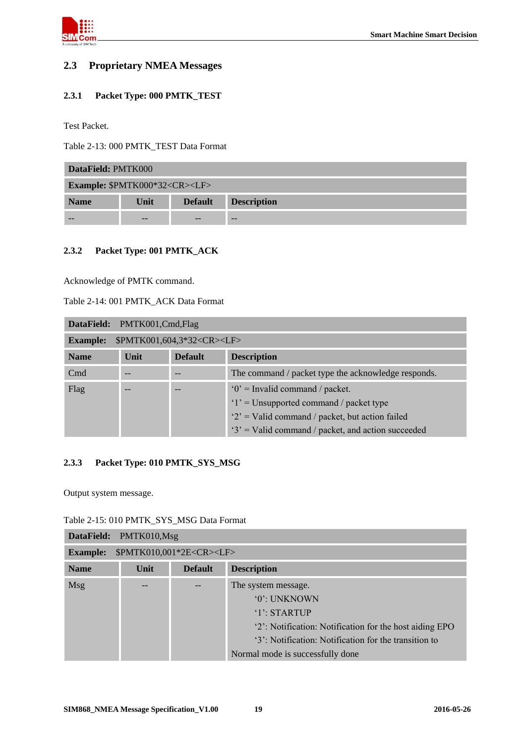## 2.3 Proprietary NMEA Messages

### 2.3.1 Packet Type: 000 PMTK_TEST

Test Packet.

Table 2-13: 000 PMTK_TEST Data Format

| **DataField:** PMTK000 | | | |
|---|---|---|---|
| **Example:** $PMTK000*32<CR><LF> | | | |
| **Name** | **Unit** | **Default** | **Description** |
| -- | -- | -- | -- |

### 2.3.2 Packet Type: 001 PMTK_ACK

Acknowledge of PMTK command.

Table 2-14: 001 PMTK_ACK Data Format

| **DataField:** PMTK001,Cmd,Flag | | | |
|---|---|---|---|
| **Example:** $PMTK001,604,3*32<CR><LF> | | | |
| **Name** | **Unit** | **Default** | **Description** |
| Cmd | -- | -- | The command / packet type the acknowledge responds. |
| Flag | -- | -- | ‘0’ = Invalid command / packet.<br>‘1’ = Unsupported command / packet type<br>‘2’ = Valid command / packet, but action failed<br>‘3’ = Valid command / packet, and action succeeded |

### 2.3.3 Packet Type: 010 PMTK_SYS_MSG

Output system message.

Table 2-15: 010 PMTK_SYS_MSG Data Format

| **DataField:** PMTK010,Msg | | | |
|---|---|---|---|
| **Example:** $PMTK010,001*2E<CR><LF> | | | |
| **Name** | **Unit** | **Default** | **Description** |
| Msg | -- | -- | The system message.<br>‘0’: UNKNOWN<br>‘1’: STARTUP<br>‘2’: Notification: Notification for the host aiding EPO<br>‘3’: Notification: Notification for the transition to Normal mode is successfully done |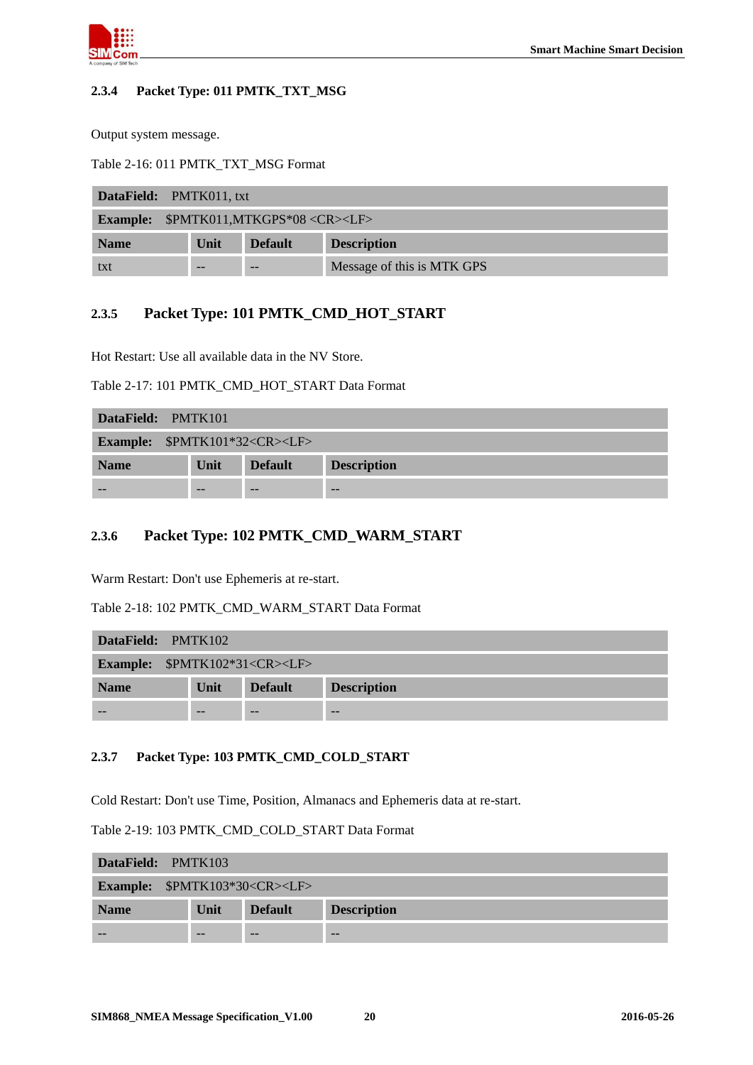### 2.3.4 Packet Type: 011 PMTK_TXT_MSG

Output system message.

Table 2-16: 011 PMTK_TXT_MSG Format

| **DataField:** PMTK011, txt | | | |
|---|---|---|---|
| **Example:** $PMTK011,MTKGPS*08 <CR><LF> | | | |
| **Name** | **Unit** | **Default** | **Description** |
| txt | -- | -- | Message of this is MTK GPS |

### 2.3.5 Packet Type: 101 PMTK_CMD_HOT_START

Hot Restart: Use all available data in the NV Store.

Table 2-17: 101 PMTK_CMD_HOT_START Data Format

| **DataField:** PMTK101 | | | |
|---|---|---|---|
| **Example:** $PMTK101*32<CR><LF> | | | |
| **Name** | **Unit** | **Default** | **Description** |
| -- | -- | -- | -- |

### 2.3.6 Packet Type: 102 PMTK_CMD_WARM_START

Warm Restart: Don't use Ephemeris at re-start.

Table 2-18: 102 PMTK_CMD_WARM_START Data Format

| **DataField:** PMTK102 | | | |
|---|---|---|---|
| **Example:** $PMTK102*31<CR><LF> | | | |
| **Name** | **Unit** | **Default** | **Description** |
| -- | -- | -- | -- |

### 2.3.7 Packet Type: 103 PMTK_CMD_COLD_START

Cold Restart: Don't use Time, Position, Almanacs and Ephemeris data at re-start.

Table 2-19: 103 PMTK_CMD_COLD_START Data Format

| **DataField:** PMTK103 | | | |
|---|---|---|---|
| **Example:** $PMTK103*30<CR><LF> | | | |
| **Name** | **Unit** | **Default** | **Description** |
| -- | -- | -- | -- |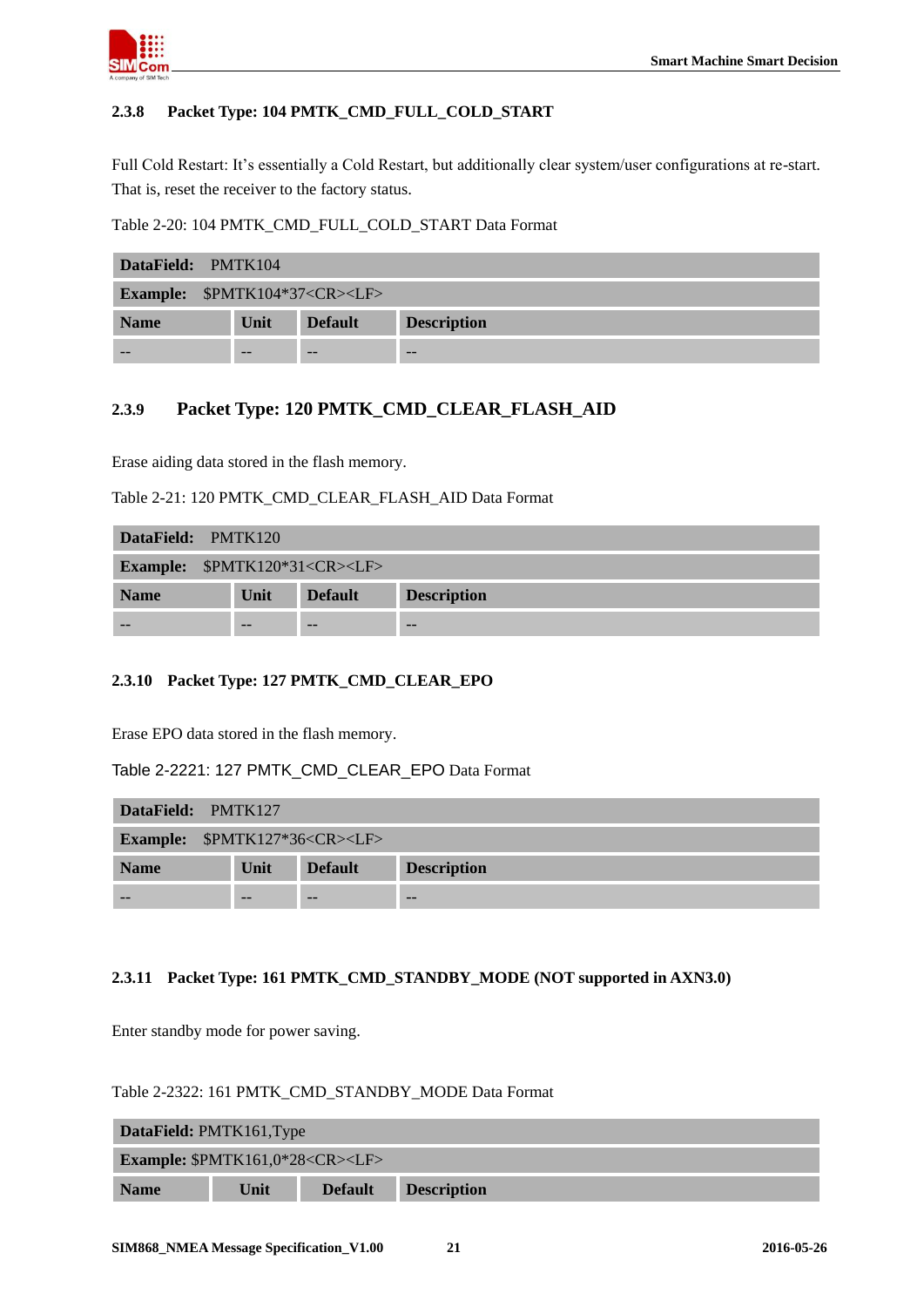### 2.3.8 Packet Type: 104 PMTK_CMD_FULL_COLD_START

Full Cold Restart: It's essentially a Cold Restart, but additionally clear system/user configurations at re-start. That is, reset the receiver to the factory status.

Table 2-20: 104 PMTK_CMD_FULL_COLD_START Data Format

| **DataField:** PMTK104 | | | |
|---|---|---|---|
| **Example:** $PMTK104*37<CR><LF> | | | |
| **Name** | **Unit** | **Default** | **Description** |
| -- | -- | -- | -- |

### 2.3.9 Packet Type: 120 PMTK_CMD_CLEAR_FLASH_AID

Erase aiding data stored in the flash memory.

Table 2-21: 120 PMTK_CMD_CLEAR_FLASH_AID Data Format

| **DataField:** PMTK120 | | | |
|---|---|---|---|
| **Example:** $PMTK120*31<CR><LF> | | | |
| **Name** | **Unit** | **Default** | **Description** |
| -- | -- | -- | -- |

### 2.3.10 Packet Type: 127 PMTK_CMD_CLEAR_EPO

Erase EPO data stored in the flash memory.

Table 2-2221: 127 PMTK_CMD_CLEAR_EPO Data Format

| **DataField:** PMTK127 | | | |
|---|---|---|---|
| **Example:** $PMTK127*36<CR><LF> | | | |
| **Name** | **Unit** | **Default** | **Description** |
| -- | -- | -- | -- |

### 2.3.11 Packet Type: 161 PMTK_CMD_STANDBY_MODE (NOT supported in AXN3.0)

Enter standby mode for power saving.

Table 2-2322: 161 PMTK_CMD_STANDBY_MODE Data Format

| **DataField:** PMTK161,Type | | | |
|---|---|---|---|
| **Example:** $PMTK161,0*28<CR><LF> | | | |
| **Name** | **Unit** | **Default** | **Description** |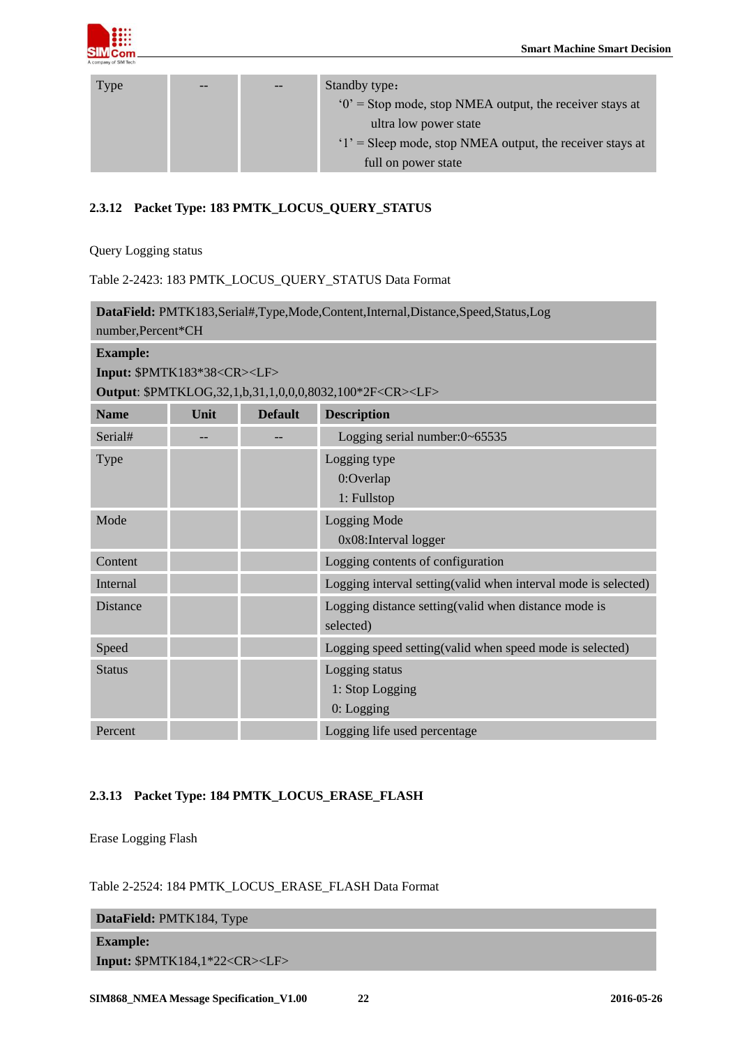| Type | -- | -- | Standby type:<br>'0' = Stop mode, stop NMEA output, the receiver stays at ultra low power state<br>'1' = Sleep mode, stop NMEA output, the receiver stays at full on power state |
|---|---|---|---|

### 2.3.12 Packet Type: 183 PMTK_LOCUS_QUERY_STATUS

Query Logging status

Table 2-2423: 183 PMTK_LOCUS_QUERY_STATUS Data Format

| **DataField:** PMTK183,Serial#,Type,Mode,Content,Internal,Distance,Speed,Status,Log number,Percent*CH | | | |
|---|---|---|---|
| **Example:**<br>**Input:** $PMTK183*38<CR><LF><br>**Output**: $PMTKLOG,32,1,b,31,1,0,0,0,8032,100*2F<CR><LF> | | | |
| **Name** | **Unit** | **Default** | **Description** |
| Serial# | -- | -- | Logging serial number:0~65535 |
| Type | | | Logging type<br>0:Overlap<br>1: Fullstop |
| Mode | | | Logging Mode<br>0x08:Interval logger |
| Content | | | Logging contents of configuration |
| Internal | | | Logging interval setting(valid when interval mode is selected) |
| Distance | | | Logging distance setting(valid when distance mode is selected) |
| Speed | | | Logging speed setting(valid when speed mode is selected) |
| Status | | | Logging status<br>1: Stop Logging<br>0: Logging |
| Percent | | | Logging life used percentage |

### 2.3.13 Packet Type: 184 PMTK_LOCUS_ERASE_FLASH

Erase Logging Flash

Table 2-2524: 184 PMTK_LOCUS_ERASE_FLASH Data Format

| **DataField:** PMTK184, Type |
|---|
| **Example:**<br>**Input:** $PMTK184,1*22<CR><LF> |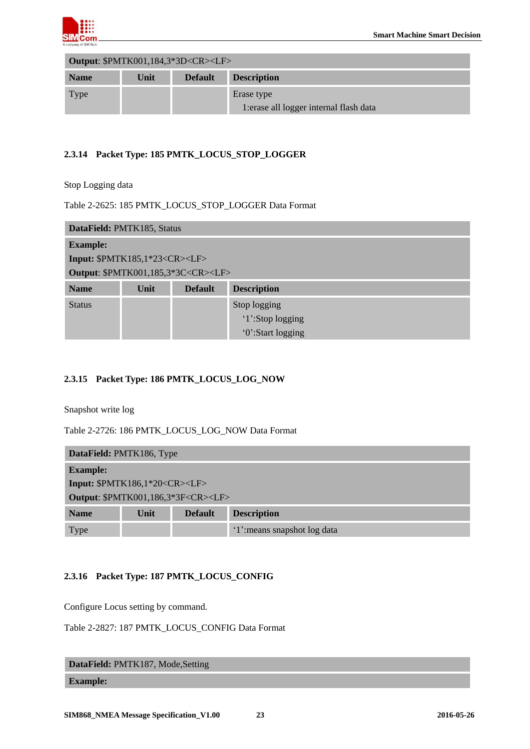| **Output**: $PMTK001,184,3*3D<CR><LF> | | | |
|---|---|---|---|
| **Name** | **Unit** | **Default** | **Description** |
| Type | | | Erase type<br>1:erase all logger internal flash data |

### 2.3.14 Packet Type: 185 PMTK_LOCUS_STOP_LOGGER

Stop Logging data

Table 2-2625: 185 PMTK_LOCUS_STOP_LOGGER Data Format

| **DataField:** PMTK185, Status | | | |
|---|---|---|---|
| **Example:**<br>**Input:** $PMTK185,1*23<CR><LF><br>**Output**: $PMTK001,185,3*3C<CR><LF> | | | |
| **Name** | **Unit** | **Default** | **Description** |
| Status | | | Stop logging<br>'1':Stop logging<br>'0':Start logging |

### 2.3.15 Packet Type: 186 PMTK_LOCUS_LOG_NOW

Snapshot write log

Table 2-2726: 186 PMTK_LOCUS_LOG_NOW Data Format

| **DataField:** PMTK186, Type | | | |
|---|---|---|---|
| **Example:**<br>**Input:** $PMTK186,1*20<CR><LF><br>**Output**: $PMTK001,186,3*3F<CR><LF> | | | |
| **Name** | **Unit** | **Default** | **Description** |
| Type | | | '1':means snapshot log data |

### 2.3.16 Packet Type: 187 PMTK_LOCUS_CONFIG

Configure Locus setting by command.

Table 2-2827: 187 PMTK_LOCUS_CONFIG Data Format

| **DataField:** PMTK187, Mode,Setting |
|---|
| **Example:** |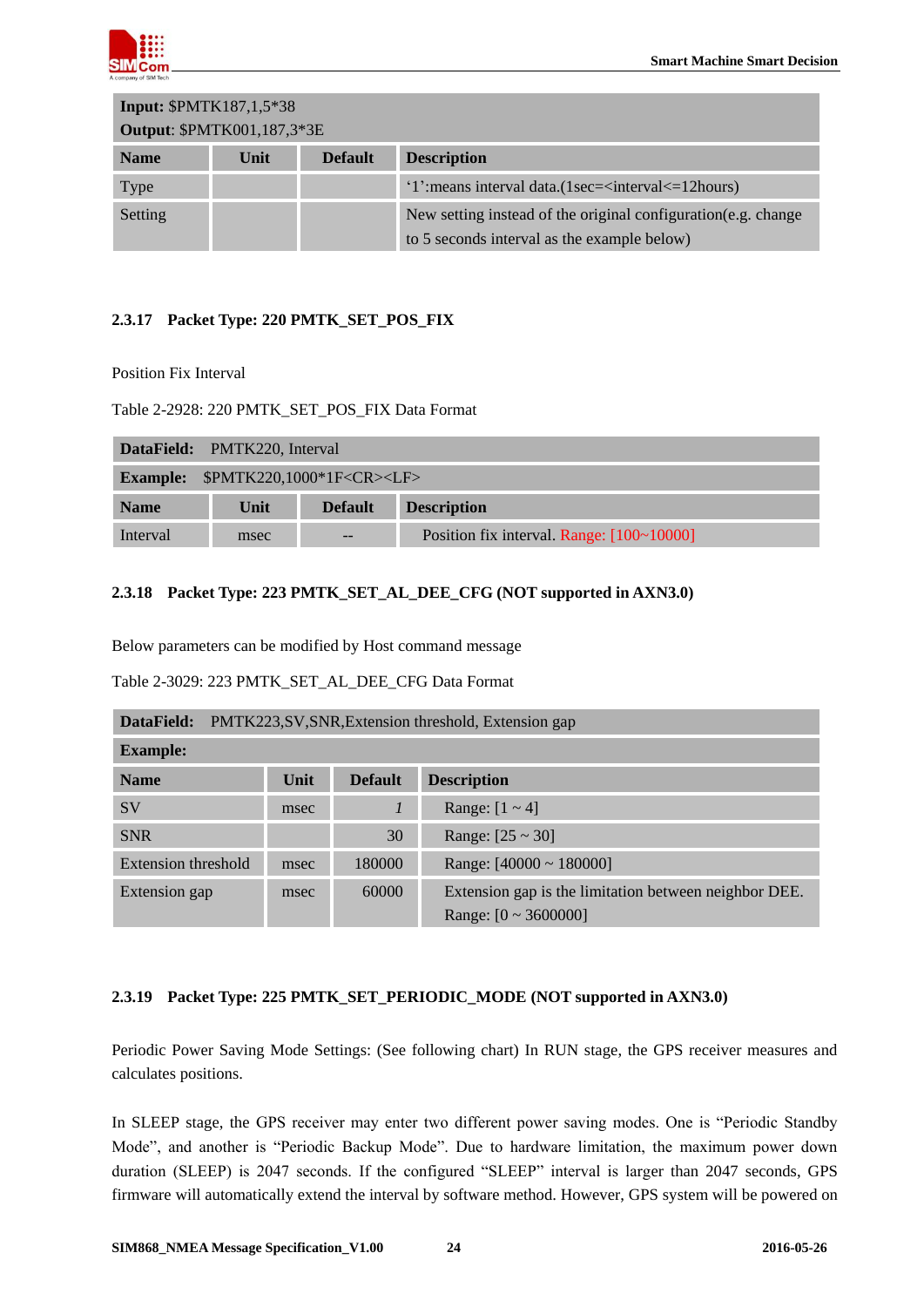| **Input:** $PMTK187,1,5*38<br>**Output**: $PMTK001,187,3*3E | | | |
|---|---|---|---|
| **Name** | **Unit** | **Default** | **Description** |
| Type | | | '1':means interval data.(1sec=<interval<=12hours) |
| Setting | | | New setting instead of the original configuration(e.g. change to 5 seconds interval as the example below) |

### 2.3.17 Packet Type: 220 PMTK_SET_POS_FIX

Position Fix Interval

Table 2-2928: 220 PMTK_SET_POS_FIX Data Format

| **DataField:** PMTK220, Interval | | | |
|---|---|---|---|
| **Example:** $PMTK220,1000*1F<CR><LF> | | | |
| **Name** | **Unit** | **Default** | **Description** |
| Interval | msec | -- | Position fix interval. Range: [100~10000] |

### 2.3.18 Packet Type: 223 PMTK_SET_AL_DEE_CFG (NOT supported in AXN3.0)

Below parameters can be modified by Host command message

Table 2-3029: 223 PMTK_SET_AL_DEE_CFG Data Format

| **DataField:** PMTK223,SV,SNR,Extension threshold, Extension gap | | | |
|---|---|---|---|
| **Example:** | | | |
| **Name** | **Unit** | **Default** | **Description** |
| SV | msec | *1* | Range: [1 ~ 4] |
| SNR | | 30 | Range: [25 ~ 30] |
| Extension threshold | msec | 180000 | Range: [40000 ~ 180000] |
| Extension gap | msec | 60000 | Extension gap is the limitation between neighbor DEE. Range: [0 ~ 3600000] |

### 2.3.19 Packet Type: 225 PMTK_SET_PERIODIC_MODE (NOT supported in AXN3.0)

Periodic Power Saving Mode Settings: (See following chart) In RUN stage, the GPS receiver measures and calculates positions.

In SLEEP stage, the GPS receiver may enter two different power saving modes. One is "Periodic Standby Mode", and another is "Periodic Backup Mode". Due to hardware limitation, the maximum power down duration (SLEEP) is 2047 seconds. If the configured "SLEEP" interval is larger than 2047 seconds, GPS firmware will automatically extend the interval by software method. However, GPS system will be powered on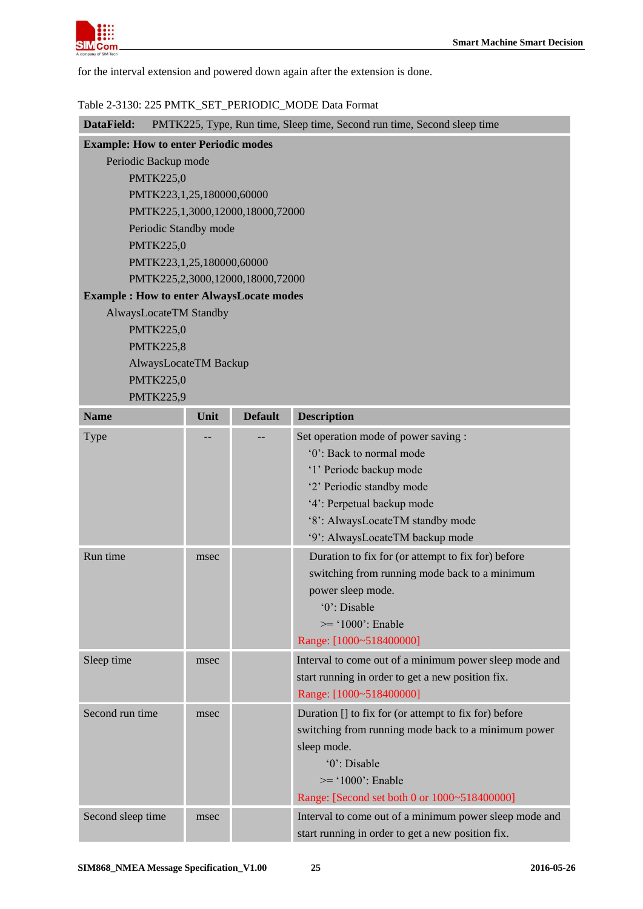for the interval extension and powered down again after the extension is done.

Table 2-3130: 225 PMTK_SET_PERIODIC_MODE Data Format

**DataField:** PMTK225, Type, Run time, Sleep time, Second run time, Second sleep time

**Example: How to enter Periodic modes**

Periodic Backup mode

PMTK225,0

PMTK223,1,25,180000,60000

PMTK225,1,3000,12000,18000,72000

Periodic Standby mode

PMTK225,0

PMTK223,1,25,180000,60000

PMTK225,2,3000,12000,18000,72000

**Example : How to enter AlwaysLocate modes**

AlwaysLocateTM Standby

PMTK225,0

PMTK225,8

AlwaysLocateTM Backup

PMTK225,0

PMTK225,9

| Name | Unit | Default | Description |
|---|---|---|---|
| Type | -- | -- | Set operation mode of power saving :<br>'0': Back to normal mode<br>'1' Periodc backup mode<br>'2' Periodic standby mode<br>'4': Perpetual backup mode<br>'8': AlwaysLocateTM standby mode<br>'9': AlwaysLocateTM backup mode |
| Run time | msec | | Duration to fix for (or attempt to fix for) before switching from running mode back to a minimum power sleep mode.<br>'0': Disable<br>>= '1000': Enable<br>Range: [1000~518400000] |
| Sleep time | msec | | Interval to come out of a minimum power sleep mode and start running in order to get a new position fix.<br>Range: [1000~518400000] |
| Second run time | msec | | Duration [] to fix for (or attempt to fix for) before switching from running mode back to a minimum power sleep mode.<br>'0': Disable<br>>= '1000': Enable<br>Range: [Second set both 0 or 1000~518400000] |
| Second sleep time | msec | | Interval to come out of a minimum power sleep mode and start running in order to get a new position fix. |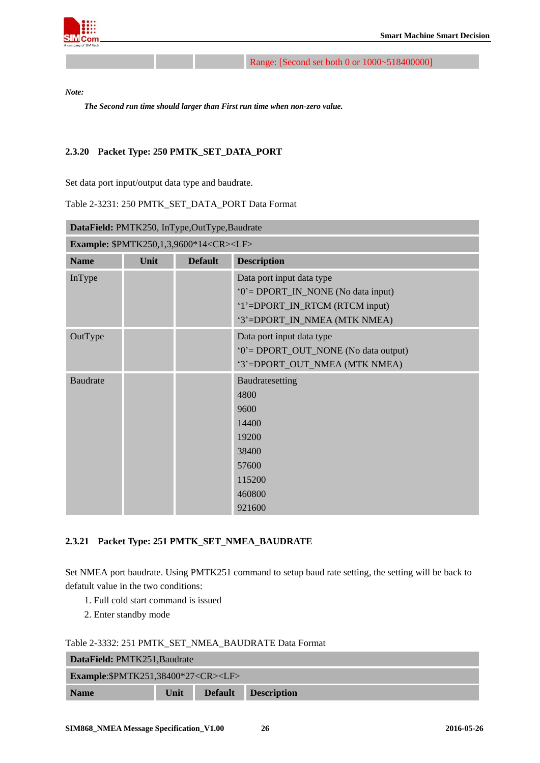| | | | Range: [Second set both 0 or 1000~518400000] |
|---|---|---|---|

***Note:***

***The Second run time should larger than First run time when non-zero value.***

### 2.3.20 Packet Type: 250 PMTK_SET_DATA_PORT

Set data port input/output data type and baudrate.

Table 2-3231: 250 PMTK_SET_DATA_PORT Data Format

| **DataField:** PMTK250, InType,OutType,Baudrate | | | |
|---|---|---|---|
| **Example:** $PMTK250,1,3,9600*14<CR><LF> | | | |
| **Name** | **Unit** | **Default** | **Description** |
| InType | | | Data port input data type<br>'0'= DPORT_IN_NONE (No data input)<br>'1'=DPORT_IN_RTCM (RTCM input)<br>'3'=DPORT_IN_NMEA (MTK NMEA) |
| OutType | | | Data port input data type<br>'0'= DPORT_OUT_NONE (No data output)<br>'3'=DPORT_OUT_NMEA (MTK NMEA) |
| Baudrate | | | Baudratesetting<br>4800<br>9600<br>14400<br>19200<br>38400<br>57600<br>115200<br>460800<br>921600 |

### 2.3.21 Packet Type: 251 PMTK_SET_NMEA_BAUDRATE

Set NMEA port baudrate. Using PMTK251 command to setup baud rate setting, the setting will be back to defatult value in the two conditions:

1. Full cold start command is issued
2. Enter standby mode

Table 2-3332: 251 PMTK_SET_NMEA_BAUDRATE Data Format

| **DataField:** PMTK251,Baudrate | | | |
|---|---|---|---|
| **Example**:$PMTK251,38400*27<CR><LF> | | | |
| **Name** | **Unit** | **Default** | **Description** |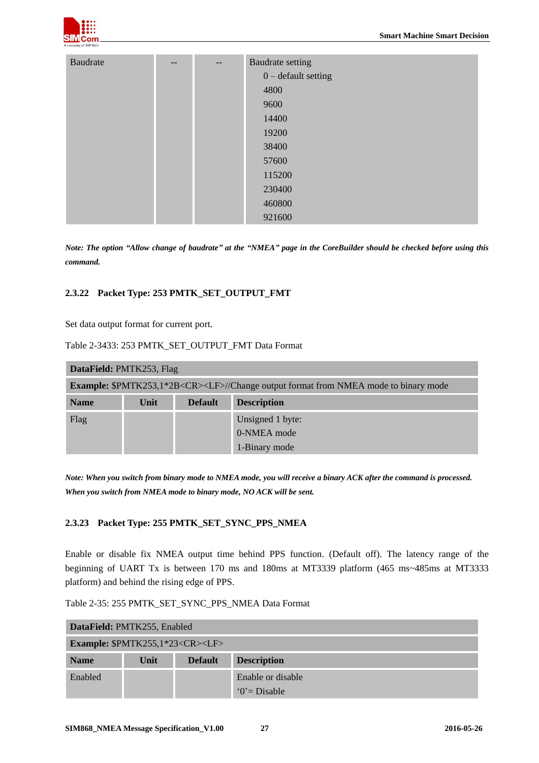| Baudrate | -- | -- | Baudrate setting<br>0 – default setting<br>4800<br>9600<br>14400<br>19200<br>38400<br>57600<br>115200<br>230400<br>460800<br>921600 |
|---|---|---|---|

***Note: The option "Allow change of baudrate" at the "NMEA" page in the CoreBuilder should be checked before using this command.***

### 2.3.22 Packet Type: 253 PMTK_SET_OUTPUT_FMT

Set data output format for current port.

Table 2-3433: 253 PMTK_SET_OUTPUT_FMT Data Format

| **DataField:** PMTK253, Flag | | | |
|---|---|---|---|
| **Example:** $PMTK253,1*2B<CR><LF>//Change output format from NMEA mode to binary mode | | | |
| **Name** | **Unit** | **Default** | **Description** |
| Flag | | | Unsigned 1 byte:<br>0-NMEA mode<br>1-Binary mode |

***Note: When you switch from binary mode to NMEA mode, you will receive a binary ACK after the command is processed. When you switch from NMEA mode to binary mode, NO ACK will be sent.***

### 2.3.23 Packet Type: 255 PMTK_SET_SYNC_PPS_NMEA

Enable or disable fix NMEA output time behind PPS function. (Default off). The latency range of the beginning of UART Tx is between 170 ms and 180ms at MT3339 platform (465 ms~485ms at MT3333 platform) and behind the rising edge of PPS.

Table 2-35: 255 PMTK_SET_SYNC_PPS_NMEA Data Format

| **DataField:** PMTK255, Enabled | | | |
|---|---|---|---|
| **Example:** $PMTK255,1*23<CR><LF> | | | |
| **Name** | **Unit** | **Default** | **Description** |
| Enabled | | | Enable or disable<br>'0'= Disable |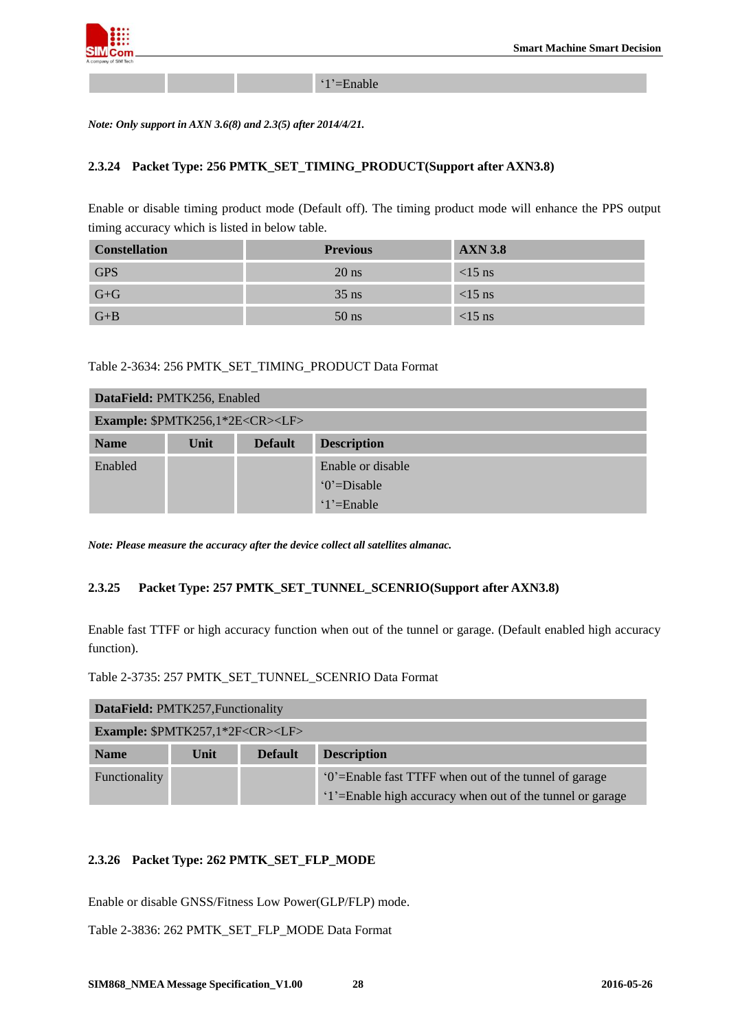| | | | '1'=Enable |
|---|---|---|---|

***Note: Only support in AXN 3.6(8) and 2.3(5) after 2014/4/21.***

### 2.3.24 Packet Type: 256 PMTK_SET_TIMING_PRODUCT(Support after AXN3.8)

Enable or disable timing product mode (Default off). The timing product mode will enhance the PPS output timing accuracy which is listed in below table.

| Constellation | Previous | AXN 3.8 |
|---|---|---|
| GPS | 20 ns | <15 ns |
| G+G | 35 ns | <15 ns |
| G+B | 50 ns | <15 ns |

Table 2-3634: 256 PMTK_SET_TIMING_PRODUCT Data Format

| **DataField:** PMTK256, Enabled | | | |
|---|---|---|---|
| **Example:** $PMTK256,1*2E<CR><LF> | | | |
| **Name** | **Unit** | **Default** | **Description** |
| Enabled | | | Enable or disable<br>'0'=Disable<br>'1'=Enable |

***Note: Please measure the accuracy after the device collect all satellites almanac.***

### 2.3.25 Packet Type: 257 PMTK_SET_TUNNEL_SCENRIO(Support after AXN3.8)

Enable fast TTFF or high accuracy function when out of the tunnel or garage. (Default enabled high accuracy function).

Table 2-3735: 257 PMTK_SET_TUNNEL_SCENRIO Data Format

| **DataField:** PMTK257,Functionality | | | |
|---|---|---|---|
| **Example:** $PMTK257,1*2F<CR><LF> | | | |
| **Name** | **Unit** | **Default** | **Description** |
| Functionality | | | '0'=Enable fast TTFF when out of the tunnel of garage<br>'1'=Enable high accuracy when out of the tunnel or garage |

### 2.3.26 Packet Type: 262 PMTK_SET_FLP_MODE

Enable or disable GNSS/Fitness Low Power(GLP/FLP) mode.

Table 2-3836: 262 PMTK_SET_FLP_MODE Data Format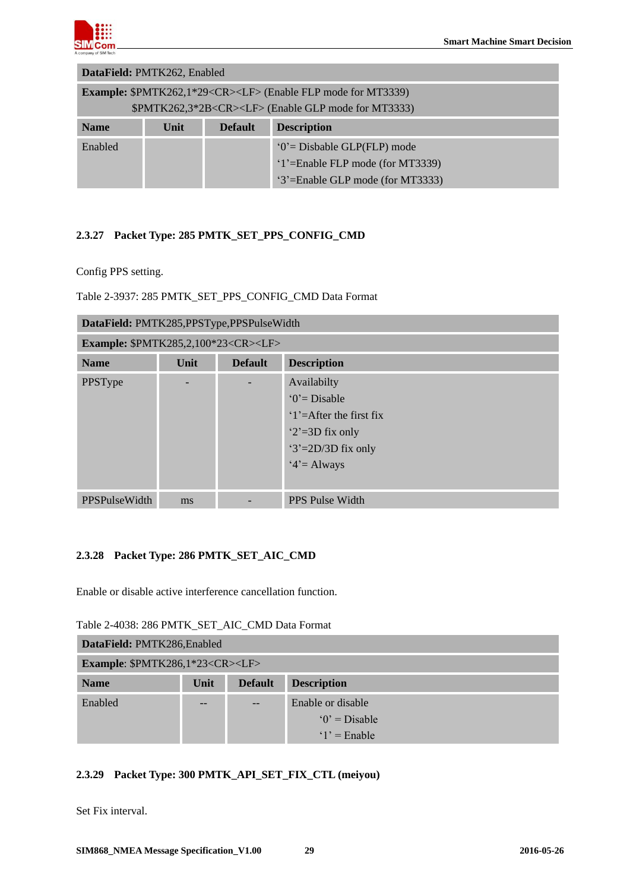| **DataField:** PMTK262, Enabled | | | |
|---|---|---|---|
| **Example:** $PMTK262,1*29<CR><LF> (Enable FLP mode for MT3339)<br>$PMTK262,3*2B<CR><LF> (Enable GLP mode for MT3333) | | | |
| **Name** | **Unit** | **Default** | **Description** |
| Enabled | | | '0'= Disbable GLP(FLP) mode<br>'1'=Enable FLP mode (for MT3339)<br>'3'=Enable GLP mode (for MT3333) |

### 2.3.27 Packet Type: 285 PMTK_SET_PPS_CONFIG_CMD

Config PPS setting.

Table 2-3937: 285 PMTK_SET_PPS_CONFIG_CMD Data Format

| **DataField:** PMTK285,PPSType,PPSPulseWidth | | | |
|---|---|---|---|
| **Example:** $PMTK285,2,100*23<CR><LF> | | | |
| **Name** | **Unit** | **Default** | **Description** |
| PPSType | - | - | Availabilty<br>'0'= Disable<br>'1'=After the first fix<br>'2'=3D fix only<br>'3'=2D/3D fix only<br>'4'= Always |
| PPSPulseWidth | ms | - | PPS Pulse Width |

### 2.3.28 Packet Type: 286 PMTK_SET_AIC_CMD

Enable or disable active interference cancellation function.

Table 2-4038: 286 PMTK_SET_AIC_CMD Data Format

| **DataField:** PMTK286,Enabled | | | |
|---|---|---|---|
| **Example**: $PMTK286,1*23<CR><LF> | | | |
| **Name** | **Unit** | **Default** | **Description** |
| Enabled | -- | -- | Enable or disable<br>'0' = Disable<br>'1' = Enable |

### 2.3.29 Packet Type: 300 PMTK_API_SET_FIX_CTL (meiyou)

Set Fix interval.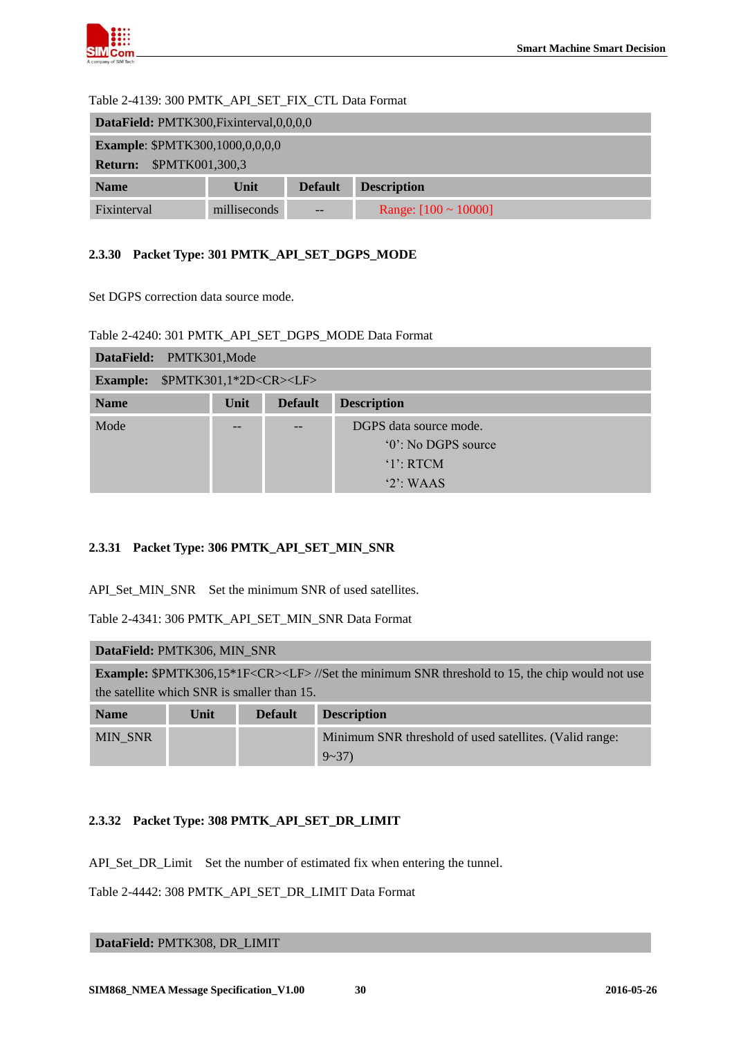Table 2-4139: 300 PMTK_API_SET_FIX_CTL Data Format

| **DataField:** PMTK300,Fixinterval,0,0,0,0 | | | |
|---|---|---|---|
| **Example**: $PMTK300,1000,0,0,0,0<br>**Return:** $PMTK001,300,3 | | | |
| **Name** | **Unit** | **Default** | **Description** |
| Fixinterval | milliseconds | -- | Range: [100 ~ 10000] |

### 2.3.30 Packet Type: 301 PMTK_API_SET_DGPS_MODE

Set DGPS correction data source mode.

Table 2-4240: 301 PMTK_API_SET_DGPS_MODE Data Format

| **DataField:** PMTK301,Mode | | | |
|---|---|---|---|
| **Example:** $PMTK301,1*2D<CR><LF> | | | |
| **Name** | **Unit** | **Default** | **Description** |
| Mode | -- | -- | DGPS data source mode.<br>'0': No DGPS source<br>'1': RTCM<br>'2': WAAS |

### 2.3.31 Packet Type: 306 PMTK_API_SET_MIN_SNR

API_Set_MIN_SNR Set the minimum SNR of used satellites.

Table 2-4341: 306 PMTK_API_SET_MIN_SNR Data Format

| **DataField:** PMTK306, MIN_SNR | | | |
|---|---|---|---|
| **Example:** $PMTK306,15*1F<CR><LF> //Set the minimum SNR threshold to 15, the chip would not use the satellite which SNR is smaller than 15. | | | |
| **Name** | **Unit** | **Default** | **Description** |
| MIN_SNR | | | Minimum SNR threshold of used satellites. (Valid range: 9~37) |

### 2.3.32 Packet Type: 308 PMTK_API_SET_DR_LIMIT

API_Set_DR_Limit Set the number of estimated fix when entering the tunnel.

Table 2-4442: 308 PMTK_API_SET_DR_LIMIT Data Format

| **DataField:** PMTK308, DR_LIMIT |
|---|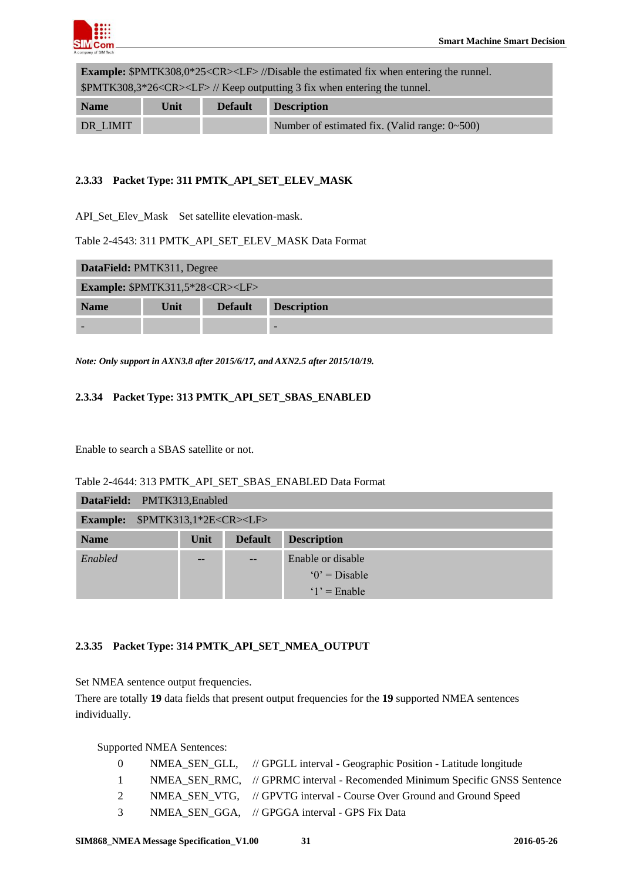| **Example:** $PMTK308,0*25<CR><LF> //Disable the estimated fix when entering the runnel. $PMTK308,3*26<CR><LF> // Keep outputting 3 fix when entering the tunnel. | | | |
|---|---|---|---|
| **Name** | **Unit** | **Default** | **Description** |
| DR_LIMIT | | | Number of estimated fix. (Valid range: 0~500) |

### 2.3.33 Packet Type: 311 PMTK_API_SET_ELEV_MASK

API_Set_Elev_Mask Set satellite elevation-mask.

Table 2-4543: 311 PMTK_API_SET_ELEV_MASK Data Format

| **DataField:** PMTK311, Degree | | | |
|---|---|---|---|
| **Example:** $PMTK311,5*28<CR><LF> | | | |
| **Name** | **Unit** | **Default** | **Description** |
| - | | | - |

***Note: Only support in AXN3.8 after 2015/6/17, and AXN2.5 after 2015/10/19.***

### 2.3.34 Packet Type: 313 PMTK_API_SET_SBAS_ENABLED

Enable to search a SBAS satellite or not.

Table 2-4644: 313 PMTK_API_SET_SBAS_ENABLED Data Format

| **DataField:** PMTK313,Enabled | | | |
|---|---|---|---|
| **Example:** $PMTK313,1*2E<CR><LF> | | | |
| **Name** | **Unit** | **Default** | **Description** |
| *Enabled* | -- | -- | Enable or disable<br>'0' = Disable<br>'1' = Enable |

### 2.3.35 Packet Type: 314 PMTK_API_SET_NMEA_OUTPUT

Set NMEA sentence output frequencies.
There are totally **19** data fields that present output frequencies for the **19** supported NMEA sentences individually.

Supported NMEA Sentences:

0 NMEA_SEN_GLL, // GPGLL interval - Geographic Position - Latitude longitude
1 NMEA_SEN_RMC, // GPRMC interval - Recomended Minimum Specific GNSS Sentence
2 NMEA_SEN_VTG, // GPVTG interval - Course Over Ground and Ground Speed
3 NMEA_SEN_GGA, // GPGGA interval - GPS Fix Data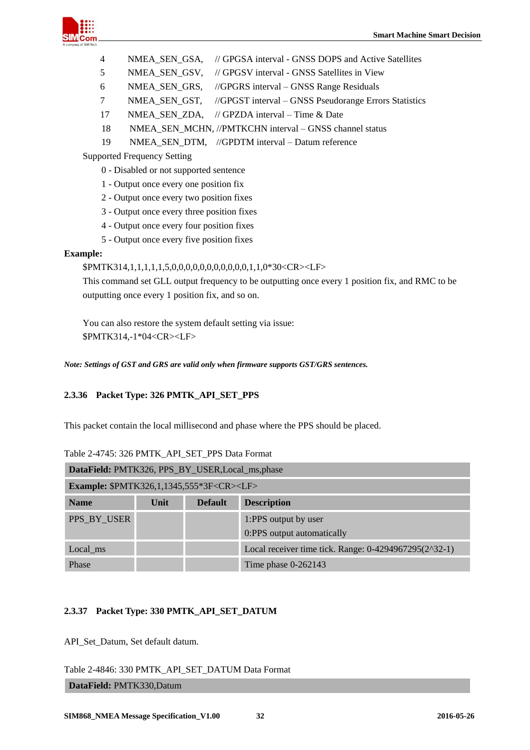4 NMEA_SEN_GSA, // GPGSA interval - GNSS DOPS and Active Satellites
5 NMEA_SEN_GSV, // GPGSV interval - GNSS Satellites in View
6 NMEA_SEN_GRS, //GPGRS interval – GNSS Range Residuals
7 NMEA_SEN_GST, //GPGST interval – GNSS Pseudorange Errors Statistics
17 NMEA_SEN_ZDA, // GPZDA interval – Time & Date
18 NMEA_SEN_MCHN, //PMTKCHN interval – GNSS channel status
19 NMEA_SEN_DTM, //GPDTM interval – Datum reference

Supported Frequency Setting

0 - Disabled or not supported sentence
1 - Output once every one position fix
2 - Output once every two position fixes
3 - Output once every three position fixes
4 - Output once every four position fixes
5 - Output once every five position fixes

**Example:**

$PMTK314,1,1,1,1,1,5,0,0,0,0,0,0,0,0,0,0,0,1,1,0*30<CR><LF>

This command set GLL output frequency to be outputting once every 1 position fix, and RMC to be outputting once every 1 position fix, and so on.

You can also restore the system default setting via issue:
$PMTK314,-1*04<CR><LF>

***Note: Settings of GST and GRS are valid only when firmware supports GST/GRS sentences.***

### 2.3.36 Packet Type: 326 PMTK_API_SET_PPS

This packet contain the local millisecond and phase where the PPS should be placed.

Table 2-4745: 326 PMTK_API_SET_PPS Data Format

| **DataField:** PMTK326, PPS_BY_USER,Local_ms,phase | | | |
|---|---|---|---|
| **Example:** $PMTK326,1,1345,555*3F<CR><LF> | | | |
| **Name** | **Unit** | **Default** | **Description** |
| PPS_BY_USER | | | 1:PPS output by user<br>0:PPS output automatically |
| Local_ms | | | Local receiver time tick. Range: 0-4294967295(2^32-1) |
| Phase | | | Time phase 0-262143 |

### 2.3.37 Packet Type: 330 PMTK_API_SET_DATUM

API_Set_Datum, Set default datum.

Table 2-4846: 330 PMTK_API_SET_DATUM Data Format

| **DataField:** PMTK330,Datum |
|---|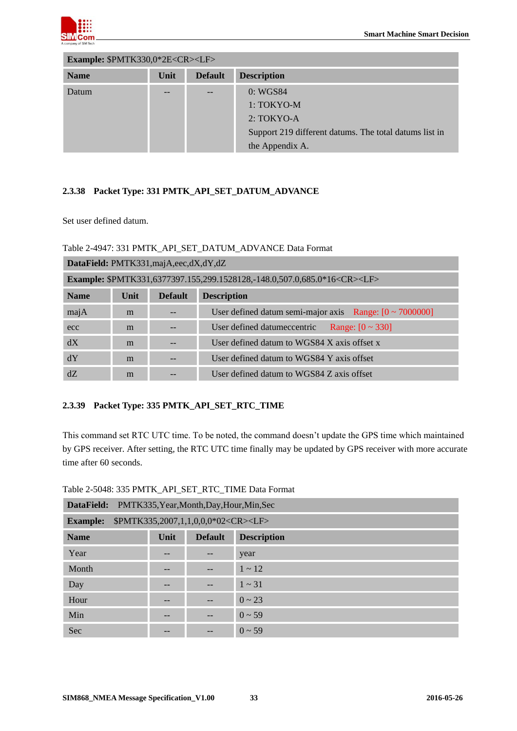| **Example:** $PMTK330,0*2E<CR><LF> | | | |
|---|---|---|---|
| **Name** | **Unit** | **Default** | **Description** |
| Datum | -- | -- | 0: WGS84<br>1: TOKYO-M<br>2: TOKYO-A<br>Support 219 different datums. The total datums list in the Appendix A. |

### 2.3.38 Packet Type: 331 PMTK_API_SET_DATUM_ADVANCE

Set user defined datum.

Table 2-4947: 331 PMTK_API_SET_DATUM_ADVANCE Data Format

| **DataField:** PMTK331,majA,eec,dX,dY,dZ | | | |
|---|---|---|---|
| **Example:** $PMTK331,6377397.155,299.1528128,-148.0,507.0,685.0*16<CR><LF> | | | |
| **Name** | **Unit** | **Default** | **Description** |
| majA | m | -- | User defined datum semi-major axis Range: [0 ~ 7000000] |
| ecc | m | -- | User defined datumeccentric Range: [0 ~ 330] |
| dX | m | -- | User defined datum to WGS84 X axis offset x |
| dY | m | -- | User defined datum to WGS84 Y axis offset |
| dZ | m | -- | User defined datum to WGS84 Z axis offset |

### 2.3.39 Packet Type: 335 PMTK_API_SET_RTC_TIME

This command set RTC UTC time. To be noted, the command doesn't update the GPS time which maintained by GPS receiver. After setting, the RTC UTC time finally may be updated by GPS receiver with more accurate time after 60 seconds.

Table 2-5048: 335 PMTK_API_SET_RTC_TIME Data Format

| **DataField:** PMTK335,Year,Month,Day,Hour,Min,Sec | | | |
|---|---|---|---|
| **Example:** $PMTK335,2007,1,1,0,0,0*02<CR><LF> | | | |
| **Name** | **Unit** | **Default** | **Description** |
| Year | -- | -- | year |
| Month | -- | -- | 1 ~ 12 |
| Day | -- | -- | 1 ~ 31 |
| Hour | -- | -- | 0 ~ 23 |
| Min | -- | -- | 0 ~ 59 |
| Sec | -- | -- | 0 ~ 59 |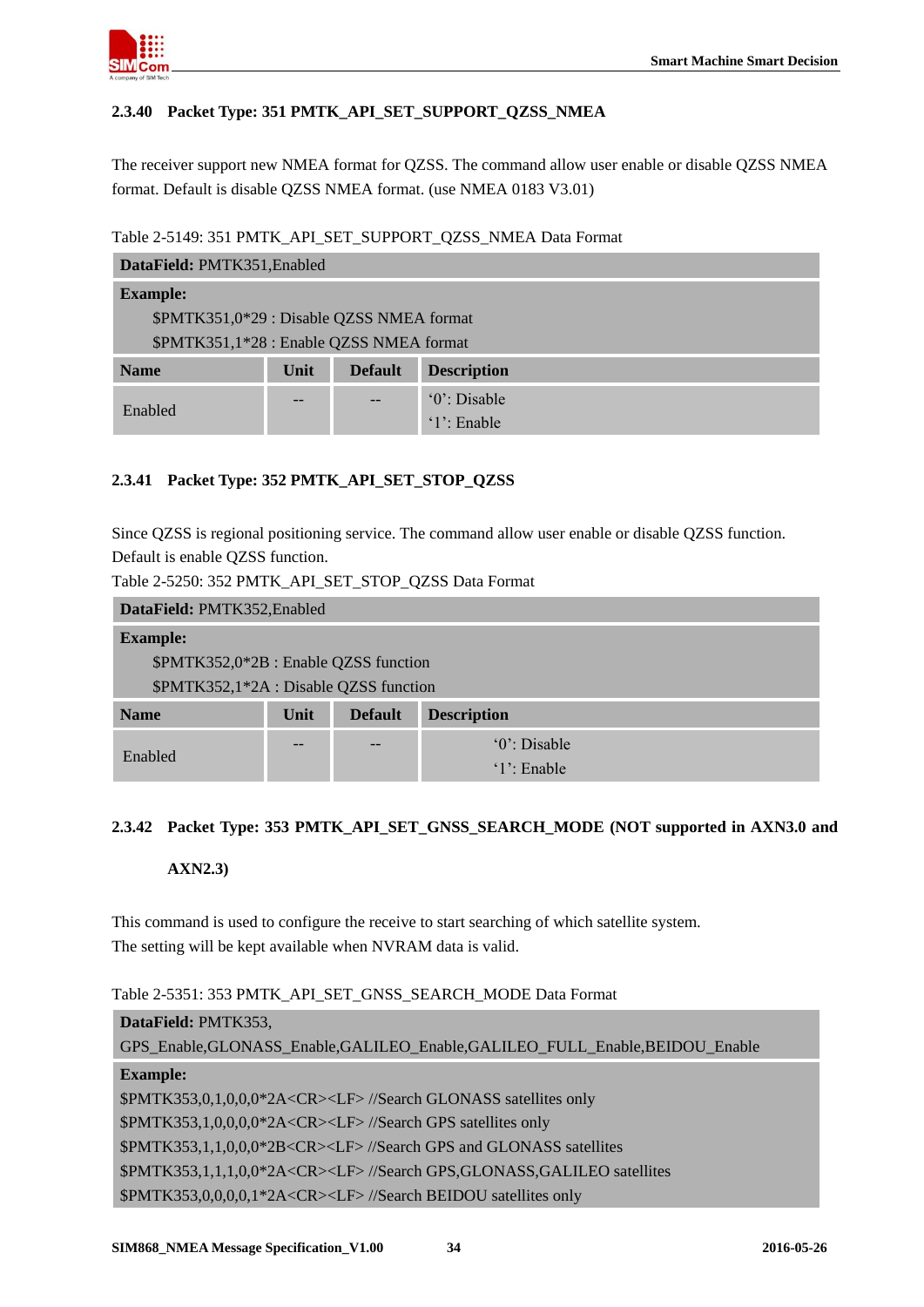### 2.3.40 Packet Type: 351 PMTK_API_SET_SUPPORT_QZSS_NMEA

The receiver support new NMEA format for QZSS. The command allow user enable or disable QZSS NMEA format. Default is disable QZSS NMEA format. (use NMEA 0183 V3.01)

Table 2-5149: 351 PMTK_API_SET_SUPPORT_QZSS_NMEA Data Format

| **DataField:** PMTK351,Enabled | | | |
|---|---|---|---|
| **Example:**<br>$PMTK351,0*29 : Disable QZSS NMEA format<br>$PMTK351,1*28 : Enable QZSS NMEA format | | | |
| **Name** | **Unit** | **Default** | **Description** |
| Enabled | -- | -- | '0': Disable<br>'1': Enable |

### 2.3.41 Packet Type: 352 PMTK_API_SET_STOP_QZSS

Since QZSS is regional positioning service. The command allow user enable or disable QZSS function. Default is enable QZSS function.

Table 2-5250: 352 PMTK_API_SET_STOP_QZSS Data Format

| **DataField:** PMTK352,Enabled | | | |
|---|---|---|---|
| **Example:**<br>$PMTK352,0*2B : Enable QZSS function<br>$PMTK352,1*2A : Disable QZSS function | | | |
| **Name** | **Unit** | **Default** | **Description** |
| Enabled | -- | -- | '0': Disable<br>'1': Enable |

### 2.3.42 Packet Type: 353 PMTK_API_SET_GNSS_SEARCH_MODE (NOT supported in AXN3.0 and AXN2.3)

This command is used to configure the receive to start searching of which satellite system.
The setting will be kept available when NVRAM data is valid.

Table 2-5351: 353 PMTK_API_SET_GNSS_SEARCH_MODE Data Format

| **DataField:** PMTK353,<br>GPS_Enable,GLONASS_Enable,GALILEO_Enable,GALILEO_FULL_Enable,BEIDOU_Enable |
|---|
| **Example:**<br>$PMTK353,0,1,0,0,0*2A<CR><LF> //Search GLONASS satellites only<br>$PMTK353,1,0,0,0,0*2A<CR><LF> //Search GPS satellites only<br>$PMTK353,1,1,0,0,0*2B<CR><LF> //Search GPS and GLONASS satellites<br>$PMTK353,1,1,1,0,0*2A<CR><LF> //Search GPS,GLONASS,GALILEO satellites<br>$PMTK353,0,0,0,0,1*2A<CR><LF> //Search BEIDOU satellites only |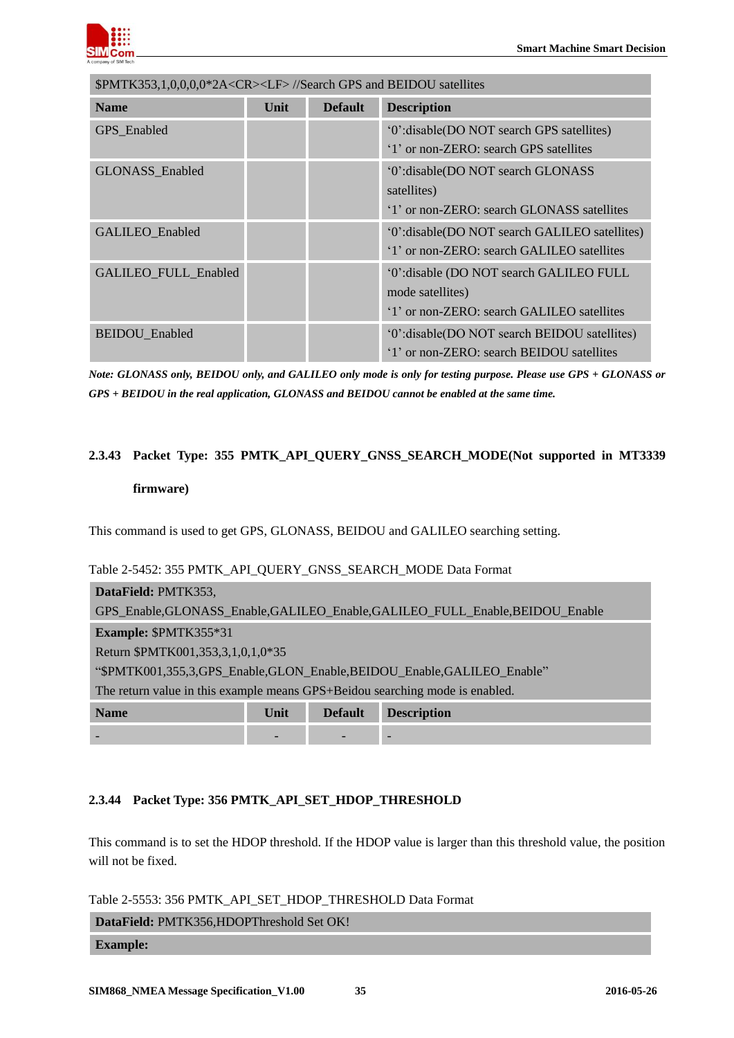| $PMTK353,1,0,0,0,0*2A<CR><LF> //Search GPS and BEIDOU satellites | | | |
|---|---|---|---|
| **Name** | **Unit** | **Default** | **Description** |
| GPS_Enabled | | | '0':disable(DO NOT search GPS satellites)<br>'1' or non-ZERO: search GPS satellites |
| GLONASS_Enabled | | | '0':disable(DO NOT search GLONASS satellites)<br>'1' or non-ZERO: search GLONASS satellites |
| GALILEO_Enabled | | | '0':disable(DO NOT search GALILEO satellites)<br>'1' or non-ZERO: search GALILEO satellites |
| GALILEO_FULL_Enabled | | | '0':disable (DO NOT search GALILEO FULL mode satellites)<br>'1' or non-ZERO: search GALILEO satellites |
| BEIDOU_Enabled | | | '0':disable(DO NOT search BEIDOU satellites)<br>'1' or non-ZERO: search BEIDOU satellites |

***Note: GLONASS only, BEIDOU only, and GALILEO only mode is only for testing purpose. Please use GPS + GLONASS or GPS + BEIDOU in the real application, GLONASS and BEIDOU cannot be enabled at the same time.***

### 2.3.43 Packet Type: 355 PMTK_API_QUERY_GNSS_SEARCH_MODE(Not supported in MT3339 firmware)

This command is used to get GPS, GLONASS, BEIDOU and GALILEO searching setting.

Table 2-5452: 355 PMTK_API_QUERY_GNSS_SEARCH_MODE Data Format

| **DataField:** PMTK353, GPS_Enable,GLONASS_Enable,GALILEO_Enable,GALILEO_FULL_Enable,BEIDOU_Enable | | | |
|---|---|---|---|
| **Example:** $PMTK355*31<br>Return $PMTK001,353,3,1,0,1,0*35<br>"$PMTK001,355,3,GPS_Enable,GLON_Enable,BEIDOU_Enable,GALILEO_Enable"<br>The return value in this example means GPS+Beidou searching mode is enabled. | | | |
| **Name** | **Unit** | **Default** | **Description** |
| - | - | - | - |

### 2.3.44 Packet Type: 356 PMTK_API_SET_HDOP_THRESHOLD

This command is to set the HDOP threshold. If the HDOP value is larger than this threshold value, the position will not be fixed.

Table 2-5553: 356 PMTK_API_SET_HDOP_THRESHOLD Data Format

| **DataField:** PMTK356,HDOPThreshold Set OK! |
|---|
| **Example:** |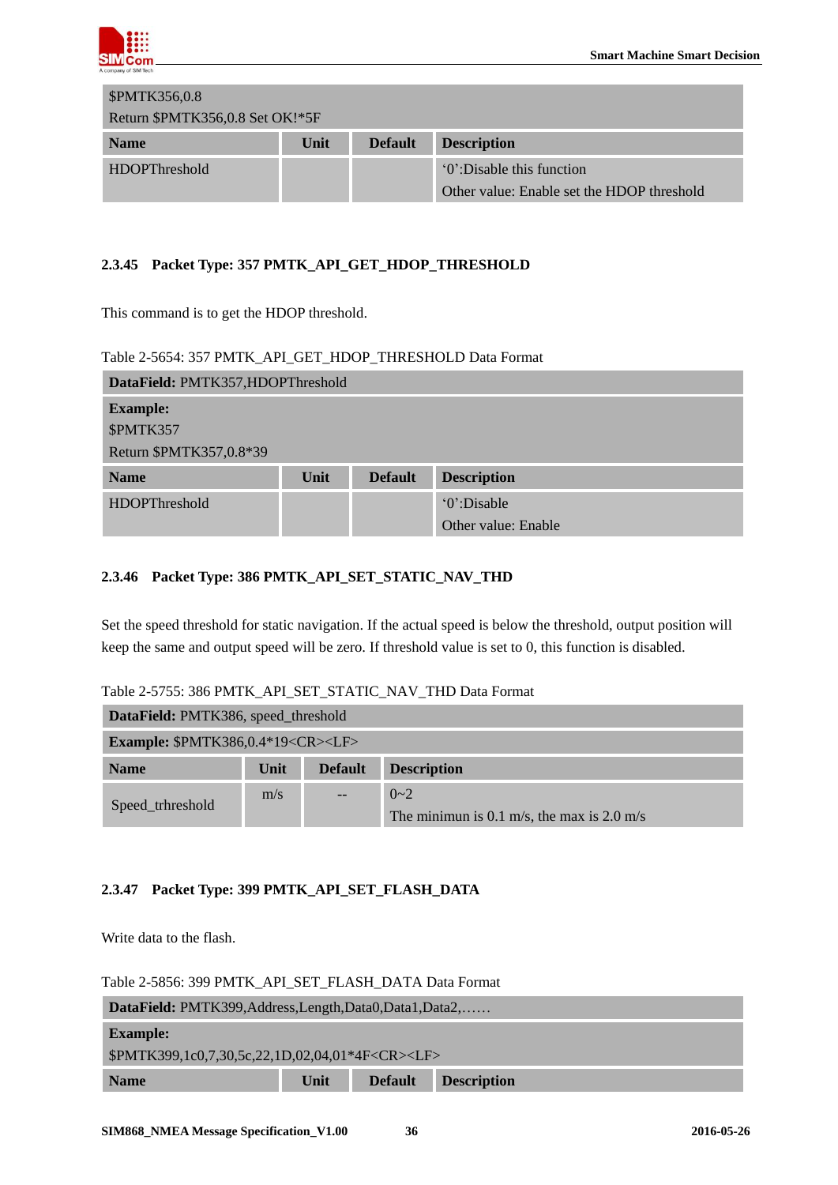| $PMTK356,0.8<br>Return $PMTK356,0.8 Set OK!*5F | | | |
|---|---|---|---|
| **Name** | **Unit** | **Default** | **Description** |
| HDOPThreshold | | | '0':Disable this function<br>Other value: Enable set the HDOP threshold |

### 2.3.45 Packet Type: 357 PMTK_API_GET_HDOP_THRESHOLD

This command is to get the HDOP threshold.

Table 2-5654: 357 PMTK_API_GET_HDOP_THRESHOLD Data Format

| **DataField:** PMTK357,HDOPThreshold | | | |
|---|---|---|---|
| **Example:**<br>$PMTK357<br>Return $PMTK357,0.8*39 | | | |
| **Name** | **Unit** | **Default** | **Description** |
| HDOPThreshold | | | '0':Disable<br>Other value: Enable |

### 2.3.46 Packet Type: 386 PMTK_API_SET_STATIC_NAV_THD

Set the speed threshold for static navigation. If the actual speed is below the threshold, output position will keep the same and output speed will be zero. If threshold value is set to 0, this function is disabled.

Table 2-5755: 386 PMTK_API_SET_STATIC_NAV_THD Data Format

| **DataField:** PMTK386, speed_threshold | | | |
|---|---|---|---|
| **Example:** $PMTK386,0.4*19<CR><LF> | | | |
| **Name** | **Unit** | **Default** | **Description** |
| Speed_trhreshold | m/s | -- | 0~2<br>The minimun is 0.1 m/s, the max is 2.0 m/s |

### 2.3.47 Packet Type: 399 PMTK_API_SET_FLASH_DATA

Write data to the flash.

Table 2-5856: 399 PMTK_API_SET_FLASH_DATA Data Format

| **DataField:** PMTK399,Address,Length,Data0,Data1,Data2,…… | | | |
|---|---|---|---|
| **Example:**<br>$PMTK399,1c0,7,30,5c,22,1D,02,04,01*4F<CR><LF> | | | |
| **Name** | **Unit** | **Default** | **Description** |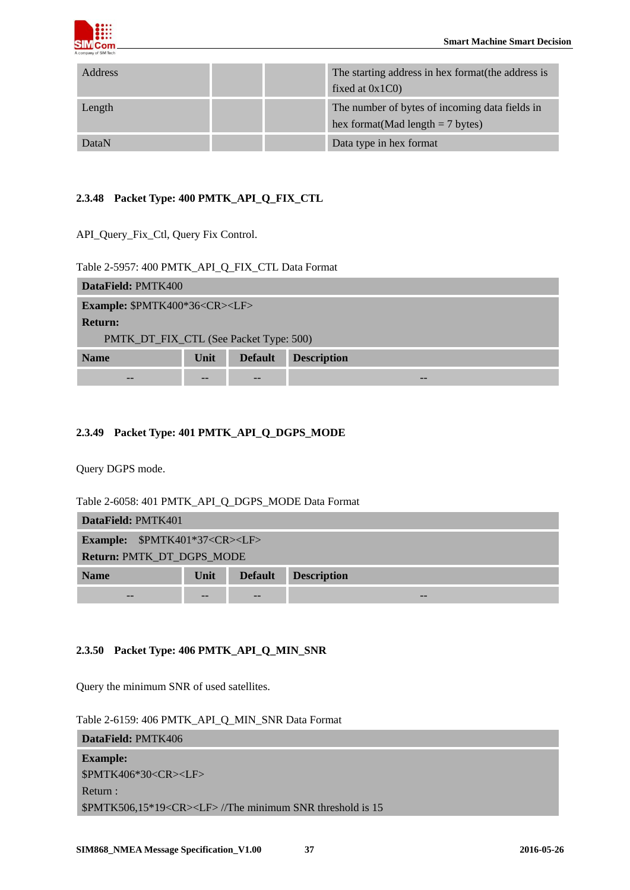| Address | | | The starting address in hex format(the address is fixed at 0x1C0) |
|---|---|---|---|
| Length | | | The number of bytes of incoming data fields in hex format(Mad length = 7 bytes) |
| DataN | | | Data type in hex format |

### 2.3.48 Packet Type: 400 PMTK_API_Q_FIX_CTL

API_Query_Fix_Ctl, Query Fix Control.

Table 2-5957: 400 PMTK_API_Q_FIX_CTL Data Format

| **DataField:** PMTK400 | | | |
|---|---|---|---|
| **Example:** $PMTK400*36<CR><LF><br>**Return:**<br>PMTK_DT_FIX_CTL (See Packet Type: 500) | | | |
| **Name** | **Unit** | **Default** | **Description** |
| -- | -- | -- | -- |

### 2.3.49 Packet Type: 401 PMTK_API_Q_DGPS_MODE

Query DGPS mode.

Table 2-6058: 401 PMTK_API_Q_DGPS_MODE Data Format

| **DataField:** PMTK401 | | | |
|---|---|---|---|
| **Example:** $PMTK401*37<CR><LF><br>**Return:** PMTK_DT_DGPS_MODE | | | |
| **Name** | **Unit** | **Default** | **Description** |
| -- | -- | -- | -- |

### 2.3.50 Packet Type: 406 PMTK_API_Q_MIN_SNR

Query the minimum SNR of used satellites.

Table 2-6159: 406 PMTK_API_Q_MIN_SNR Data Format

| **DataField:** PMTK406 |
|---|
| **Example:**<br>$PMTK406*30<CR><LF><br>Return :<br>$PMTK506,15*19<CR><LF> //The minimum SNR threshold is 15 |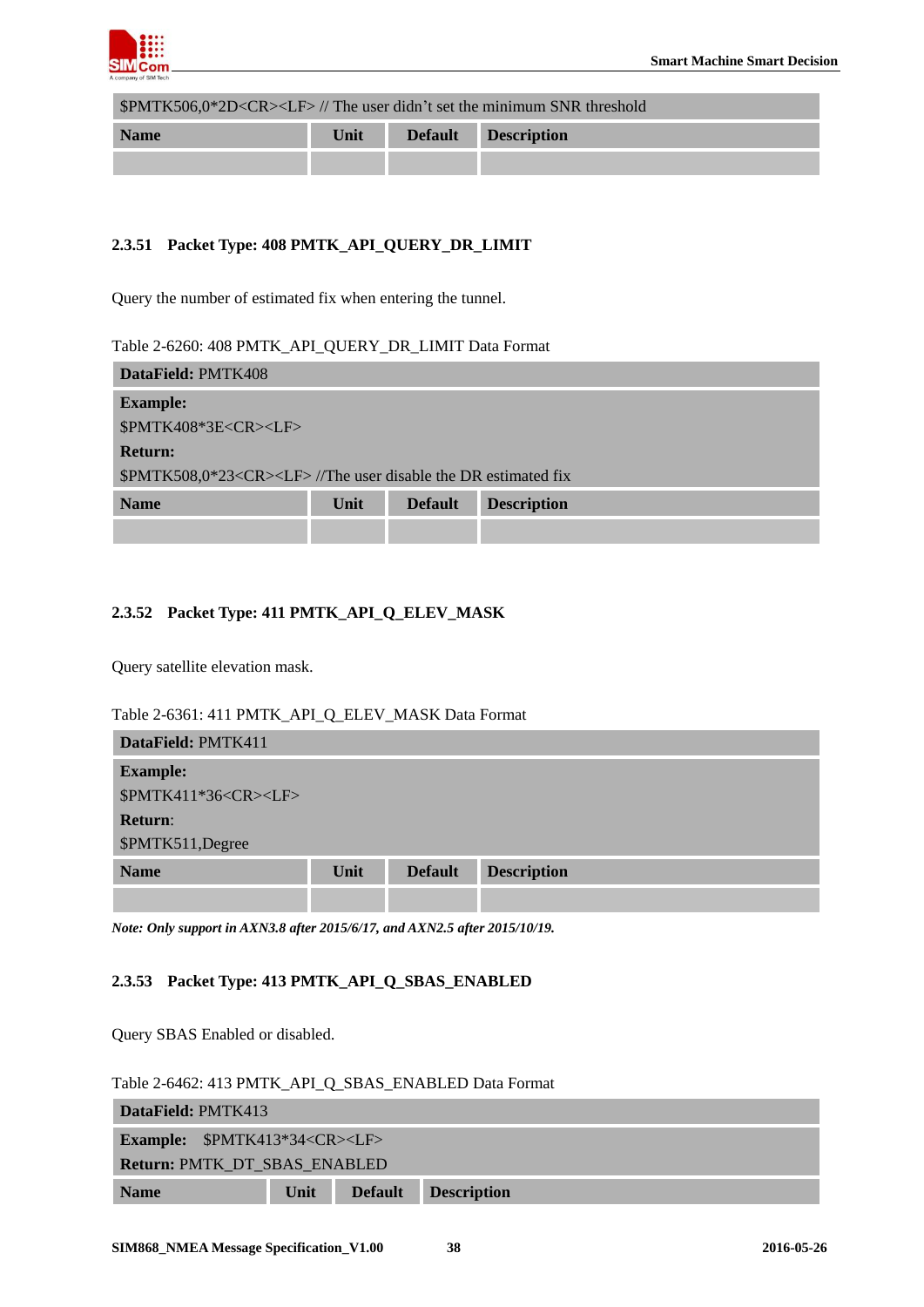| $PMTK506,0*2D<CR><LF> // The user didn't set the minimum SNR threshold | | | |
|---|---|---|---|
| **Name** | **Unit** | **Default** | **Description** |
| | | | |

### 2.3.51 Packet Type: 408 PMTK_API_QUERY_DR_LIMIT

Query the number of estimated fix when entering the tunnel.

Table 2-6260: 408 PMTK_API_QUERY_DR_LIMIT Data Format

| **DataField:** PMTK408 | | | |
|---|---|---|---|
| **Example:**<br>$PMTK408*3E<CR><LF><br>**Return:**<br>$PMTK508,0*23<CR><LF> //The user disable the DR estimated fix | | | |
| **Name** | **Unit** | **Default** | **Description** |
| | | | |

### 2.3.52 Packet Type: 411 PMTK_API_Q_ELEV_MASK

Query satellite elevation mask.

Table 2-6361: 411 PMTK_API_Q_ELEV_MASK Data Format

| **DataField:** PMTK411 | | | |
|---|---|---|---|
| **Example:**<br>$PMTK411*36<CR><LF><br>**Return**:<br>$PMTK511,Degree | | | |
| **Name** | **Unit** | **Default** | **Description** |
| | | | |

***Note: Only support in AXN3.8 after 2015/6/17, and AXN2.5 after 2015/10/19.***

### 2.3.53 Packet Type: 413 PMTK_API_Q_SBAS_ENABLED

Query SBAS Enabled or disabled.

Table 2-6462: 413 PMTK_API_Q_SBAS_ENABLED Data Format

| **DataField:** PMTK413 | | | |
|---|---|---|---|
| **Example:** $PMTK413*34<CR><LF><br>**Return:** PMTK_DT_SBAS_ENABLED | | | |
| **Name** | **Unit** | **Default** | **Description** |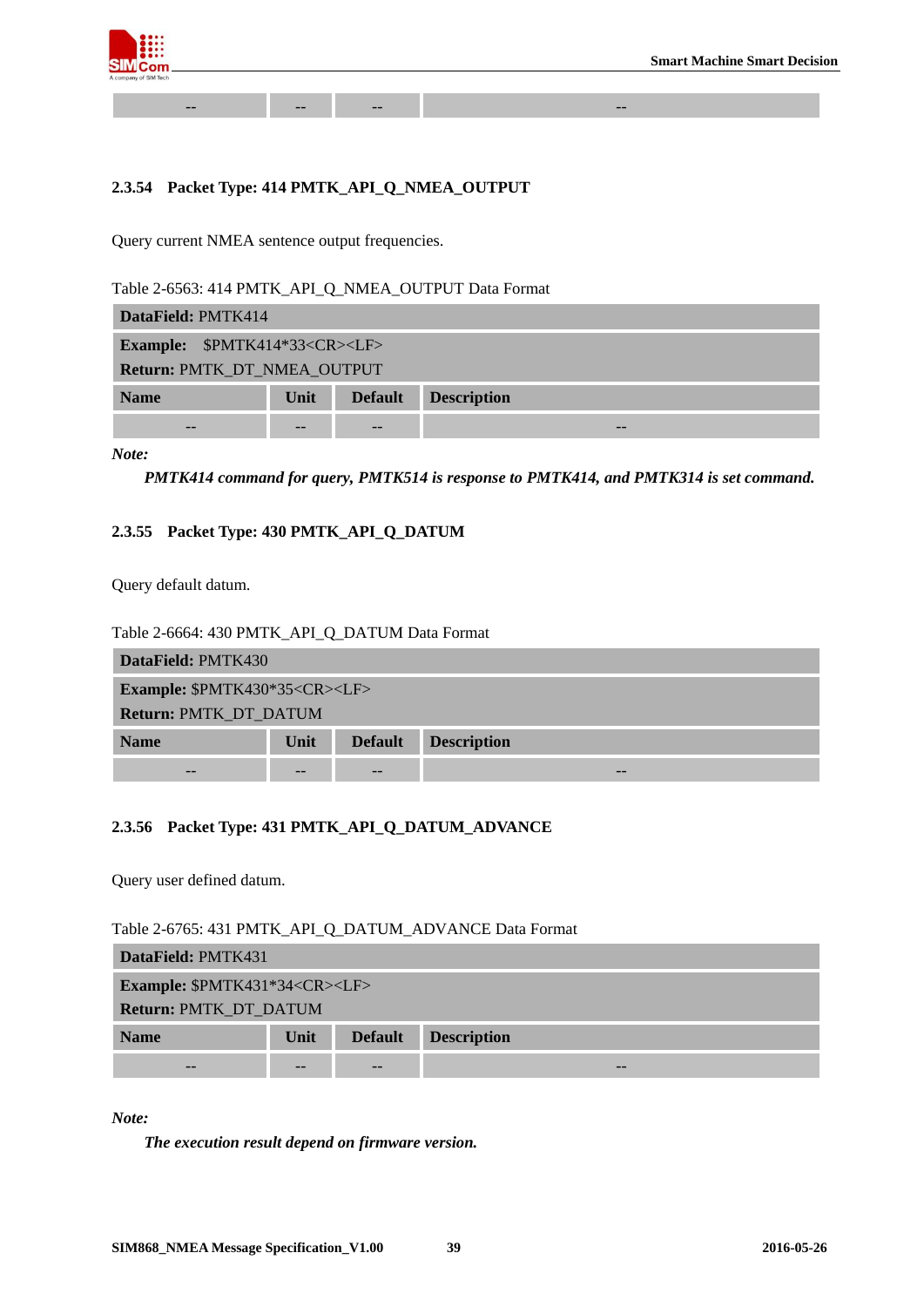| -- | -- | -- | -- |
|---|---|---|---|

### 2.3.54 Packet Type: 414 PMTK_API_Q_NMEA_OUTPUT

Query current NMEA sentence output frequencies.

Table 2-6563: 414 PMTK_API_Q_NMEA_OUTPUT Data Format

| **DataField:** PMTK414 | | | |
|---|---|---|---|
| **Example:** $PMTK414*33<CR><LF><br>**Return:** PMTK_DT_NMEA_OUTPUT | | | |
| **Name** | **Unit** | **Default** | **Description** |
| -- | -- | -- | -- |

***Note:***

***PMTK414 command for query, PMTK514 is response to PMTK414, and PMTK314 is set command.***

### 2.3.55 Packet Type: 430 PMTK_API_Q_DATUM

Query default datum.

Table 2-6664: 430 PMTK_API_Q_DATUM Data Format

| **DataField:** PMTK430 | | | |
|---|---|---|---|
| **Example:** $PMTK430*35<CR><LF><br>**Return:** PMTK_DT_DATUM | | | |
| **Name** | **Unit** | **Default** | **Description** |
| -- | -- | -- | -- |

### 2.3.56 Packet Type: 431 PMTK_API_Q_DATUM_ADVANCE

Query user defined datum.

Table 2-6765: 431 PMTK_API_Q_DATUM_ADVANCE Data Format

| **DataField:** PMTK431 | | | |
|---|---|---|---|
| **Example:** $PMTK431*34<CR><LF><br>**Return:** PMTK_DT_DATUM | | | |
| **Name** | **Unit** | **Default** | **Description** |
| -- | -- | -- | -- |

***Note:***

***The execution result depend on firmware version.***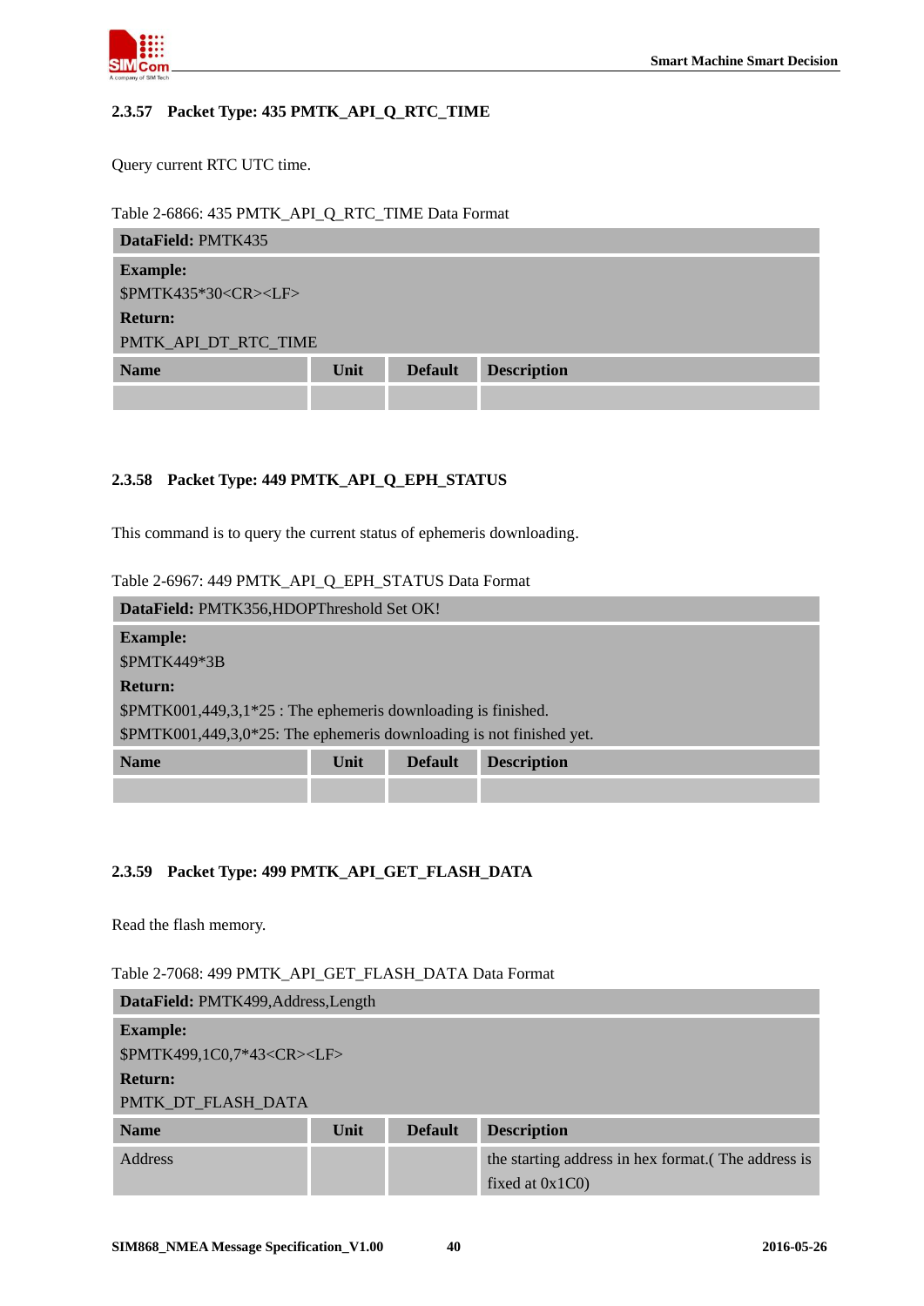### 2.3.57 Packet Type: 435 PMTK_API_Q_RTC_TIME

Query current RTC UTC time.

Table 2-6866: 435 PMTK_API_Q_RTC_TIME Data Format

| **DataField:** PMTK435 | | | |
|---|---|---|---|
| **Example:**<br>$PMTK435*30<CR><LF><br>**Return:**<br>PMTK_API_DT_RTC_TIME | | | |
| **Name** | **Unit** | **Default** | **Description** |
| | | | |

### 2.3.58 Packet Type: 449 PMTK_API_Q_EPH_STATUS

This command is to query the current status of ephemeris downloading.

Table 2-6967: 449 PMTK_API_Q_EPH_STATUS Data Format

| **DataField:** PMTK356,HDOPThreshold Set OK! | | | |
|---|---|---|---|
| **Example:**<br>$PMTK449*3B<br>**Return:**<br>$PMTK001,449,3,1*25 : The ephemeris downloading is finished.<br>$PMTK001,449,3,0*25: The ephemeris downloading is not finished yet. | | | |
| **Name** | **Unit** | **Default** | **Description** |
| | | | |

### 2.3.59 Packet Type: 499 PMTK_API_GET_FLASH_DATA

Read the flash memory.

Table 2-7068: 499 PMTK_API_GET_FLASH_DATA Data Format

| **DataField:** PMTK499,Address,Length | | | |
|---|---|---|---|
| **Example:**<br>$PMTK499,1C0,7*43<CR><LF><br>**Return:**<br>PMTK_DT_FLASH_DATA | | | |
| **Name** | **Unit** | **Default** | **Description** |
| Address | | | the starting address in hex format.( The address is fixed at 0x1C0) |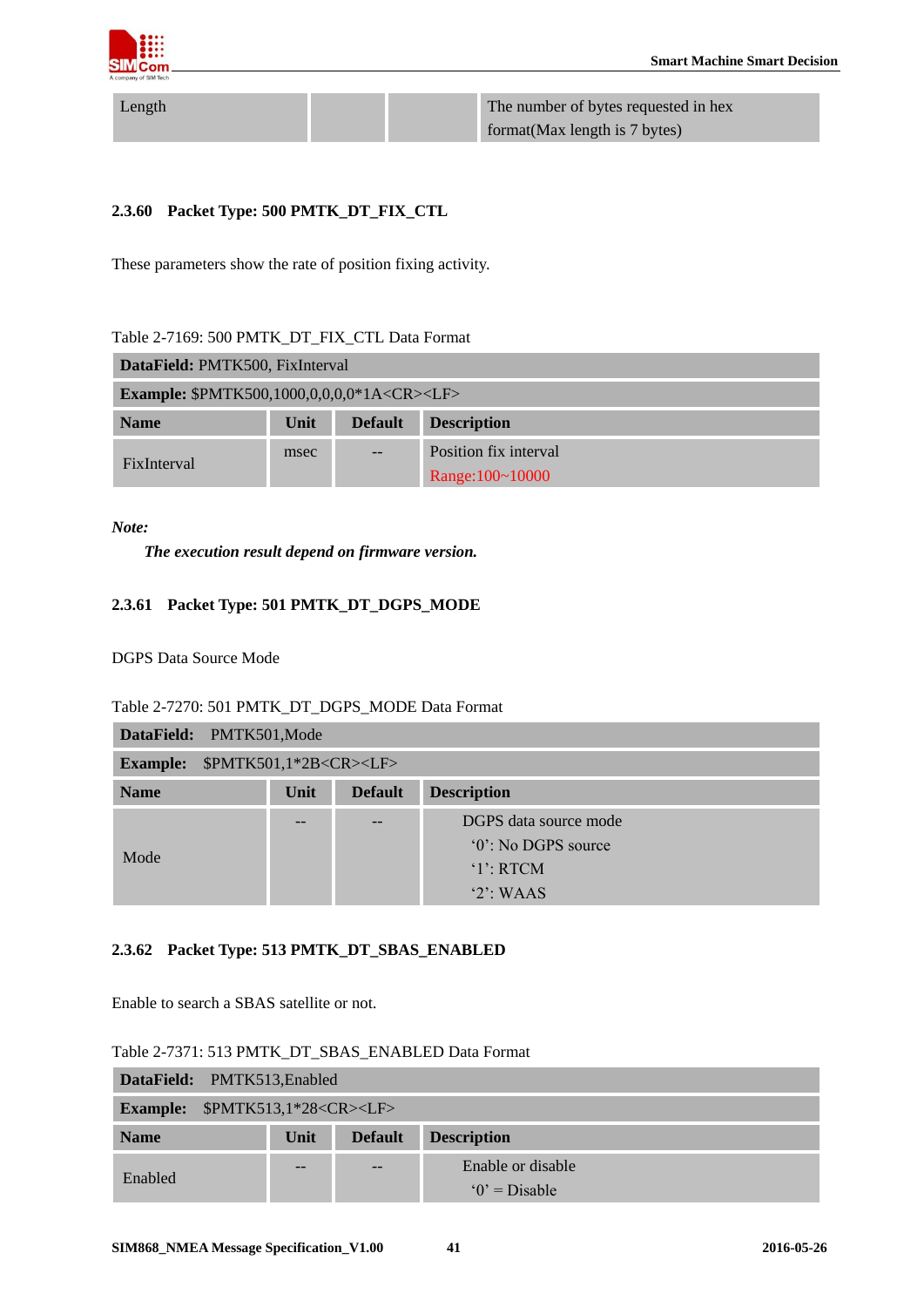| Length | | | The number of bytes requested in hex format(Max length is 7 bytes) |
|---|---|---|---|

### 2.3.60 Packet Type: 500 PMTK_DT_FIX_CTL

These parameters show the rate of position fixing activity.

Table 2-7169: 500 PMTK_DT_FIX_CTL Data Format

| **DataField:** PMTK500, FixInterval | | | |
|---|---|---|---|
| **Example:** $PMTK500,1000,0,0,0,0*1A<CR><LF> | | | |
| **Name** | **Unit** | **Default** | **Description** |
| FixInterval | msec | -- | Position fix interval<br>Range:100~10000 |

***Note:***

***The execution result depend on firmware version.***

### 2.3.61 Packet Type: 501 PMTK_DT_DGPS_MODE

DGPS Data Source Mode

Table 2-7270: 501 PMTK_DT_DGPS_MODE Data Format

| **DataField:** PMTK501,Mode | | | |
|---|---|---|---|
| **Example:** $PMTK501,1*2B<CR><LF> | | | |
| **Name** | **Unit** | **Default** | **Description** |
| Mode | -- | -- | DGPS data source mode<br>'0': No DGPS source<br>'1': RTCM<br>'2': WAAS |

### 2.3.62 Packet Type: 513 PMTK_DT_SBAS_ENABLED

Enable to search a SBAS satellite or not.

Table 2-7371: 513 PMTK_DT_SBAS_ENABLED Data Format

| **DataField:** PMTK513,Enabled | | | |
|---|---|---|---|
| **Example:** $PMTK513,1*28<CR><LF> | | | |
| **Name** | **Unit** | **Default** | **Description** |
| Enabled | -- | -- | Enable or disable<br>'0' = Disable |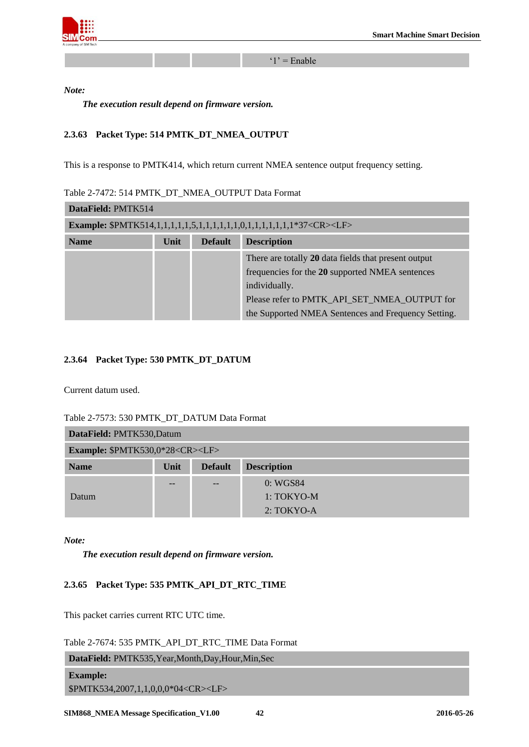| | | | '1' = Enable |
|---|---|---|---|

***Note:***

***The execution result depend on firmware version.***

### 2.3.63 Packet Type: 514 PMTK_DT_NMEA_OUTPUT

This is a response to PMTK414, which return current NMEA sentence output frequency setting.

Table 2-7472: 514 PMTK_DT_NMEA_OUTPUT Data Format

| **DataField:** PMTK514 | | | |
|---|---|---|---|
| **Example:** $PMTK514,1,1,1,1,1,5,1,1,1,1,1,1,0,1,1,1,1,1,1,1*37<CR><LF> | | | |
| **Name** | **Unit** | **Default** | **Description** |
| | | | There are totally **20** data fields that present output frequencies for the **20** supported NMEA sentences individually. Please refer to PMTK_API_SET_NMEA_OUTPUT for the Supported NMEA Sentences and Frequency Setting. |

### 2.3.64 Packet Type: 530 PMTK_DT_DATUM

Current datum used.

Table 2-7573: 530 PMTK_DT_DATUM Data Format

| **DataField:** PMTK530,Datum | | | |
|---|---|---|---|
| **Example:** $PMTK530,0*28<CR><LF> | | | |
| **Name** | **Unit** | **Default** | **Description** |
| Datum | -- | -- | 0: WGS84<br>1: TOKYO-M<br>2: TOKYO-A |

***Note:***

***The execution result depend on firmware version.***

### 2.3.65 Packet Type: 535 PMTK_API_DT_RTC_TIME

This packet carries current RTC UTC time.

Table 2-7674: 535 PMTK_API_DT_RTC_TIME Data Format

| **DataField:** PMTK535,Year,Month,Day,Hour,Min,Sec |
|---|
| **Example:**<br>$PMTK534,2007,1,1,0,0,0*04<CR><LF> |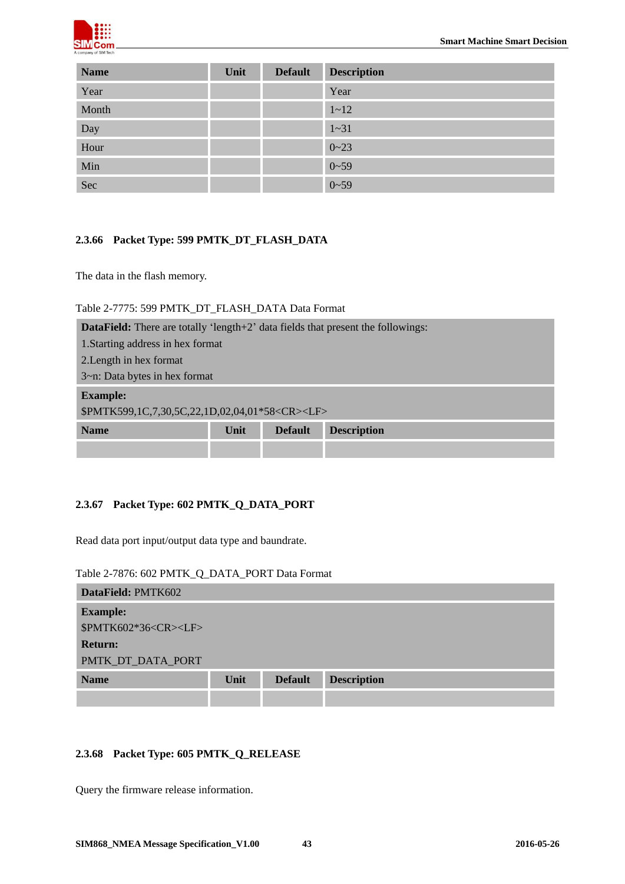| Name | Unit | Default | Description |
|---|---|---|---|
| Year | | | Year |
| Month | | | 1~12 |
| Day | | | 1~31 |
| Hour | | | 0~23 |
| Min | | | 0~59 |
| Sec | | | 0~59 |

### 2.3.66 Packet Type: 599 PMTK_DT_FLASH_DATA

The data in the flash memory.

Table 2-7775: 599 PMTK_DT_FLASH_DATA Data Format

| **DataField:** There are totally 'length+2' data fields that present the followings:<br>1.Starting address in hex format<br>2.Length in hex format<br>3~n: Data bytes in hex format | | | |
|---|---|---|---|
| **Example:**<br>$PMTK599,1C,7,30,5C,22,1D,02,04,01*58<CR><LF> | | | |
| **Name** | **Unit** | **Default** | **Description** |
| | | | |

### 2.3.67 Packet Type: 602 PMTK_Q_DATA_PORT

Read data port input/output data type and baundrate.

Table 2-7876: 602 PMTK_Q_DATA_PORT Data Format

| **DataField:** PMTK602 | | | |
|---|---|---|---|
| **Example:**<br>$PMTK602*36<CR><LF><br>**Return:**<br>PMTK_DT_DATA_PORT | | | |
| **Name** | **Unit** | **Default** | **Description** |
| | | | |

### 2.3.68 Packet Type: 605 PMTK_Q_RELEASE

Query the firmware release information.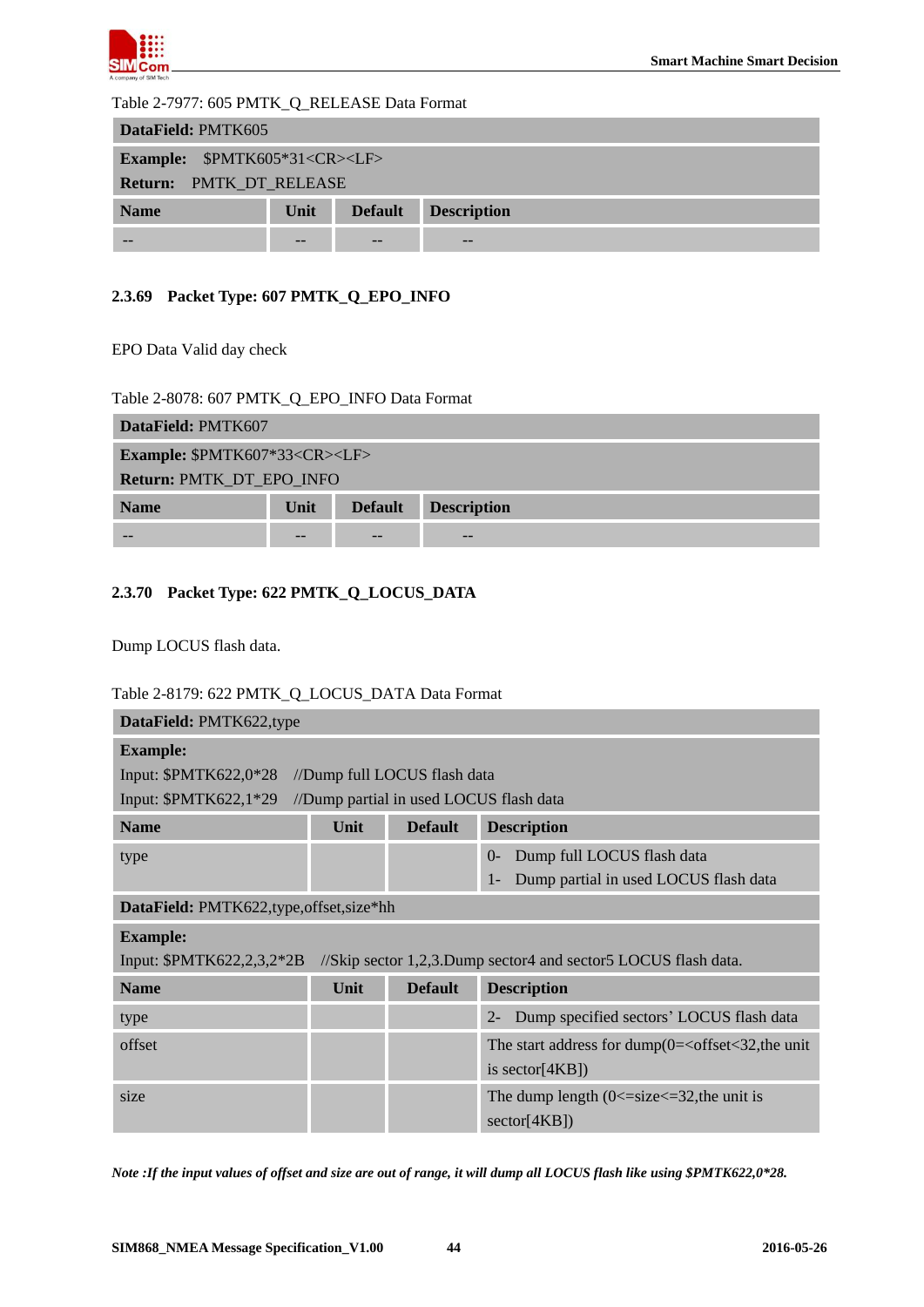Table 2-7977: 605 PMTK_Q_RELEASE Data Format

| **DataField:** PMTK605 | | | |
|---|---|---|---|
| **Example:** $PMTK605*31<CR><LF><br>**Return:** PMTK_DT_RELEASE | | | |
| **Name** | **Unit** | **Default** | **Description** |
| -- | -- | -- | -- |

### 2.3.69 Packet Type: 607 PMTK_Q_EPO_INFO

EPO Data Valid day check

Table 2-8078: 607 PMTK_Q_EPO_INFO Data Format

| **DataField:** PMTK607 | | | |
|---|---|---|---|
| **Example:** $PMTK607*33<CR><LF><br>**Return:** PMTK_DT_EPO_INFO | | | |
| **Name** | **Unit** | **Default** | **Description** |
| -- | -- | -- | -- |

### 2.3.70 Packet Type: 622 PMTK_Q_LOCUS_DATA

Dump LOCUS flash data.

Table 2-8179: 622 PMTK_Q_LOCUS_DATA Data Format

| **DataField:** PMTK622,type | | | |
|---|---|---|---|
| **Example:**<br>Input: $PMTK622,0*28 //Dump full LOCUS flash data<br>Input: $PMTK622,1*29 //Dump partial in used LOCUS flash data | | | |
| **Name** | **Unit** | **Default** | **Description** |
| type | | | 0- Dump full LOCUS flash data<br>1- Dump partial in used LOCUS flash data |
| **DataField:** PMTK622,type,offset,size*hh | | | |
| **Example:**<br>Input: $PMTK622,2,3,2*2B //Skip sector 1,2,3.Dump sector4 and sector5 LOCUS flash data. | | | |
| **Name** | **Unit** | **Default** | **Description** |
| type | | | 2- Dump specified sectors' LOCUS flash data |
| offset | | | The start address for dump(0=<offset<32,the unit is sector[4KB]) |
| size | | | The dump length (0<=size<=32,the unit is sector[4KB]) |

***Note :If the input values of offset and size are out of range, it will dump all LOCUS flash like using $PMTK622,0*28.***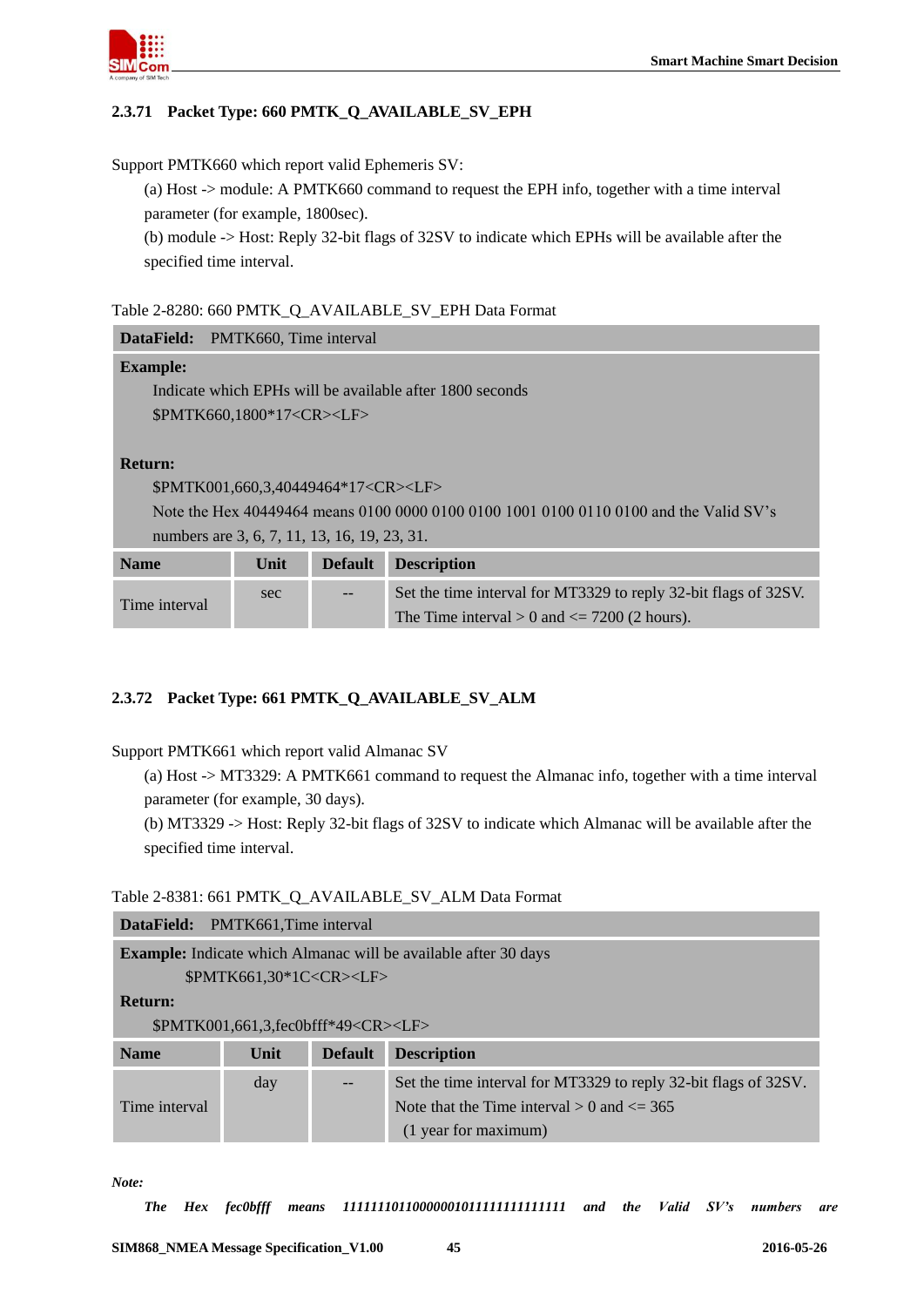### 2.3.71 Packet Type: 660 PMTK_Q_AVAILABLE_SV_EPH

Support PMTK660 which report valid Ephemeris SV:

(a) Host -> module: A PMTK660 command to request the EPH info, together with a time interval parameter (for example, 1800sec).

(b) module -> Host: Reply 32-bit flags of 32SV to indicate which EPHs will be available after the specified time interval.

Table 2-8280: 660 PMTK_Q_AVAILABLE_SV_EPH Data Format

| **DataField:** PMTK660, Time interval | | | |
|---|---|---|---|
| **Example:**<br>Indicate which EPHs will be available after 1800 seconds<br>$PMTK660,1800*17<CR><LF><br><br>**Return:**<br>$PMTK001,660,3,40449464*17<CR><LF><br>Note the Hex 40449464 means 0100 0000 0100 0100 1001 0100 0110 0100 and the Valid SV's numbers are 3, 6, 7, 11, 13, 16, 19, 23, 31. | | | |
| **Name** | **Unit** | **Default** | **Description** |
| Time interval | sec | -- | Set the time interval for MT3329 to reply 32-bit flags of 32SV.<br>The Time interval > 0 and <= 7200 (2 hours). |

### 2.3.72 Packet Type: 661 PMTK_Q_AVAILABLE_SV_ALM

Support PMTK661 which report valid Almanac SV

(a) Host -> MT3329: A PMTK661 command to request the Almanac info, together with a time interval parameter (for example, 30 days).

(b) MT3329 -> Host: Reply 32-bit flags of 32SV to indicate which Almanac will be available after the specified time interval.

Table 2-8381: 661 PMTK_Q_AVAILABLE_SV_ALM Data Format

| **DataField:** PMTK661,Time interval | | | |
|---|---|---|---|
| **Example:** Indicate which Almanac will be available after 30 days<br>$PMTK661,30*1C<CR><LF><br>**Return:**<br>$PMTK001,661,3,fec0bfff*49<CR><LF> | | | |
| **Name** | **Unit** | **Default** | **Description** |
| Time interval | day | -- | Set the time interval for MT3329 to reply 32-bit flags of 32SV.<br>Note that the Time interval > 0 and <= 365<br>(1 year for maximum) |

***Note:***

*The Hex fec0bfff means 11111110110000001011111111111111 and the Valid SV's numbers are*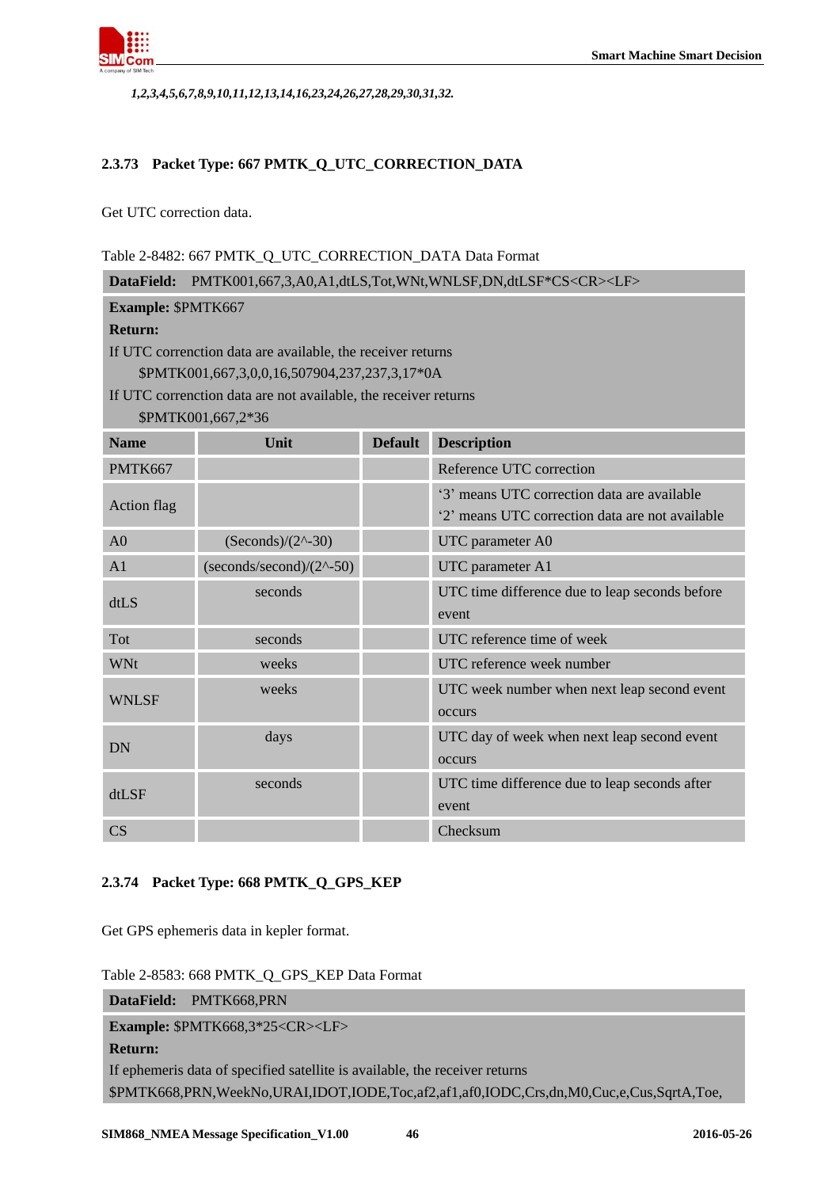*1,2,3,4,5,6,7,8,9,10,11,12,13,14,16,23,24,26,27,28,29,30,31,32.*

### 2.3.73 Packet Type: 667 PMTK_Q_UTC_CORRECTION_DATA

Get UTC correction data.

Table 2-8482: 667 PMTK_Q_UTC_CORRECTION_DATA Data Format

| **DataField:** PMTK001,667,3,A0,A1,dtLS,Tot,WNt,WNLSF,DN,dtLSF*CS<CR><LF> | | | |
|---|---|---|---|
| **Example:** $PMTK667<br>**Return:**<br>If UTC correnction data are available, the receiver returns<br>$PMTK001,667,3,0,0,16,507904,237,237,3,17*0A<br>If UTC correnction data are not available, the receiver returns<br>$PMTK001,667,2*36 | | | |
| **Name** | **Unit** | **Default** | **Description** |
| PMTK667 | | | Reference UTC correction |
| Action flag | | | '3' means UTC correction data are available<br>'2' means UTC correction data are not available |
| A0 | (Seconds)/(2^-30) | | UTC parameter A0 |
| A1 | (seconds/second)/(2^-50) | | UTC parameter A1 |
| dtLS | seconds | | UTC time difference due to leap seconds before event |
| Tot | seconds | | UTC reference time of week |
| WNt | weeks | | UTC reference week number |
| WNLSF | weeks | | UTC week number when next leap second event occurs |
| DN | days | | UTC day of week when next leap second event occurs |
| dtLSF | seconds | | UTC time difference due to leap seconds after event |
| CS | | | Checksum |

### 2.3.74 Packet Type: 668 PMTK_Q_GPS_KEP

Get GPS ephemeris data in kepler format.

Table 2-8583: 668 PMTK_Q_GPS_KEP Data Format

| **DataField:** PMTK668,PRN |
|---|
| **Example:** $PMTK668,3*25<CR><LF><br>**Return:**<br>If ephemeris data of specified satellite is available, the receiver returns<br>$PMTK668,PRN,WeekNo,URAI,IDOT,IODE,Toc,af2,af1,af0,IODC,Crs,dn,M0,Cuc,e,Cus,SqrtA,Toe, |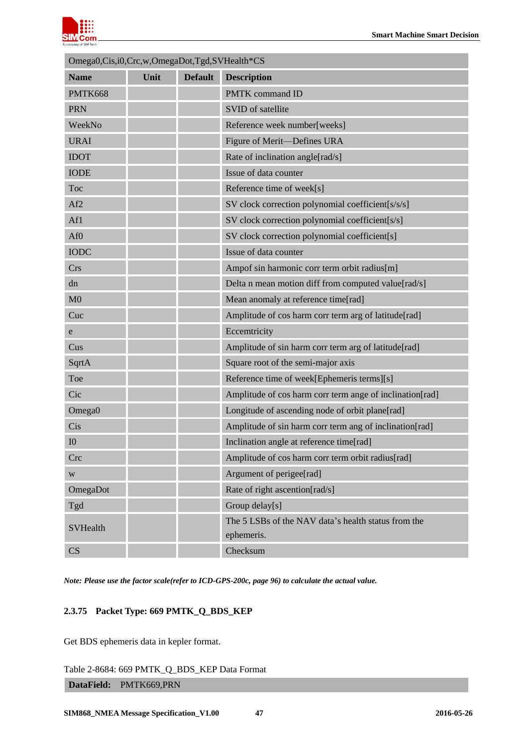| Omega0,Cis,i0,Crc,w,OmegaDot,Tgd,SVHealth*CS | | | |
|---|---|---|---|
| **Name** | **Unit** | **Default** | **Description** |
| PMTK668 | | | PMTK command ID |
| PRN | | | SVID of satellite |
| WeekNo | | | Reference week number[weeks] |
| URAI | | | Figure of Merit—Defines URA |
| IDOT | | | Rate of inclination angle[rad/s] |
| IODE | | | Issue of data counter |
| Toc | | | Reference time of week[s] |
| Af2 | | | SV clock correction polynomial coefficient[s/s/s] |
| Af1 | | | SV clock correction polynomial coefficient[s/s] |
| Af0 | | | SV clock correction polynomial coefficient[s] |
| IODC | | | Issue of data counter |
| Crs | | | Ampof sin harmonic corr term orbit radius[m] |
| dn | | | Delta n mean motion diff from computed value[rad/s] |
| M0 | | | Mean anomaly at reference time[rad] |
| Cuc | | | Amplitude of cos harm corr term arg of latitude[rad] |
| e | | | Eccemtricity |
| Cus | | | Amplitude of sin harm corr term arg of latitude[rad] |
| SqrtA | | | Square root of the semi-major axis |
| Toe | | | Reference time of week[Ephemeris terms][s] |
| Cic | | | Amplitude of cos harm corr term ange of inclination[rad] |
| Omega0 | | | Longitude of ascending node of orbit plane[rad] |
| Cis | | | Amplitude of sin harm corr term ang of inclination[rad] |
| I0 | | | Inclination angle at reference time[rad] |
| Crc | | | Amplitude of cos harm corr term orbit radius[rad] |
| w | | | Argument of perigee[rad] |
| OmegaDot | | | Rate of right ascention[rad/s] |
| Tgd | | | Group delay[s] |
| SVHealth | | | The 5 LSBs of the NAV data's health status from the ephemeris. |
| CS | | | Checksum |

***Note: Please use the factor scale(refer to ICD-GPS-200c, page 96) to calculate the actual value.***

### 2.3.75 Packet Type: 669 PMTK_Q_BDS_KEP

Get BDS ephemeris data in kepler format.

Table 2-8684: 669 PMTK_Q_BDS_KEP Data Format

| **DataField:** PMTK669,PRN |
|---|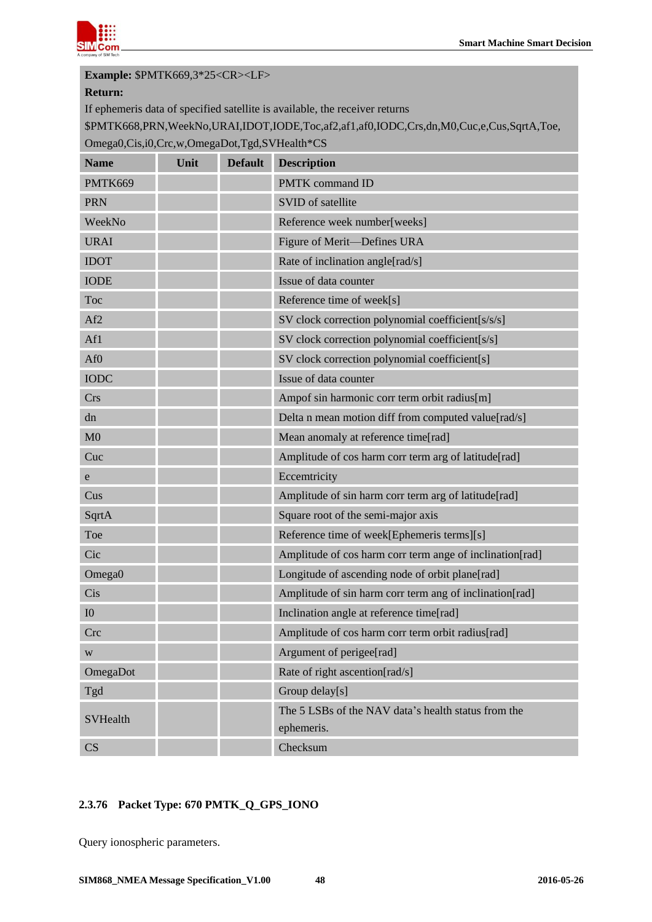**Example:** $PMTK669,3*25<CR><LF>

**Return:**

If ephemeris data of specified satellite is available, the receiver returns $PMTK668,PRN,WeekNo,URAI,IDOT,IODE,Toc,af2,af1,af0,IODC,Crs,dn,M0,Cuc,e,Cus,SqrtA,Toe, Omega0,Cis,i0,Crc,w,OmegaDot,Tgd,SVHealth*CS

| Name | Unit | Default | Description |
|---|---|---|---|
| PMTK669 | | | PMTK command ID |
| PRN | | | SVID of satellite |
| WeekNo | | | Reference week number[weeks] |
| URAI | | | Figure of Merit—Defines URA |
| IDOT | | | Rate of inclination angle[rad/s] |
| IODE | | | Issue of data counter |
| Toc | | | Reference time of week[s] |
| Af2 | | | SV clock correction polynomial coefficient[s/s/s] |
| Af1 | | | SV clock correction polynomial coefficient[s/s] |
| Af0 | | | SV clock correction polynomial coefficient[s] |
| IODC | | | Issue of data counter |
| Crs | | | Ampof sin harmonic corr term orbit radius[m] |
| dn | | | Delta n mean motion diff from computed value[rad/s] |
| M0 | | | Mean anomaly at reference time[rad] |
| Cuc | | | Amplitude of cos harm corr term arg of latitude[rad] |
| e | | | Eccemtricity |
| Cus | | | Amplitude of sin harm corr term arg of latitude[rad] |
| SqrtA | | | Square root of the semi-major axis |
| Toe | | | Reference time of week[Ephemeris terms][s] |
| Cic | | | Amplitude of cos harm corr term ange of inclination[rad] |
| Omega0 | | | Longitude of ascending node of orbit plane[rad] |
| Cis | | | Amplitude of sin harm corr term ang of inclination[rad] |
| I0 | | | Inclination angle at reference time[rad] |
| Crc | | | Amplitude of cos harm corr term orbit radius[rad] |
| w | | | Argument of perigee[rad] |
| OmegaDot | | | Rate of right ascention[rad/s] |
| Tgd | | | Group delay[s] |
| SVHealth | | | The 5 LSBs of the NAV data's health status from the ephemeris. |
| CS | | | Checksum |

### 2.3.76 Packet Type: 670 PMTK_Q_GPS_IONO

Query ionospheric parameters.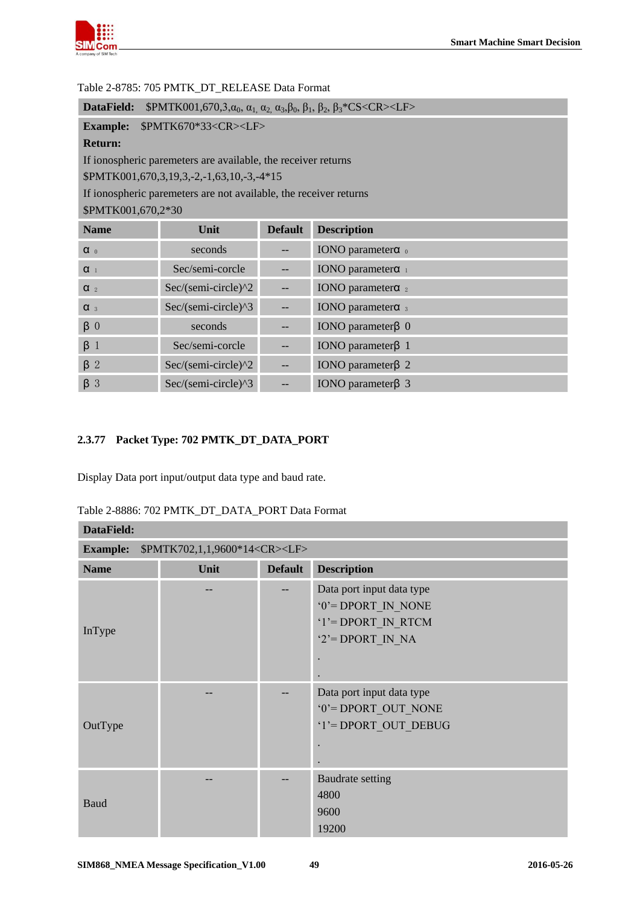Table 2-8785: 705 PMTK_DT_RELEASE Data Format

| **DataField:** $PMTK001,670,3,$\alpha_0$, $\alpha_1$, $\alpha_2$, $\alpha_3$,$\beta_0$, $\beta_1$, $\beta_2$, $\beta_3$*CS<CR><LF> | | | |
|---|---|---|---|
| **Example:** $PMTK670*33<CR><LF><br>**Return:**<br>If ionospheric paremeters are available, the receiver returns<br>$PMTK001,670,3,19,3,-2,-1,63,10,-3,-4*15<br>If ionospheric paremeters are not available, the receiver returns<br>$PMTK001,670,2*30 | | | |
| **Name** | **Unit** | **Default** | **Description** |
| $\alpha_0$ | seconds | -- | IONO parameter $\alpha_0$ |
| $\alpha_1$ | Sec/semi-corcle | -- | IONO parameter $\alpha_1$ |
| $\alpha_2$ | Sec/(semi-circle)^2 | -- | IONO parameter $\alpha_2$ |
| $\alpha_3$ | Sec/(semi-circle)^3 | -- | IONO parameter $\alpha_3$ |
| β 0 | seconds | -- | IONO parameter β 0 |
| β 1 | Sec/semi-corcle | -- | IONO parameter β 1 |
| β 2 | Sec/(semi-circle)^2 | -- | IONO parameter β 2 |
| β 3 | Sec/(semi-circle)^3 | -- | IONO parameter β 3 |

### 2.3.77 Packet Type: 702 PMTK_DT_DATA_PORT

Display Data port input/output data type and baud rate.

Table 2-8886: 702 PMTK_DT_DATA_PORT Data Format

| **DataField:** | | | |
|---|---|---|---|
| **Example:** $PMTK702,1,1,9600*14<CR><LF> | | | |
| **Name** | **Unit** | **Default** | **Description** |
| InType | -- | -- | Data port input data type<br>'0'= DPORT_IN_NONE<br>'1'= DPORT_IN_RTCM<br>'2'= DPORT_IN_NA<br>.<br>. |
| OutType | -- | -- | Data port input data type<br>'0'= DPORT_OUT_NONE<br>'1'= DPORT_OUT_DEBUG<br>.<br>. |
| Baud | -- | -- | Baudrate setting<br>4800<br>9600<br>19200 |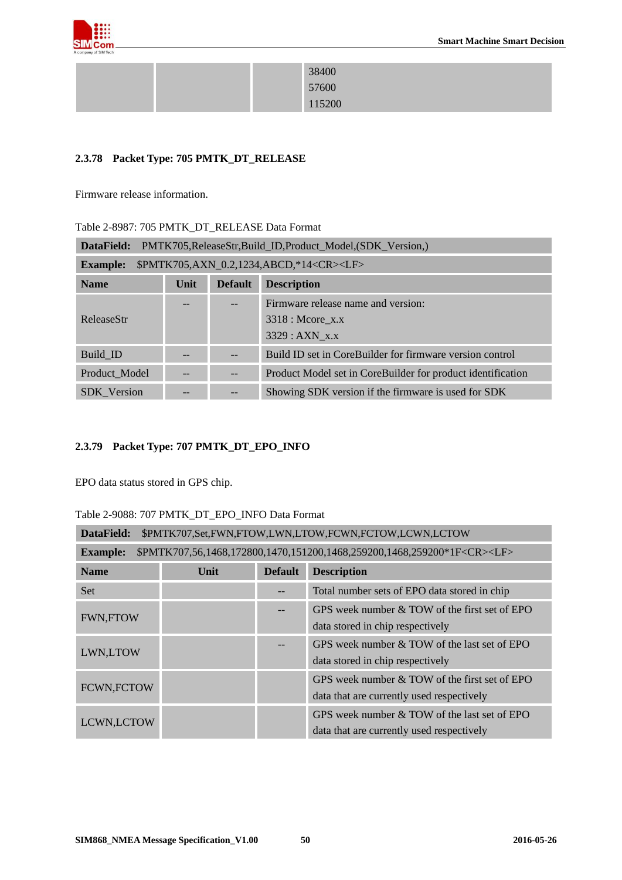| | | | 38400<br>57600<br>115200 |
|---|---|---|---|

### 2.3.78 Packet Type: 705 PMTK_DT_RELEASE

Firmware release information.

Table 2-8987: 705 PMTK_DT_RELEASE Data Format

| **DataField:** PMTK705,ReleaseStr,Build_ID,Product_Model,(SDK_Version,) | | | |
|---|---|---|---|
| **Example:** $PMTK705,AXN_0.2,1234,ABCD,*14<CR><LF> | | | |
| **Name** | **Unit** | **Default** | **Description** |
| ReleaseStr | -- | -- | Firmware release name and version:<br>3318 : Mcore_x.x<br>3329 : AXN_x.x |
| Build_ID | -- | -- | Build ID set in CoreBuilder for firmware version control |
| Product_Model | -- | -- | Product Model set in CoreBuilder for product identification |
| SDK_Version | -- | -- | Showing SDK version if the firmware is used for SDK |

### 2.3.79 Packet Type: 707 PMTK_DT_EPO_INFO

EPO data status stored in GPS chip.

Table 2-9088: 707 PMTK_DT_EPO_INFO Data Format

| **DataField:** $PMTK707,Set,FWN,FTOW,LWN,LTOW,FCWN,FCTOW,LCWN,LCTOW | | | |
|---|---|---|---|
| **Example:** $PMTK707,56,1468,172800,1470,151200,1468,259200,1468,259200*1F<CR><LF> | | | |
| **Name** | **Unit** | **Default** | **Description** |
| Set | | -- | Total number sets of EPO data stored in chip |
| FWN,FTOW | | -- | GPS week number & TOW of the first set of EPO data stored in chip respectively |
| LWN,LTOW | | -- | GPS week number & TOW of the last set of EPO data stored in chip respectively |
| FCWN,FCTOW | | | GPS week number & TOW of the first set of EPO data that are currently used respectively |
| LCWN,LCTOW | | | GPS week number & TOW of the last set of EPO data that are currently used respectively |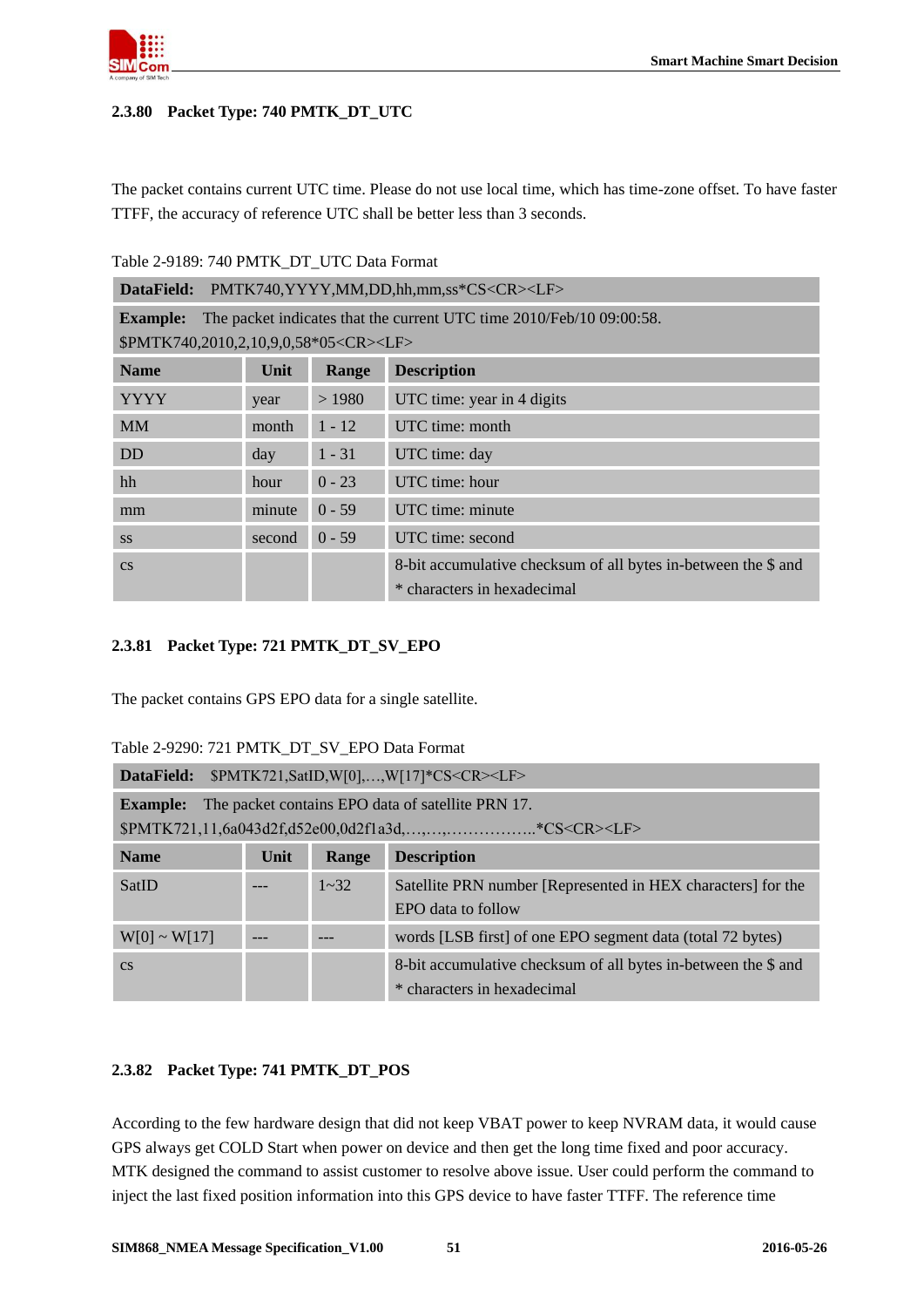### 2.3.80 Packet Type: 740 PMTK_DT_UTC

The packet contains current UTC time. Please do not use local time, which has time-zone offset. To have faster TTFF, the accuracy of reference UTC shall be better less than 3 seconds.

Table 2-9189: 740 PMTK_DT_UTC Data Format

| **DataField:** PMTK740,YYYY,MM,DD,hh,mm,ss*CS<CR><LF> | | | |
|---|---|---|---|
| **Example:** The packet indicates that the current UTC time 2010/Feb/10 09:00:58. $PMTK740,2010,2,10,9,0,58*05<CR><LF> | | | |
| **Name** | **Unit** | **Range** | **Description** |
| YYYY | year | > 1980 | UTC time: year in 4 digits |
| MM | month | 1 - 12 | UTC time: month |
| DD | day | 1 - 31 | UTC time: day |
| hh | hour | 0 - 23 | UTC time: hour |
| mm | minute | 0 - 59 | UTC time: minute |
| ss | second | 0 - 59 | UTC time: second |
| cs | | | 8-bit accumulative checksum of all bytes in-between the $ and * characters in hexadecimal |

### 2.3.81 Packet Type: 721 PMTK_DT_SV_EPO

The packet contains GPS EPO data for a single satellite.

Table 2-9290: 721 PMTK_DT_SV_EPO Data Format

| **DataField:** $PMTK721,SatID,W[0],…,W[17]*CS<CR><LF> | | | |
|---|---|---|---|
| **Example:** The packet contains EPO data of satellite PRN 17. $PMTK721,11,6a043d2f,d52e00,0d2f1a3d,…,…,……………..*CS<CR><LF> | | | |
| **Name** | **Unit** | **Range** | **Description** |
| SatID | --- | 1~32 | Satellite PRN number [Represented in HEX characters] for the EPO data to follow |
| W[0] ~ W[17] | --- | --- | words [LSB first] of one EPO segment data (total 72 bytes) |
| cs | | | 8-bit accumulative checksum of all bytes in-between the $ and * characters in hexadecimal |

### 2.3.82 Packet Type: 741 PMTK_DT_POS

According to the few hardware design that did not keep VBAT power to keep NVRAM data, it would cause GPS always get COLD Start when power on device and then get the long time fixed and poor accuracy. MTK designed the command to assist customer to resolve above issue. User could perform the command to inject the last fixed position information into this GPS device to have faster TTFF. The reference time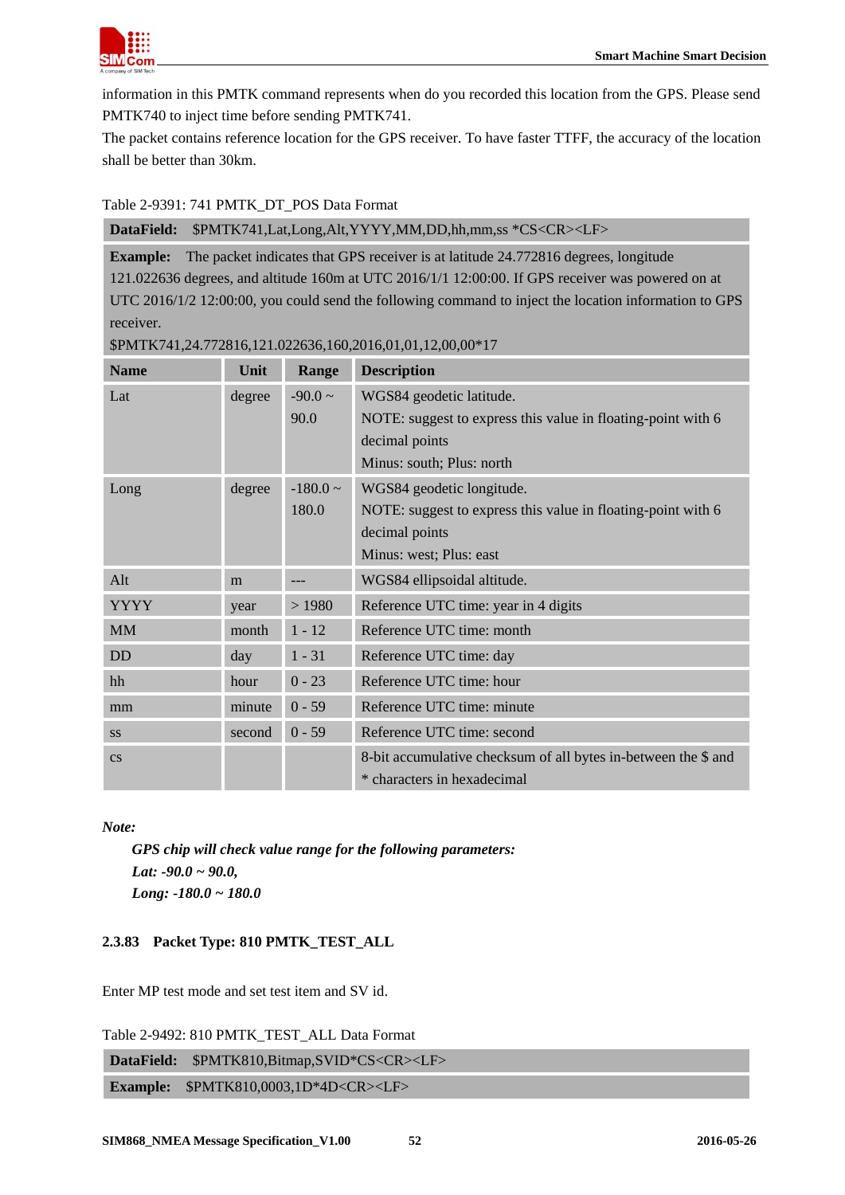information in this PMTK command represents when do you recorded this location from the GPS. Please send PMTK740 to inject time before sending PMTK741.

The packet contains reference location for the GPS receiver. To have faster TTFF, the accuracy of the location shall be better than 30km.

Table 2-9391: 741 PMTK_DT_POS Data Format

**DataField:** $PMTK741,Lat,Long,Alt,YYYY,MM,DD,hh,mm,ss *CS<CR><LF>

**Example:** The packet indicates that GPS receiver is at latitude 24.772816 degrees, longitude 121.022636 degrees, and altitude 160m at UTC 2016/1/1 12:00:00. If GPS receiver was powered on at UTC 2016/1/2 12:00:00, you could send the following command to inject the location information to GPS receiver.
$PMTK741,24.772816,121.022636,160,2016,01,01,12,00,00*17

| Name | Unit | Range | Description |
|---|---|---|---|
| Lat | degree | -90.0 ~ 90.0 | WGS84 geodetic latitude.<br>NOTE: suggest to express this value in floating-point with 6 decimal points<br>Minus: south; Plus: north |
| Long | degree | -180.0 ~ 180.0 | WGS84 geodetic longitude.<br>NOTE: suggest to express this value in floating-point with 6 decimal points<br>Minus: west; Plus: east |
| Alt | m | --- | WGS84 ellipsoidal altitude. |
| YYYY | year | > 1980 | Reference UTC time: year in 4 digits |
| MM | month | 1 - 12 | Reference UTC time: month |
| DD | day | 1 - 31 | Reference UTC time: day |
| hh | hour | 0 - 23 | Reference UTC time: hour |
| mm | minute | 0 - 59 | Reference UTC time: minute |
| ss | second | 0 - 59 | Reference UTC time: second |
| cs | | | 8-bit accumulative checksum of all bytes in-between the $ and * characters in hexadecimal |

***Note:***

***GPS chip will check value range for the following parameters:***
***Lat: -90.0 ~ 90.0,***
***Long: -180.0 ~ 180.0***

### 2.3.83 Packet Type: 810 PMTK_TEST_ALL

Enter MP test mode and set test item and SV id.

Table 2-9492: 810 PMTK_TEST_ALL Data Format

**DataField:** $PMTK810,Bitmap,SVID*CS<CR><LF>

**Example:** $PMTK810,0003,1D*4D<CR><LF>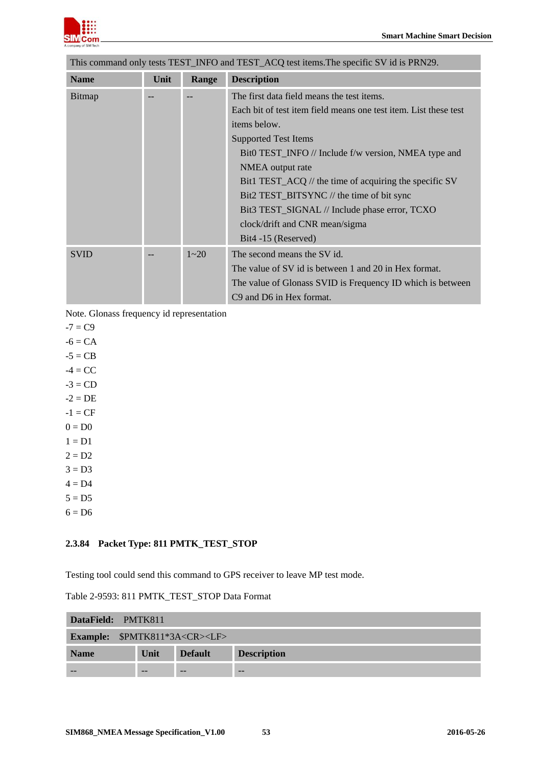| This command only tests TEST_INFO and TEST_ACQ test items.The specific SV id is PRN29. | | | |
|---|---|---|---|
| **Name** | **Unit** | **Range** | **Description** |
| Bitmap | -- | -- | The first data field means the test items.<br>Each bit of test item field means one test item. List these test items below.<br>Supported Test Items<br>Bit0 TEST_INFO // Include f/w version, NMEA type and NMEA output rate<br>Bit1 TEST_ACQ // the time of acquiring the specific SV<br>Bit2 TEST_BITSYNC // the time of bit sync<br>Bit3 TEST_SIGNAL // Include phase error, TCXO clock/drift and CNR mean/sigma<br>Bit4 -15 (Reserved) |
| SVID | -- | 1~20 | The second means the SV id.<br>The value of SV id is between 1 and 20 in Hex format.<br>The value of Glonass SVID is Frequency ID which is between C9 and D6 in Hex format. |

Note. Glonass frequency id representation

-7 = C9

-6 = CA

-5 = CB

-4 = CC

-3 = CD

-2 = DE

-1 = CF

0 = D0

1 = D1

2 = D2

3 = D3

4 = D4

5 = D5

6 = D6

### 2.3.84 Packet Type: 811 PMTK_TEST_STOP

Testing tool could send this command to GPS receiver to leave MP test mode.

Table 2-9593: 811 PMTK_TEST_STOP Data Format

| **DataField:** PMTK811 | | | |
|---|---|---|---|
| **Example:** $PMTK811*3A<CR><LF> | | | |
| **Name** | **Unit** | **Default** | **Description** |
| -- | -- | -- | -- |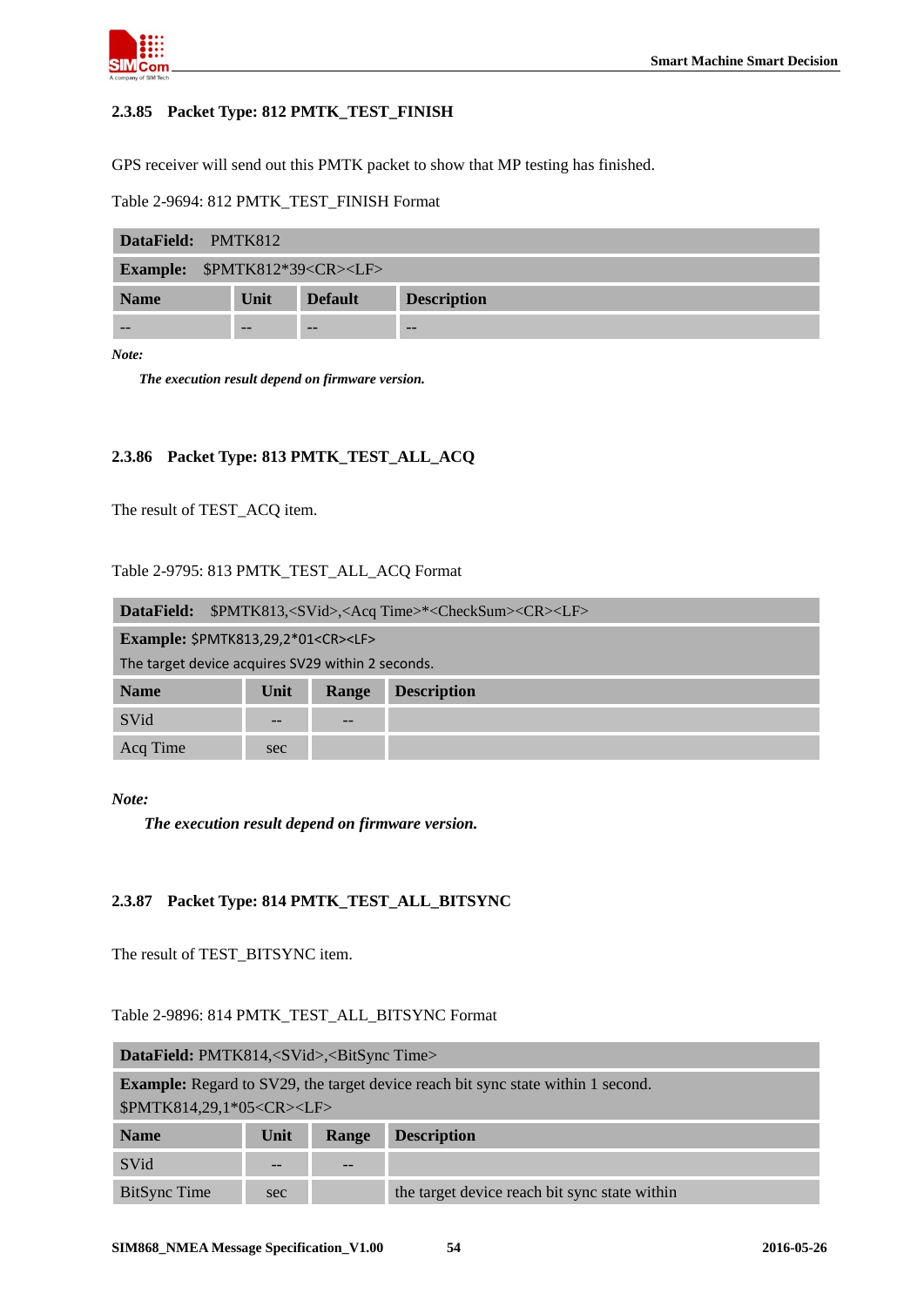### 2.3.85 Packet Type: 812 PMTK_TEST_FINISH

GPS receiver will send out this PMTK packet to show that MP testing has finished.

Table 2-9694: 812 PMTK_TEST_FINISH Format

| **DataField:** PMTK812 | | | |
|---|---|---|---|
| **Example:** $PMTK812*39<CR><LF> | | | |
| **Name** | **Unit** | **Default** | **Description** |
| -- | -- | -- | -- |

***Note:***

***The execution result depend on firmware version.***

### 2.3.86 Packet Type: 813 PMTK_TEST_ALL_ACQ

The result of TEST_ACQ item.

Table 2-9795: 813 PMTK_TEST_ALL_ACQ Format

| **DataField:** $PMTK813,<SVid>,<Acq Time>*<CheckSum><CR><LF> | | | |
|---|---|---|---|
| **Example:** $PMTK813,29,2*01<CR><LF><br>The target device acquires SV29 within 2 seconds. | | | |
| **Name** | **Unit** | **Range** | **Description** |
| SVid | -- | -- | |
| Acq Time | sec | | |

***Note:***

***The execution result depend on firmware version.***

### 2.3.87 Packet Type: 814 PMTK_TEST_ALL_BITSYNC

The result of TEST_BITSYNC item.

Table 2-9896: 814 PMTK_TEST_ALL_BITSYNC Format

| **DataField:** PMTK814,<SVid>,<BitSync Time> | | | |
|---|---|---|---|
| **Example:** Regard to SV29, the target device reach bit sync state within 1 second.<br>$PMTK814,29,1*05<CR><LF> | | | |
| **Name** | **Unit** | **Range** | **Description** |
| SVid | -- | -- | |
| BitSync Time | sec | | the target device reach bit sync state within |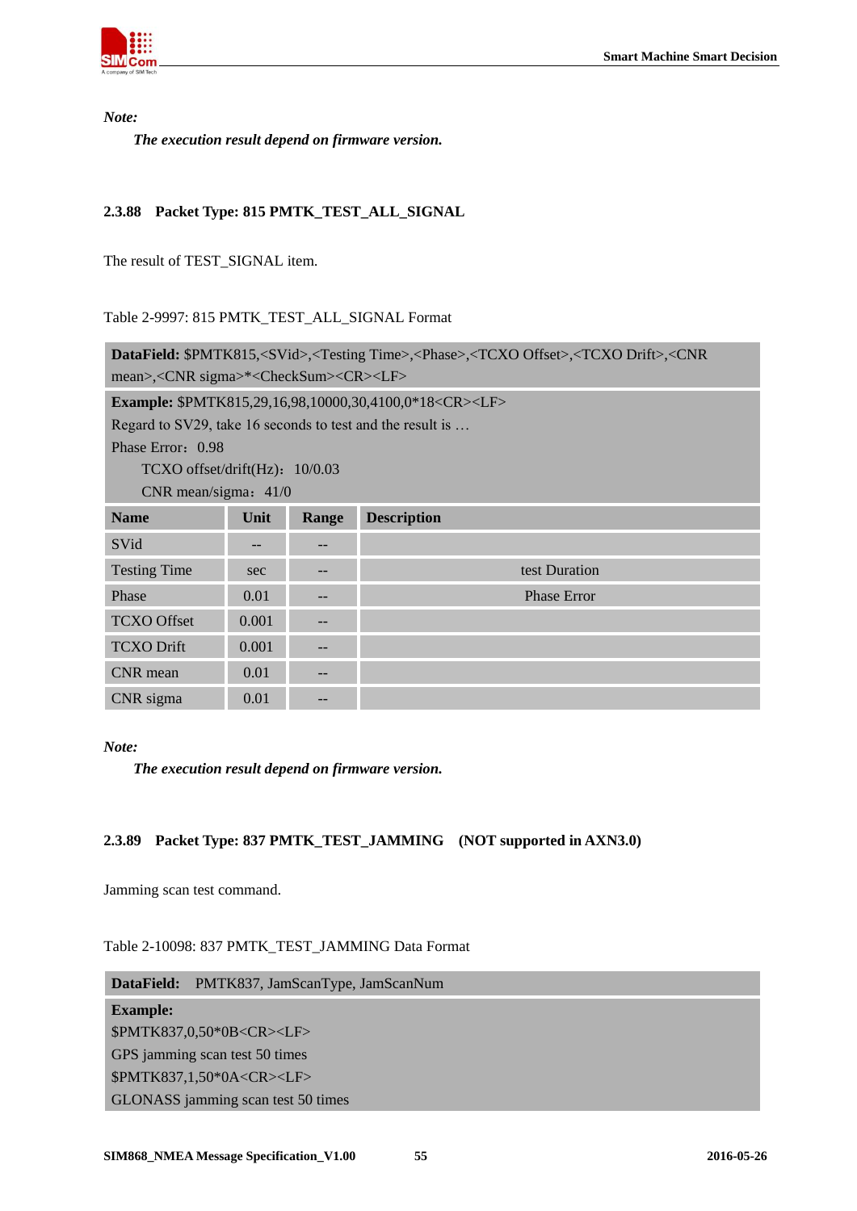*Note:*

***The execution result depend on firmware version.***

### 2.3.88 Packet Type: 815 PMTK_TEST_ALL_SIGNAL

The result of TEST_SIGNAL item.

Table 2-9997: 815 PMTK_TEST_ALL_SIGNAL Format

| **DataField:** $PMTK815,<SVid>,<Testing Time>,<Phase>,<TCXO Offset>,<TCXO Drift>,<CNR mean>,<CNR sigma>*<CheckSum><CR><LF> | | | |
|---|---|---|---|
| **Example:** $PMTK815,29,16,98,10000,30,4100,0*18<CR><LF><br>Regard to SV29, take 16 seconds to test and the result is …<br>Phase Error：0.98<br>TCXO offset/drift(Hz)：10/0.03<br>CNR mean/sigma：41/0 | | | |
| **Name** | **Unit** | **Range** | **Description** |
| SVid | -- | -- | |
| Testing Time | sec | -- | test Duration |
| Phase | 0.01 | -- | Phase Error |
| TCXO Offset | 0.001 | -- | |
| TCXO Drift | 0.001 | -- | |
| CNR mean | 0.01 | -- | |
| CNR sigma | 0.01 | -- | |

*Note:*

***The execution result depend on firmware version.***

### 2.3.89 Packet Type: 837 PMTK_TEST_JAMMING (NOT supported in AXN3.0)

Jamming scan test command.

Table 2-10098: 837 PMTK_TEST_JAMMING Data Format

| **DataField:** PMTK837, JamScanType, JamScanNum |
|---|
| **Example:**<br>$PMTK837,0,50*0B<CR><LF><br>GPS jamming scan test 50 times<br>$PMTK837,1,50*0A<CR><LF><br>GLONASS jamming scan test 50 times |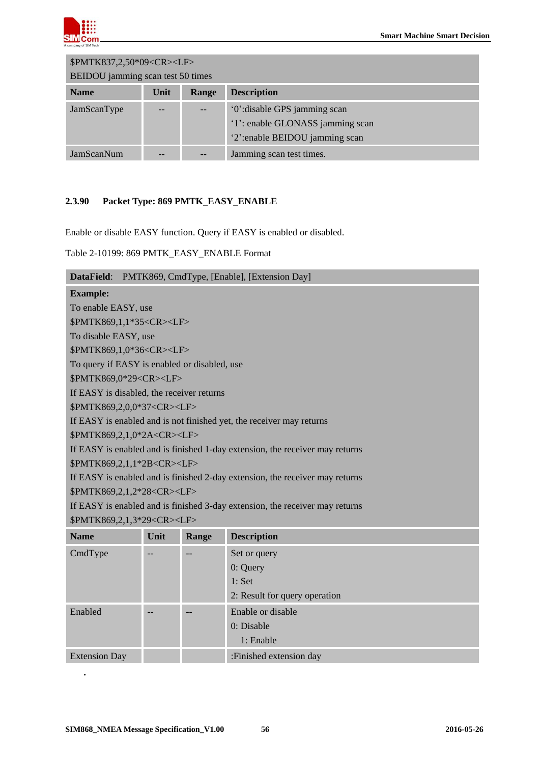| $PMTK837,2,50*09<CR><LF><br>BEIDOU jamming scan test 50 times | | | |
|---|---|---|---|
| **Name** | **Unit** | **Range** | **Description** |
| JamScanType | -- | -- | '0':disable GPS jamming scan<br>'1': enable GLONASS jamming scan<br>'2':enable BEIDOU jamming scan |
| JamScanNum | -- | -- | Jamming scan test times. |

### 2.3.90 Packet Type: 869 PMTK_EASY_ENABLE

Enable or disable EASY function. Query if EASY is enabled or disabled.

Table 2-10199: 869 PMTK_EASY_ENABLE Format

| **DataField**: PMTK869, CmdType, [Enable], [Extension Day] | | | |
|---|---|---|---|
| **Example:**<br>To enable EASY, use<br>$PMTK869,1,1*35<CR><LF><br>To disable EASY, use<br>$PMTK869,1,0*36<CR><LF><br>To query if EASY is enabled or disabled, use<br>$PMTK869,0*29<CR><LF><br>If EASY is disabled, the receiver returns<br>$PMTK869,2,0,0*37<CR><LF><br>If EASY is enabled and is not finished yet, the receiver may returns<br>$PMTK869,2,1,0*2A<CR><LF><br>If EASY is enabled and is finished 1-day extension, the receiver may returns<br>$PMTK869,2,1,1*2B<CR><LF><br>If EASY is enabled and is finished 2-day extension, the receiver may returns<br>$PMTK869,2,1,2*28<CR><LF><br>If EASY is enabled and is finished 3-day extension, the receiver may returns<br>$PMTK869,2,1,3*29<CR><LF> | | | |
| **Name** | **Unit** | **Range** | **Description** |
| CmdType | -- | -- | Set or query<br>0: Query<br>1: Set<br>2: Result for query operation |
| Enabled | -- | -- | Enable or disable<br>0: Disable<br>1: Enable |
| Extension Day | | | :Finished extension day |

.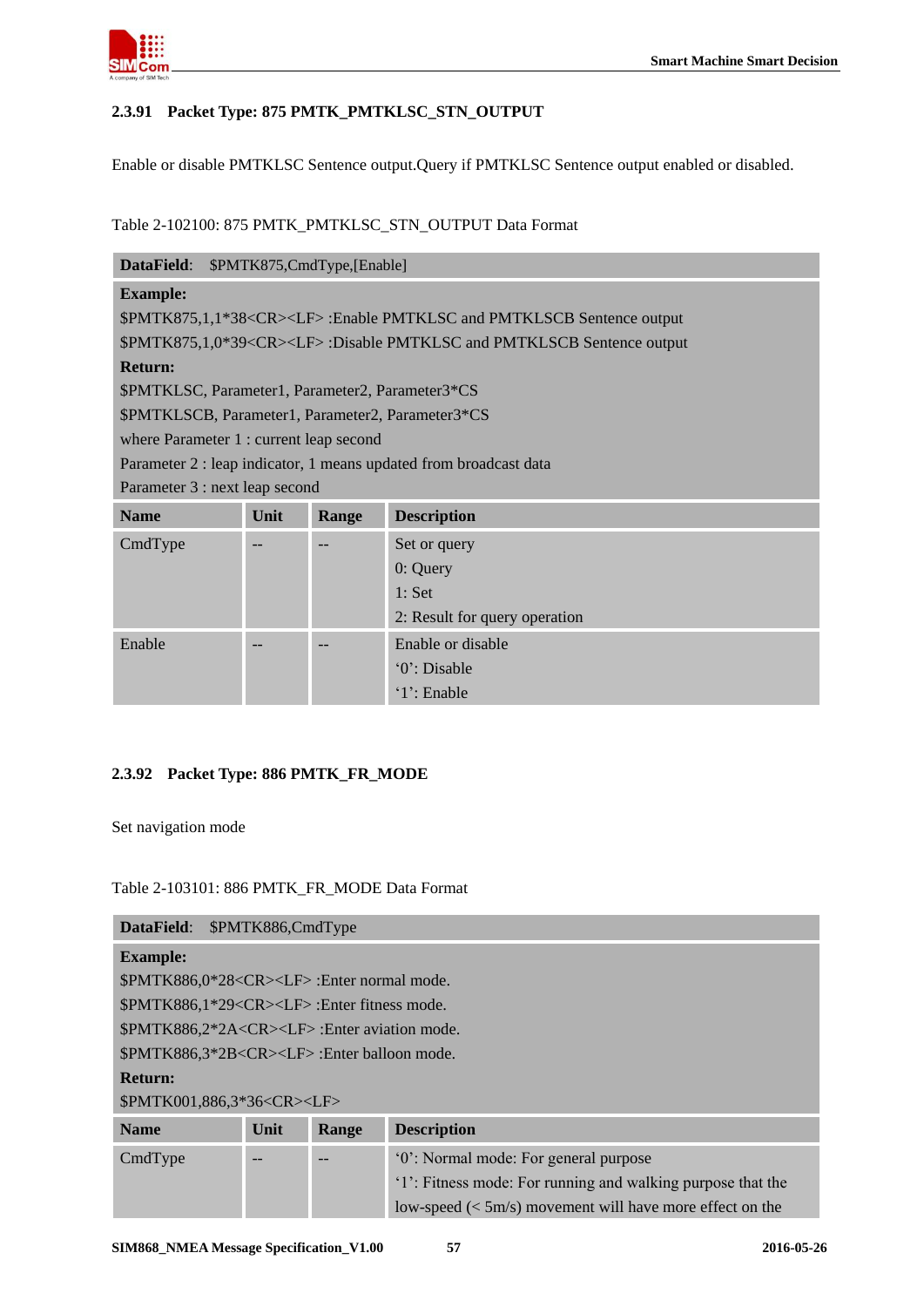### 2.3.91 Packet Type: 875 PMTK_PMTKLSC_STN_OUTPUT

Enable or disable PMTKLSC Sentence output.Query if PMTKLSC Sentence output enabled or disabled.

Table 2-102100: 875 PMTK_PMTKLSC_STN_OUTPUT Data Format

| **DataField**: $PMTK875,CmdType,[Enable] | | | |
|---|---|---|---|
| **Example:**<br>$PMTK875,1,1*38<CR><LF> :Enable PMTKLSC and PMTKLSCB Sentence output<br>$PMTK875,1,0*39<CR><LF> :Disable PMTKLSC and PMTKLSCB Sentence output<br>**Return:**<br>$PMTKLSC, Parameter1, Parameter2, Parameter3*CS<br>$PMTKLSCB, Parameter1, Parameter2, Parameter3*CS<br>where Parameter 1 : current leap second<br>Parameter 2 : leap indicator, 1 means updated from broadcast data<br>Parameter 3 : next leap second | | | |
| **Name** | **Unit** | **Range** | **Description** |
| CmdType | -- | -- | Set or query<br>0: Query<br>1: Set<br>2: Result for query operation |
| Enable | -- | -- | Enable or disable<br>'0': Disable<br>'1': Enable |

### 2.3.92 Packet Type: 886 PMTK_FR_MODE

Set navigation mode

Table 2-103101: 886 PMTK_FR_MODE Data Format

| **DataField**: $PMTK886,CmdType | | | |
|---|---|---|---|
| **Example:**<br>$PMTK886,0*28<CR><LF> :Enter normal mode.<br>$PMTK886,1*29<CR><LF> :Enter fitness mode.<br>$PMTK886,2*2A<CR><LF> :Enter aviation mode.<br>$PMTK886,3*2B<CR><LF> :Enter balloon mode.<br>**Return:**<br>$PMTK001,886,3*36<CR><LF> | | | |
| **Name** | **Unit** | **Range** | **Description** |
| CmdType | -- | -- | '0': Normal mode: For general purpose<br>'1': Fitness mode: For running and walking purpose that the low-speed (< 5m/s) movement will have more effect on the |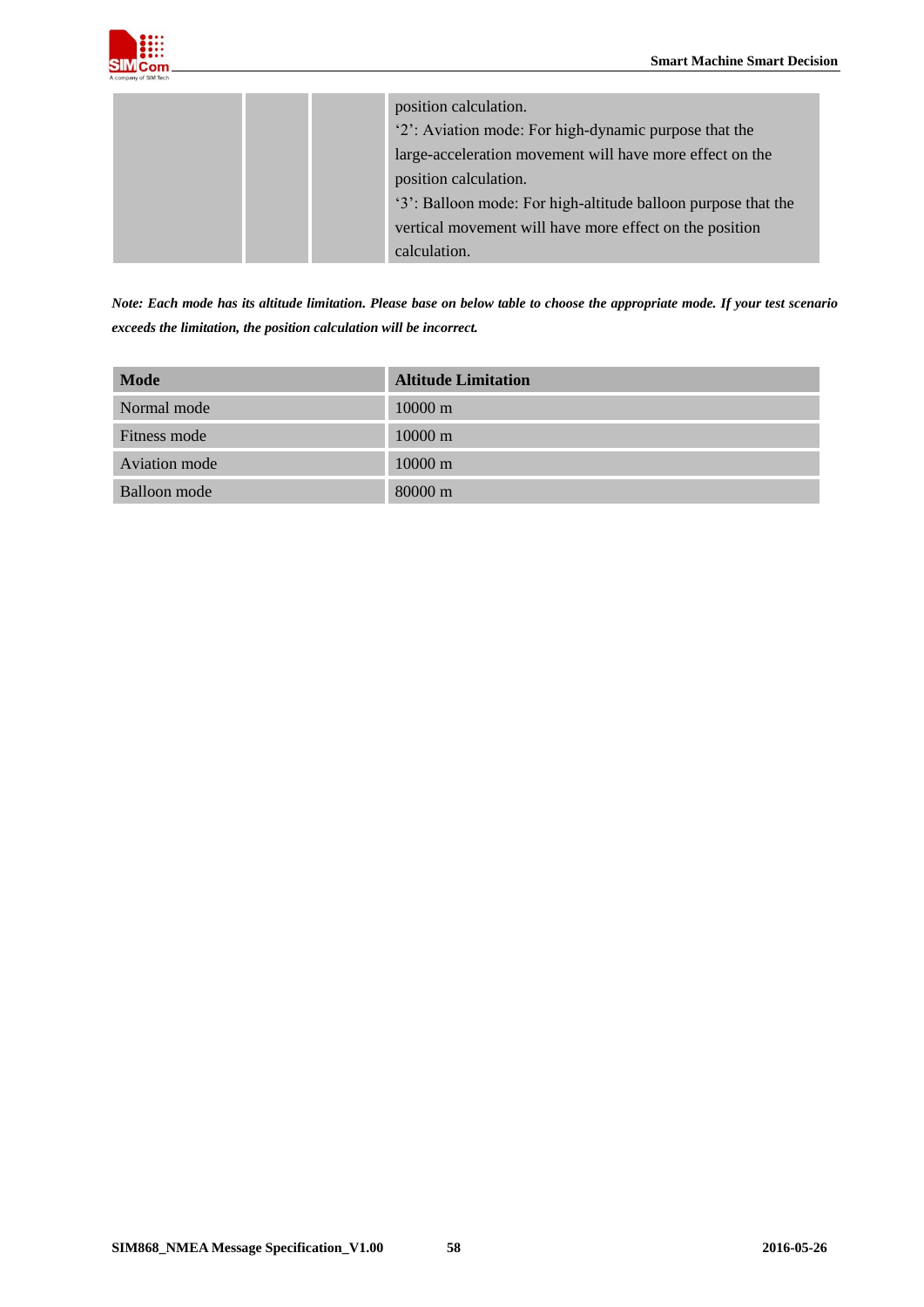| | | | position calculation.<br>'2': Aviation mode: For high-dynamic purpose that the large-acceleration movement will have more effect on the position calculation.<br>'3': Balloon mode: For high-altitude balloon purpose that the vertical movement will have more effect on the position calculation. |
|---|---|---|---|

***Note: Each mode has its altitude limitation. Please base on below table to choose the appropriate mode. If your test scenario exceeds the limitation, the position calculation will be incorrect.***

| Mode | Altitude Limitation |
|---|---|
| Normal mode | 10000 m |
| Fitness mode | 10000 m |
| Aviation mode | 10000 m |
| Balloon mode | 80000 m |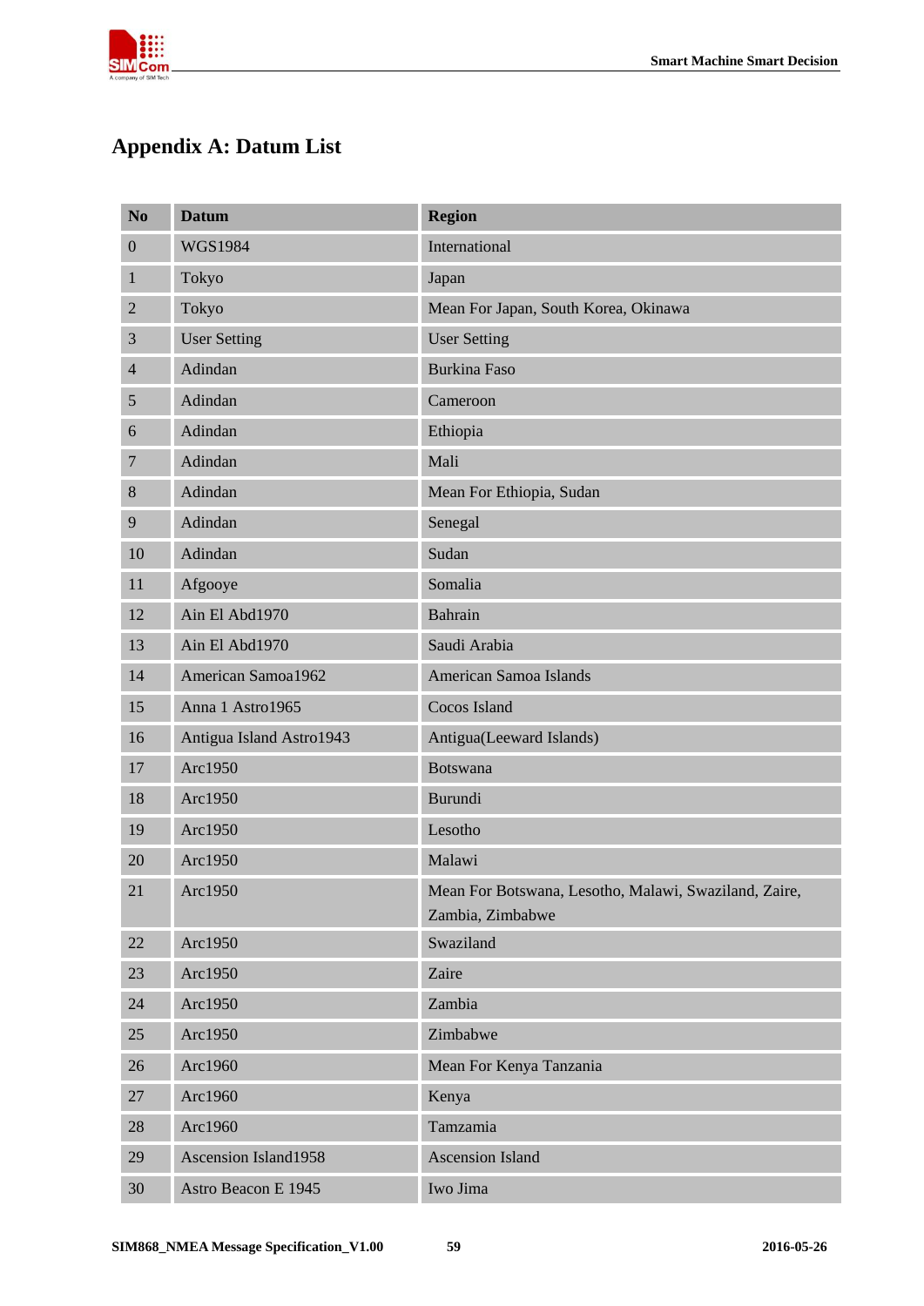# Appendix A: Datum List

| No | Datum | Region |
|---|---|---|
| 0 | WGS1984 | International |
| 1 | Tokyo | Japan |
| 2 | Tokyo | Mean For Japan, South Korea, Okinawa |
| 3 | User Setting | User Setting |
| 4 | Adindan | Burkina Faso |
| 5 | Adindan | Cameroon |
| 6 | Adindan | Ethiopia |
| 7 | Adindan | Mali |
| 8 | Adindan | Mean For Ethiopia, Sudan |
| 9 | Adindan | Senegal |
| 10 | Adindan | Sudan |
| 11 | Afgooye | Somalia |
| 12 | Ain El Abd1970 | Bahrain |
| 13 | Ain El Abd1970 | Saudi Arabia |
| 14 | American Samoa1962 | American Samoa Islands |
| 15 | Anna 1 Astro1965 | Cocos Island |
| 16 | Antigua Island Astro1943 | Antigua(Leeward Islands) |
| 17 | Arc1950 | Botswana |
| 18 | Arc1950 | Burundi |
| 19 | Arc1950 | Lesotho |
| 20 | Arc1950 | Malawi |
| 21 | Arc1950 | Mean For Botswana, Lesotho, Malawi, Swaziland, Zaire, Zambia, Zimbabwe |
| 22 | Arc1950 | Swaziland |
| 23 | Arc1950 | Zaire |
| 24 | Arc1950 | Zambia |
| 25 | Arc1950 | Zimbabwe |
| 26 | Arc1960 | Mean For Kenya Tanzania |
| 27 | Arc1960 | Kenya |
| 28 | Arc1960 | Tamzamia |
| 29 | Ascension Island1958 | Ascension Island |
| 30 | Astro Beacon E 1945 | Iwo Jima |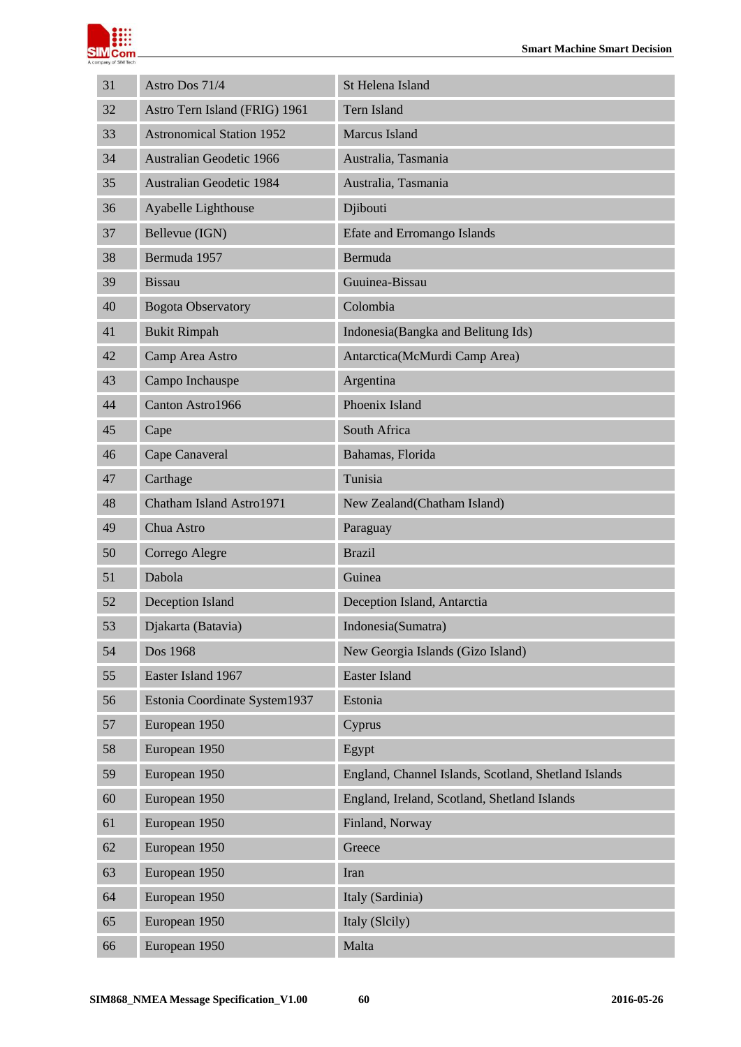| 31 | Astro Dos 71/4 | St Helena Island |
|---|---|---|
| 32 | Astro Tern Island (FRIG) 1961 | Tern Island |
| 33 | Astronomical Station 1952 | Marcus Island |
| 34 | Australian Geodetic 1966 | Australia, Tasmania |
| 35 | Australian Geodetic 1984 | Australia, Tasmania |
| 36 | Ayabelle Lighthouse | Djibouti |
| 37 | Bellevue (IGN) | Efate and Erromango Islands |
| 38 | Bermuda 1957 | Bermuda |
| 39 | Bissau | Guuinea-Bissau |
| 40 | Bogota Observatory | Colombia |
| 41 | Bukit Rimpah | Indonesia(Bangka and Belitung Ids) |
| 42 | Camp Area Astro | Antarctica(McMurdi Camp Area) |
| 43 | Campo Inchauspe | Argentina |
| 44 | Canton Astro1966 | Phoenix Island |
| 45 | Cape | South Africa |
| 46 | Cape Canaveral | Bahamas, Florida |
| 47 | Carthage | Tunisia |
| 48 | Chatham Island Astro1971 | New Zealand(Chatham Island) |
| 49 | Chua Astro | Paraguay |
| 50 | Corrego Alegre | Brazil |
| 51 | Dabola | Guinea |
| 52 | Deception Island | Deception Island, Antarctia |
| 53 | Djakarta (Batavia) | Indonesia(Sumatra) |
| 54 | Dos 1968 | New Georgia Islands (Gizo Island) |
| 55 | Easter Island 1967 | Easter Island |
| 56 | Estonia Coordinate System1937 | Estonia |
| 57 | European 1950 | Cyprus |
| 58 | European 1950 | Egypt |
| 59 | European 1950 | England, Channel Islands, Scotland, Shetland Islands |
| 60 | European 1950 | England, Ireland, Scotland, Shetland Islands |
| 61 | European 1950 | Finland, Norway |
| 62 | European 1950 | Greece |
| 63 | European 1950 | Iran |
| 64 | European 1950 | Italy (Sardinia) |
| 65 | European 1950 | Italy (Slcily) |
| 66 | European 1950 | Malta |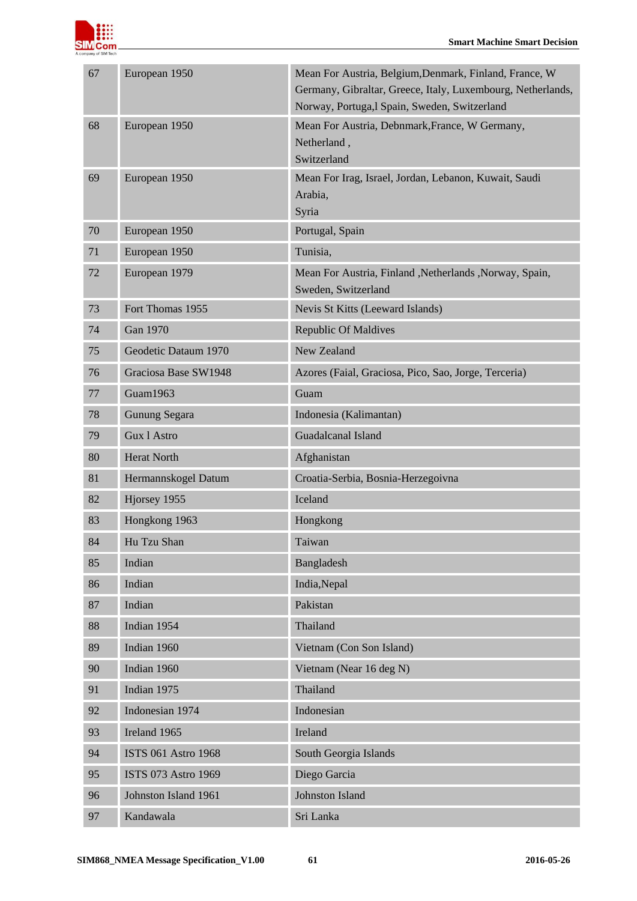| 67 | European 1950 | Mean For Austria, Belgium,Denmark, Finland, France, W Germany, Gibraltar, Greece, Italy, Luxembourg, Netherlands, Norway, Portuga,l Spain, Sweden, Switzerland |
|---|---|---|
| 68 | European 1950 | Mean For Austria, Debnmark,France, W Germany, Netherland , Switzerland |
| 69 | European 1950 | Mean For Irag, Israel, Jordan, Lebanon, Kuwait, Saudi Arabia, Syria |
| 70 | European 1950 | Portugal, Spain |
| 71 | European 1950 | Tunisia, |
| 72 | European 1979 | Mean For Austria, Finland ,Netherlands ,Norway, Spain, Sweden, Switzerland |
| 73 | Fort Thomas 1955 | Nevis St Kitts (Leeward Islands) |
| 74 | Gan 1970 | Republic Of Maldives |
| 75 | Geodetic Dataum 1970 | New Zealand |
| 76 | Graciosa Base SW1948 | Azores (Faial, Graciosa, Pico, Sao, Jorge, Terceria) |
| 77 | Guam1963 | Guam |
| 78 | Gunung Segara | Indonesia (Kalimantan) |
| 79 | Gux l Astro | Guadalcanal Island |
| 80 | Herat North | Afghanistan |
| 81 | Hermannskogel Datum | Croatia-Serbia, Bosnia-Herzegoivna |
| 82 | Hjorsey 1955 | Iceland |
| 83 | Hongkong 1963 | Hongkong |
| 84 | Hu Tzu Shan | Taiwan |
| 85 | Indian | Bangladesh |
| 86 | Indian | India,Nepal |
| 87 | Indian | Pakistan |
| 88 | Indian 1954 | Thailand |
| 89 | Indian 1960 | Vietnam (Con Son Island) |
| 90 | Indian 1960 | Vietnam (Near 16 deg N) |
| 91 | Indian 1975 | Thailand |
| 92 | Indonesian 1974 | Indonesian |
| 93 | Ireland 1965 | Ireland |
| 94 | ISTS 061 Astro 1968 | South Georgia Islands |
| 95 | ISTS 073 Astro 1969 | Diego Garcia |
| 96 | Johnston Island 1961 | Johnston Island |
| 97 | Kandawala | Sri Lanka |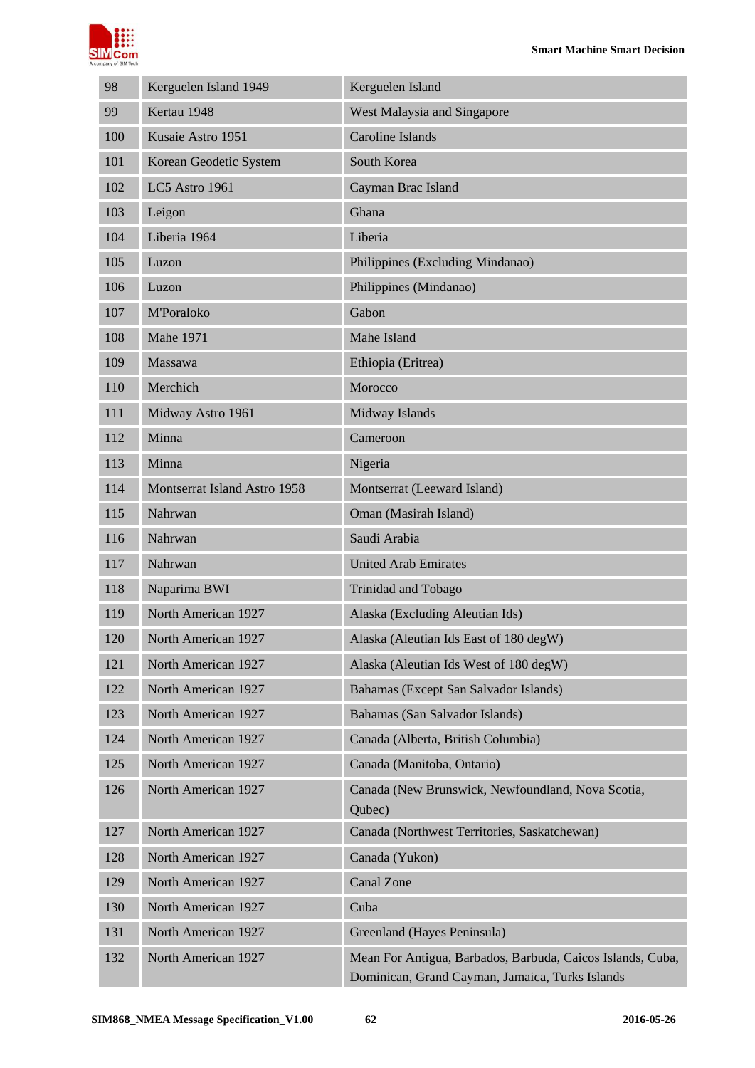| 98 | Kerguelen Island 1949 | Kerguelen Island |
|---|---|---|
| 99 | Kertau 1948 | West Malaysia and Singapore |
| 100 | Kusaie Astro 1951 | Caroline Islands |
| 101 | Korean Geodetic System | South Korea |
| 102 | LC5 Astro 1961 | Cayman Brac Island |
| 103 | Leigon | Ghana |
| 104 | Liberia 1964 | Liberia |
| 105 | Luzon | Philippines (Excluding Mindanao) |
| 106 | Luzon | Philippines (Mindanao) |
| 107 | M'Poraloko | Gabon |
| 108 | Mahe 1971 | Mahe Island |
| 109 | Massawa | Ethiopia (Eritrea) |
| 110 | Merchich | Morocco |
| 111 | Midway Astro 1961 | Midway Islands |
| 112 | Minna | Cameroon |
| 113 | Minna | Nigeria |
| 114 | Montserrat Island Astro 1958 | Montserrat (Leeward Island) |
| 115 | Nahrwan | Oman (Masirah Island) |
| 116 | Nahrwan | Saudi Arabia |
| 117 | Nahrwan | United Arab Emirates |
| 118 | Naparima BWI | Trinidad and Tobago |
| 119 | North American 1927 | Alaska (Excluding Aleutian Ids) |
| 120 | North American 1927 | Alaska (Aleutian Ids East of 180 degW) |
| 121 | North American 1927 | Alaska (Aleutian Ids West of 180 degW) |
| 122 | North American 1927 | Bahamas (Except San Salvador Islands) |
| 123 | North American 1927 | Bahamas (San Salvador Islands) |
| 124 | North American 1927 | Canada (Alberta, British Columbia) |
| 125 | North American 1927 | Canada (Manitoba, Ontario) |
| 126 | North American 1927 | Canada (New Brunswick, Newfoundland, Nova Scotia, Qubec) |
| 127 | North American 1927 | Canada (Northwest Territories, Saskatchewan) |
| 128 | North American 1927 | Canada (Yukon) |
| 129 | North American 1927 | Canal Zone |
| 130 | North American 1927 | Cuba |
| 131 | North American 1927 | Greenland (Hayes Peninsula) |
| 132 | North American 1927 | Mean For Antigua, Barbados, Barbuda, Caicos Islands, Cuba, Dominican, Grand Cayman, Jamaica, Turks Islands |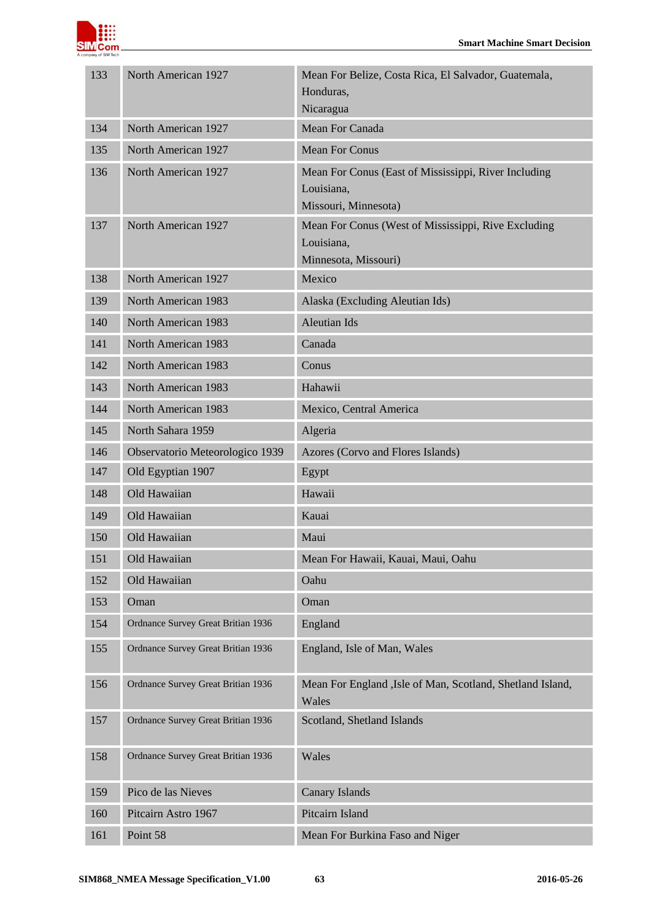| 133 | North American 1927 | Mean For Belize, Costa Rica, El Salvador, Guatemala, Honduras, Nicaragua |
|---|---|---|
| 134 | North American 1927 | Mean For Canada |
| 135 | North American 1927 | Mean For Conus |
| 136 | North American 1927 | Mean For Conus (East of Mississippi, River Including Louisiana, Missouri, Minnesota) |
| 137 | North American 1927 | Mean For Conus (West of Mississippi, Rive Excluding Louisiana, Minnesota, Missouri) |
| 138 | North American 1927 | Mexico |
| 139 | North American 1983 | Alaska (Excluding Aleutian Ids) |
| 140 | North American 1983 | Aleutian Ids |
| 141 | North American 1983 | Canada |
| 142 | North American 1983 | Conus |
| 143 | North American 1983 | Hahawii |
| 144 | North American 1983 | Mexico, Central America |
| 145 | North Sahara 1959 | Algeria |
| 146 | Observatorio Meteorologico 1939 | Azores (Corvo and Flores Islands) |
| 147 | Old Egyptian 1907 | Egypt |
| 148 | Old Hawaiian | Hawaii |
| 149 | Old Hawaiian | Kauai |
| 150 | Old Hawaiian | Maui |
| 151 | Old Hawaiian | Mean For Hawaii, Kauai, Maui, Oahu |
| 152 | Old Hawaiian | Oahu |
| 153 | Oman | Oman |
| 154 | Ordnance Survey Great Britian 1936 | England |
| 155 | Ordnance Survey Great Britian 1936 | England, Isle of Man, Wales |
| 156 | Ordnance Survey Great Britian 1936 | Mean For England ,Isle of Man, Scotland, Shetland Island, Wales |
| 157 | Ordnance Survey Great Britian 1936 | Scotland, Shetland Islands |
| 158 | Ordnance Survey Great Britian 1936 | Wales |
| 159 | Pico de las Nieves | Canary Islands |
| 160 | Pitcairn Astro 1967 | Pitcairn Island |
| 161 | Point 58 | Mean For Burkina Faso and Niger |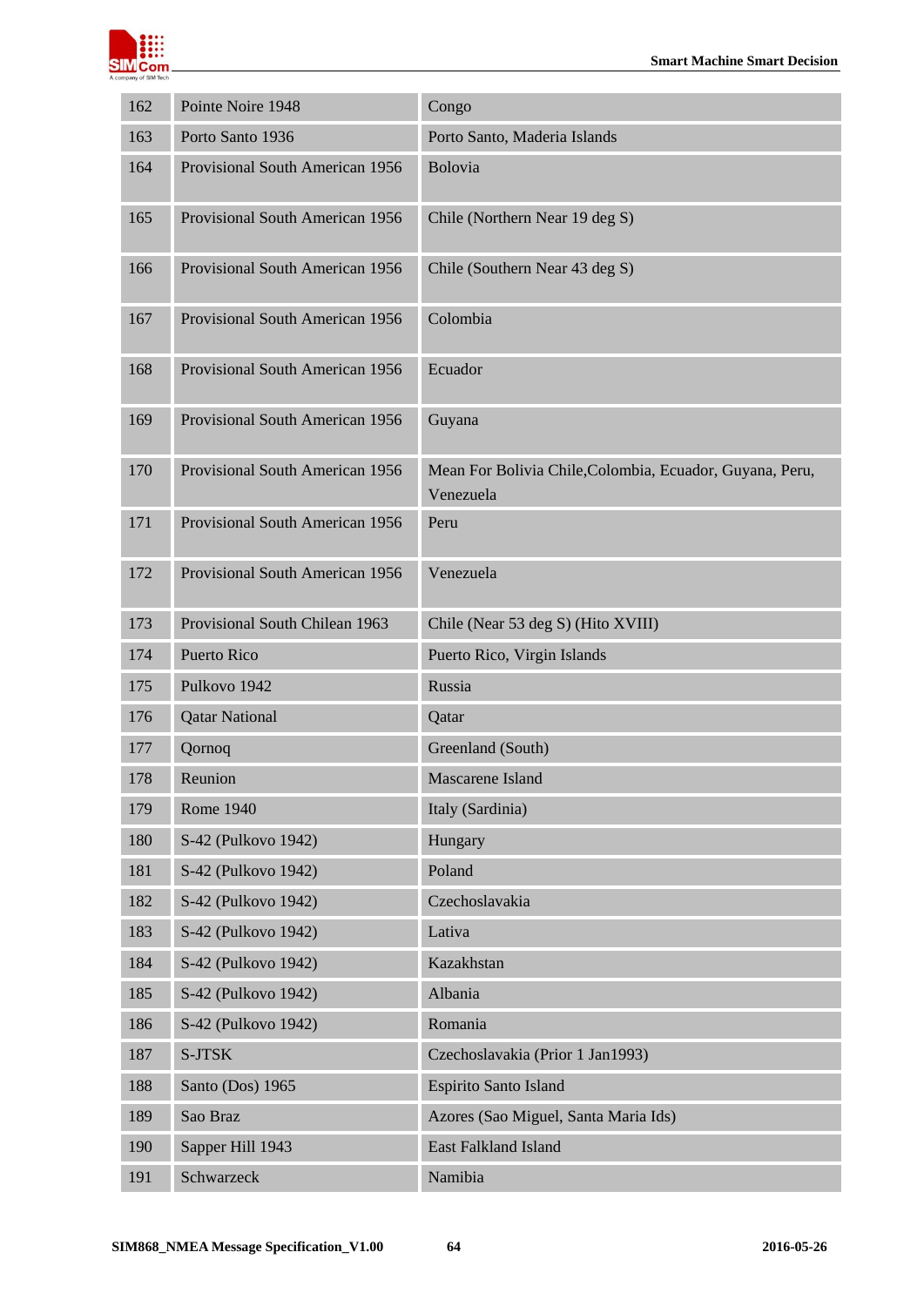| 162 | Pointe Noire 1948 | Congo |
|---|---|---|
| 163 | Porto Santo 1936 | Porto Santo, Maderia Islands |
| 164 | Provisional South American 1956 | Bolovia |
| 165 | Provisional South American 1956 | Chile (Northern Near 19 deg S) |
| 166 | Provisional South American 1956 | Chile (Southern Near 43 deg S) |
| 167 | Provisional South American 1956 | Colombia |
| 168 | Provisional South American 1956 | Ecuador |
| 169 | Provisional South American 1956 | Guyana |
| 170 | Provisional South American 1956 | Mean For Bolivia Chile,Colombia, Ecuador, Guyana, Peru, Venezuela |
| 171 | Provisional South American 1956 | Peru |
| 172 | Provisional South American 1956 | Venezuela |
| 173 | Provisional South Chilean 1963 | Chile (Near 53 deg S) (Hito XVIII) |
| 174 | Puerto Rico | Puerto Rico, Virgin Islands |
| 175 | Pulkovo 1942 | Russia |
| 176 | Qatar National | Qatar |
| 177 | Qornoq | Greenland (South) |
| 178 | Reunion | Mascarene Island |
| 179 | Rome 1940 | Italy (Sardinia) |
| 180 | S-42 (Pulkovo 1942) | Hungary |
| 181 | S-42 (Pulkovo 1942) | Poland |
| 182 | S-42 (Pulkovo 1942) | Czechoslavakia |
| 183 | S-42 (Pulkovo 1942) | Lativa |
| 184 | S-42 (Pulkovo 1942) | Kazakhstan |
| 185 | S-42 (Pulkovo 1942) | Albania |
| 186 | S-42 (Pulkovo 1942) | Romania |
| 187 | S-JTSK | Czechoslavakia (Prior 1 Jan1993) |
| 188 | Santo (Dos) 1965 | Espirito Santo Island |
| 189 | Sao Braz | Azores (Sao Miguel, Santa Maria Ids) |
| 190 | Sapper Hill 1943 | East Falkland Island |
| 191 | Schwarzeck | Namibia |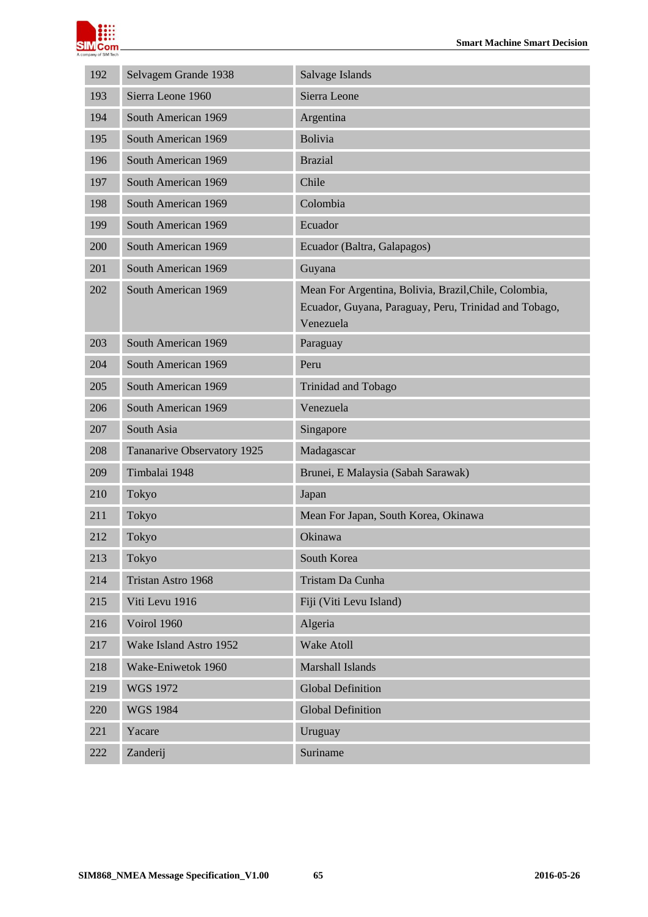| 192 | Selvagem Grande 1938 | Salvage Islands |
|---|---|---|
| 193 | Sierra Leone 1960 | Sierra Leone |
| 194 | South American 1969 | Argentina |
| 195 | South American 1969 | Bolivia |
| 196 | South American 1969 | Brazial |
| 197 | South American 1969 | Chile |
| 198 | South American 1969 | Colombia |
| 199 | South American 1969 | Ecuador |
| 200 | South American 1969 | Ecuador (Baltra, Galapagos) |
| 201 | South American 1969 | Guyana |
| 202 | South American 1969 | Mean For Argentina, Bolivia, Brazil,Chile, Colombia, Ecuador, Guyana, Paraguay, Peru, Trinidad and Tobago, Venezuela |
| 203 | South American 1969 | Paraguay |
| 204 | South American 1969 | Peru |
| 205 | South American 1969 | Trinidad and Tobago |
| 206 | South American 1969 | Venezuela |
| 207 | South Asia | Singapore |
| 208 | Tananarive Observatory 1925 | Madagascar |
| 209 | Timbalai 1948 | Brunei, E Malaysia (Sabah Sarawak) |
| 210 | Tokyo | Japan |
| 211 | Tokyo | Mean For Japan, South Korea, Okinawa |
| 212 | Tokyo | Okinawa |
| 213 | Tokyo | South Korea |
| 214 | Tristan Astro 1968 | Tristam Da Cunha |
| 215 | Viti Levu 1916 | Fiji (Viti Levu Island) |
| 216 | Voirol 1960 | Algeria |
| 217 | Wake Island Astro 1952 | Wake Atoll |
| 218 | Wake-Eniwetok 1960 | Marshall Islands |
| 219 | WGS 1972 | Global Definition |
| 220 | WGS 1984 | Global Definition |
| 221 | Yacare | Uruguay |
| 222 | Zanderij | Suriname |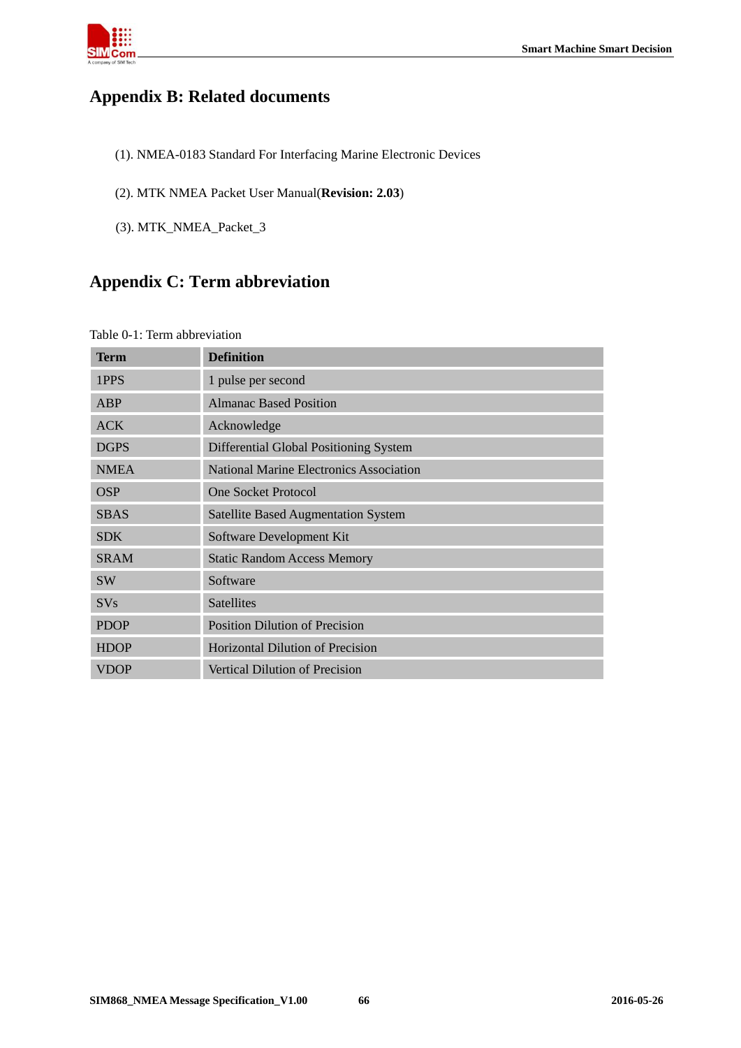# Appendix B: Related documents

(1). NMEA-0183 Standard For Interfacing Marine Electronic Devices

(2). MTK NMEA Packet User Manual(**Revision: 2.03**)

(3). MTK_NMEA_Packet_3

# Appendix C: Term abbreviation

Table 0-1: Term abbreviation

| Term | Definition |
|---|---|
| 1PPS | 1 pulse per second |
| ABP | Almanac Based Position |
| ACK | Acknowledge |
| DGPS | Differential Global Positioning System |
| NMEA | National Marine Electronics Association |
| OSP | One Socket Protocol |
| SBAS | Satellite Based Augmentation System |
| SDK | Software Development Kit |
| SRAM | Static Random Access Memory |
| SW | Software |
| SVs | Satellites |
| PDOP | Position Dilution of Precision |
| HDOP | Horizontal Dilution of Precision |
| VDOP | Vertical Dilution of Precision |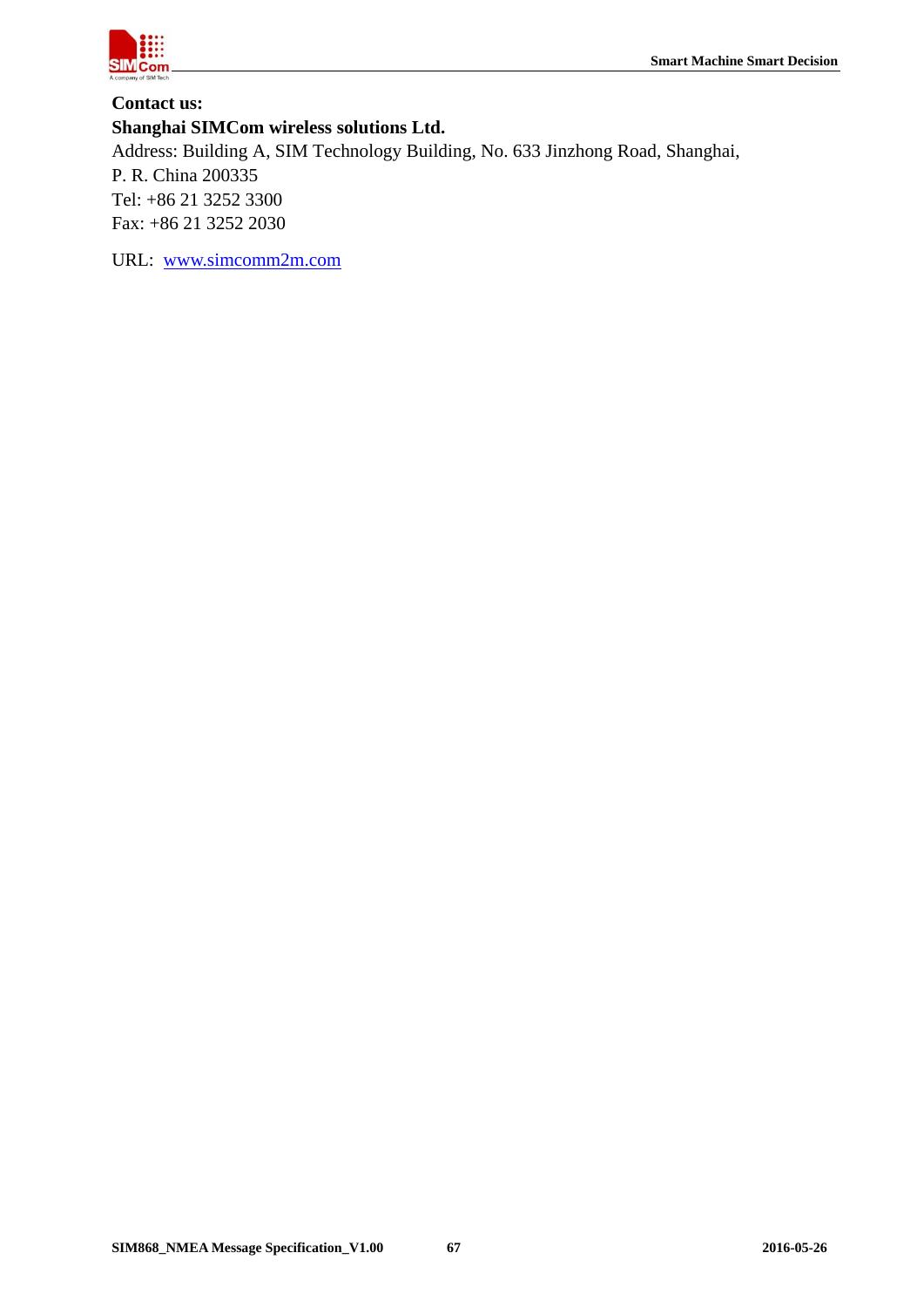**Contact us:**

**Shanghai SIMCom wireless solutions Ltd.**

Address: Building A, SIM Technology Building, No. 633 Jinzhong Road, Shanghai, P. R. China 200335

Tel: +86 21 3252 3300

Fax: +86 21 3252 2030

URL: [www.simcomm2m.com](http://www.simcomm2m.com)